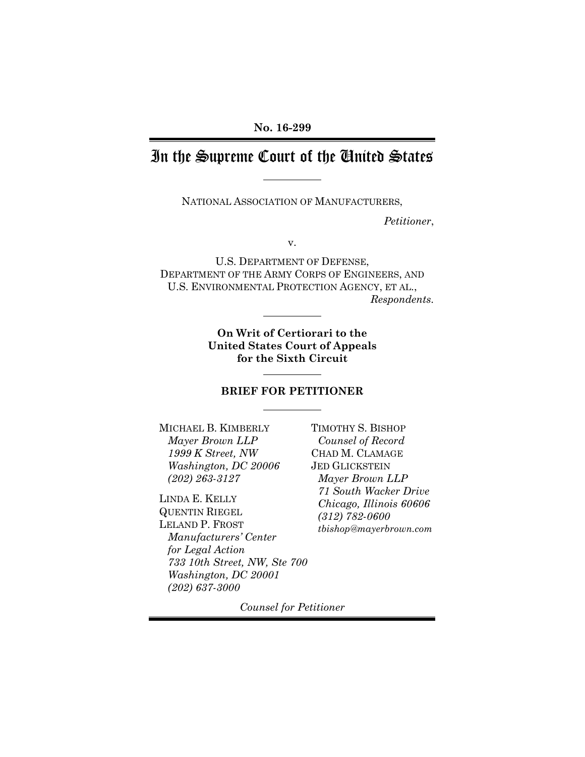**No. 16-299**

# In the Supreme Court of the United States

NATIONAL ASSOCIATION OF MANUFACTURERS,

*Petitioner*,

v.

U.S. DEPARTMENT OF DEFENSE, DEPARTMENT OF THE ARMY CORPS OF ENGINEERS, AND U.S. ENVIRONMENTAL PROTECTION AGENCY, ET AL.,

*Respondents.*

**On Writ of Certiorari to the United States Court of Appeals for the Sixth Circuit**

**BRIEF FOR PETITIONER**

MICHAEL B. KIMBERLY
*Mayer Brown LLP*
*1999 K Street, NW*
*Washington, DC 20006*
*(202) 263-3127*

LINDA E. KELLY
QUENTIN RIEGEL
LELAND P. FROST
*Manufacturers' Center for Legal Action*
*733 10th Street, NW, Ste 700*
*Washington, DC 20001*
*(202) 637-3000*

TIMOTHY S. BISHOP
*Counsel of Record*
CHAD M. CLAMAGE
JED GLICKSTEIN
*Mayer Brown LLP*
*71 South Wacker Drive*
*Chicago, Illinois 60606*
*(312) 782-0600*
*tbishop@mayerbrown.com*

*Counsel for Petitioner*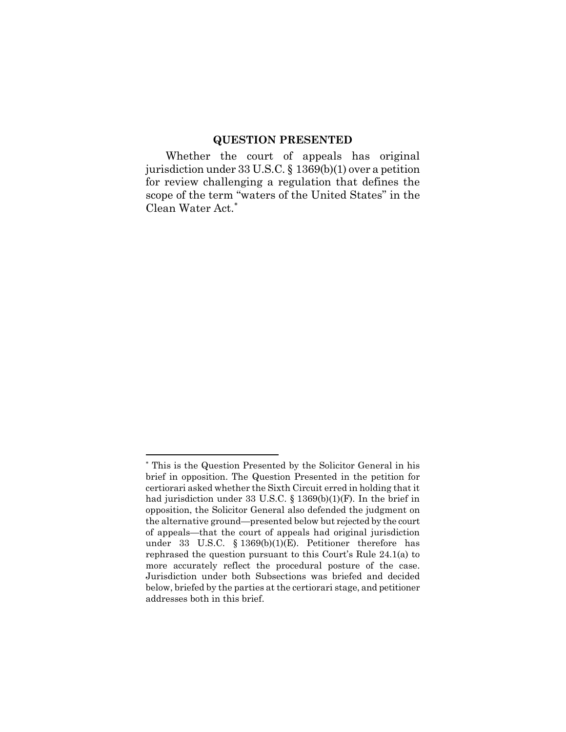## QUESTION PRESENTED

Whether the court of appeals has original jurisdiction under 33 U.S.C. § 1369(b)(1) over a petition for review challenging a regulation that defines the scope of the term "waters of the United States" in the Clean Water Act.*

---

* This is the Question Presented by the Solicitor General in his brief in opposition. The Question Presented in the petition for certiorari asked whether the Sixth Circuit erred in holding that it had jurisdiction under 33 U.S.C. § 1369(b)(1)(F). In the brief in opposition, the Solicitor General also defended the judgment on the alternative ground—presented below but rejected by the court of appeals—that the court of appeals had original jurisdiction under 33 U.S.C. § 1369(b)(1)(E). Petitioner therefore has rephrased the question pursuant to this Court's Rule 24.1(a) to more accurately reflect the procedural posture of the case. Jurisdiction under both Subsections was briefed and decided below, briefed by the parties at the certiorari stage, and petitioner addresses both in this brief.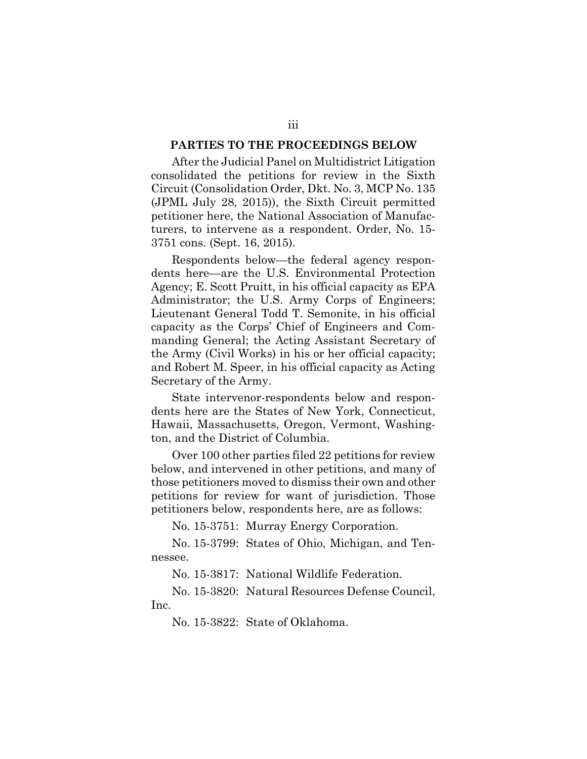## PARTIES TO THE PROCEEDINGS BELOW

After the Judicial Panel on Multidistrict Litigation consolidated the petitions for review in the Sixth Circuit (Consolidation Order, Dkt. No. 3, MCP No. 135 (JPML July 28, 2015)), the Sixth Circuit permitted petitioner here, the National Association of Manufacturers, to intervene as a respondent. Order, No. 15-3751 cons. (Sept. 16, 2015).

Respondents below—the federal agency respondents here—are the U.S. Environmental Protection Agency; E. Scott Pruitt, in his official capacity as EPA Administrator; the U.S. Army Corps of Engineers; Lieutenant General Todd T. Semonite, in his official capacity as the Corps' Chief of Engineers and Commanding General; the Acting Assistant Secretary of the Army (Civil Works) in his or her official capacity; and Robert M. Speer, in his official capacity as Acting Secretary of the Army.

State intervenor-respondents below and respondents here are the States of New York, Connecticut, Hawaii, Massachusetts, Oregon, Vermont, Washington, and the District of Columbia.

Over 100 other parties filed 22 petitions for review below, and intervened in other petitions, and many of those petitioners moved to dismiss their own and other petitions for review for want of jurisdiction. Those petitioners below, respondents here, are as follows:

No. 15-3751: Murray Energy Corporation.

No. 15-3799: States of Ohio, Michigan, and Tennessee.

No. 15-3817: National Wildlife Federation.

No. 15-3820: Natural Resources Defense Council, Inc.

No. 15-3822: State of Oklahoma.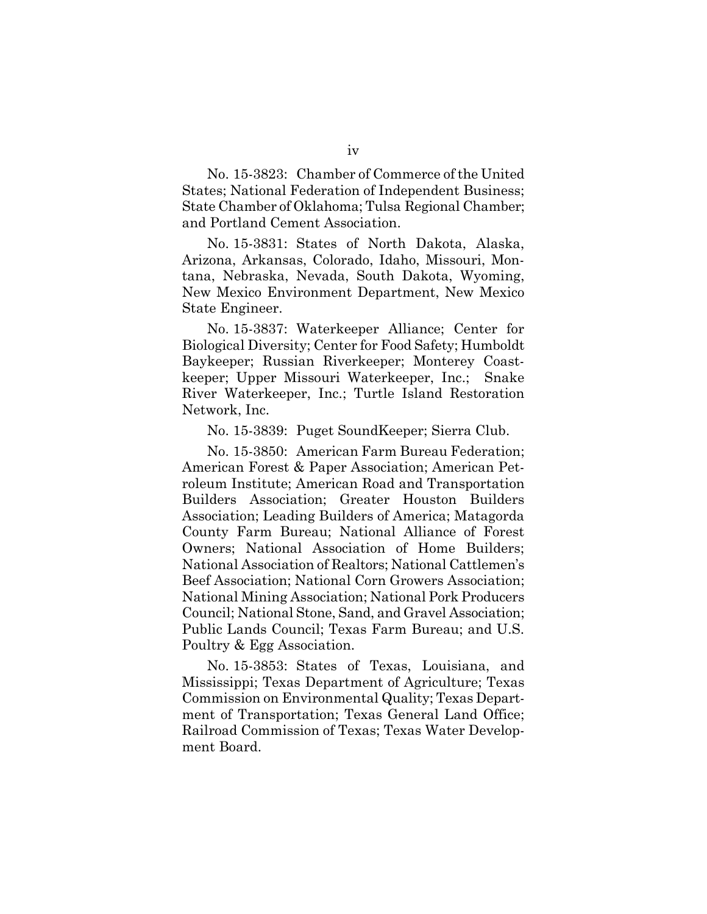No. 15-3823: Chamber of Commerce of the United States; National Federation of Independent Business; State Chamber of Oklahoma; Tulsa Regional Chamber; and Portland Cement Association.

No. 15-3831: States of North Dakota, Alaska, Arizona, Arkansas, Colorado, Idaho, Missouri, Montana, Nebraska, Nevada, South Dakota, Wyoming, New Mexico Environment Department, New Mexico State Engineer.

No. 15-3837: Waterkeeper Alliance; Center for Biological Diversity; Center for Food Safety; Humboldt Baykeeper; Russian Riverkeeper; Monterey Coastkeeper; Upper Missouri Waterkeeper, Inc.; Snake River Waterkeeper, Inc.; Turtle Island Restoration Network, Inc.

No. 15-3839: Puget SoundKeeper; Sierra Club.

No. 15-3850: American Farm Bureau Federation; American Forest & Paper Association; American Petroleum Institute; American Road and Transportation Builders Association; Greater Houston Builders Association; Leading Builders of America; Matagorda County Farm Bureau; National Alliance of Forest Owners; National Association of Home Builders; National Association of Realtors; National Cattlemen's Beef Association; National Corn Growers Association; National Mining Association; National Pork Producers Council; National Stone, Sand, and Gravel Association; Public Lands Council; Texas Farm Bureau; and U.S. Poultry & Egg Association.

No. 15-3853: States of Texas, Louisiana, and Mississippi; Texas Department of Agriculture; Texas Commission on Environmental Quality; Texas Department of Transportation; Texas General Land Office; Railroad Commission of Texas; Texas Water Development Board.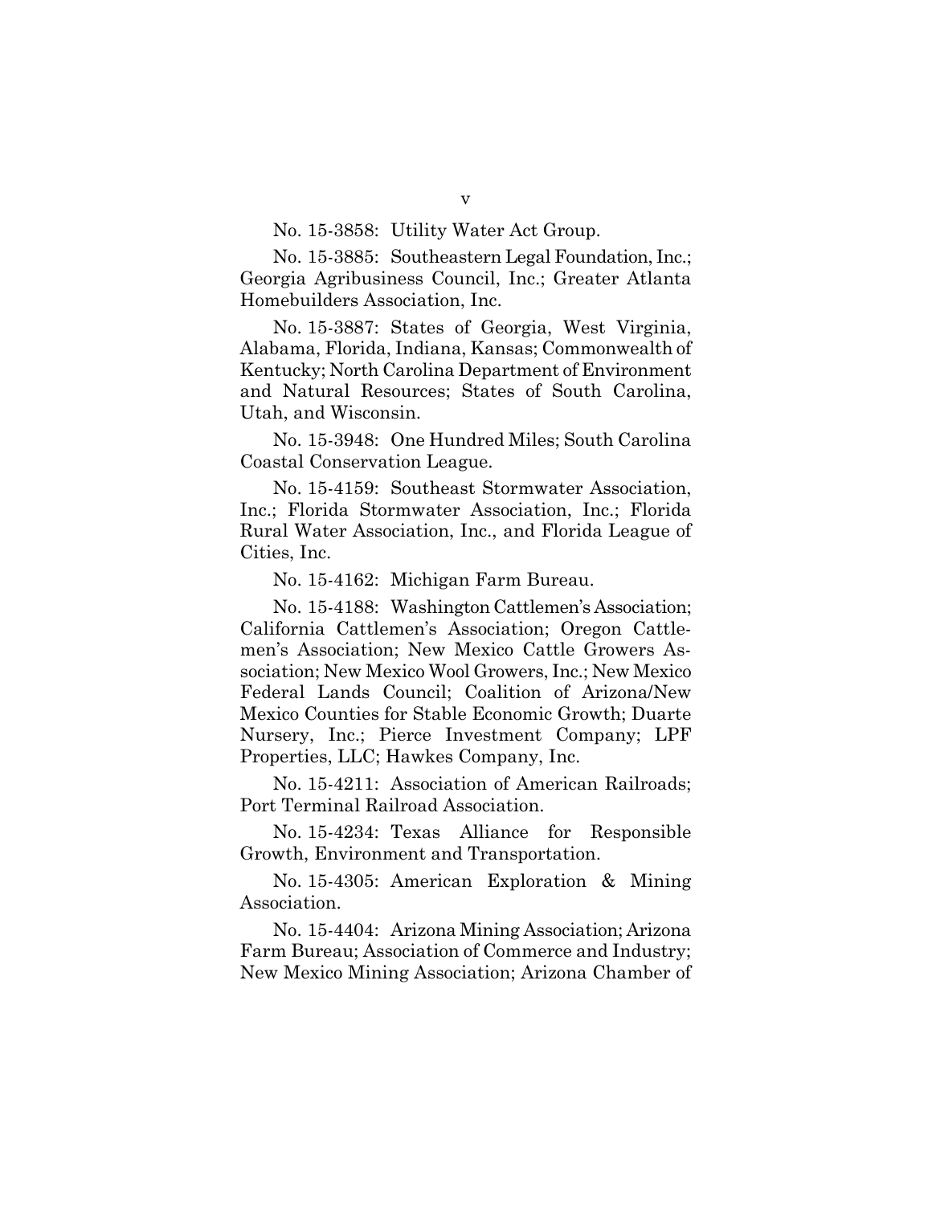No. 15-3858: Utility Water Act Group.

No. 15-3885: Southeastern Legal Foundation, Inc.; Georgia Agribusiness Council, Inc.; Greater Atlanta Homebuilders Association, Inc.

No. 15-3887: States of Georgia, West Virginia, Alabama, Florida, Indiana, Kansas; Commonwealth of Kentucky; North Carolina Department of Environment and Natural Resources; States of South Carolina, Utah, and Wisconsin.

No. 15-3948: One Hundred Miles; South Carolina Coastal Conservation League.

No. 15-4159: Southeast Stormwater Association, Inc.; Florida Stormwater Association, Inc.; Florida Rural Water Association, Inc., and Florida League of Cities, Inc.

No. 15-4162: Michigan Farm Bureau.

No. 15-4188: Washington Cattlemen's Association; California Cattlemen's Association; Oregon Cattlemen's Association; New Mexico Cattle Growers Association; New Mexico Wool Growers, Inc.; New Mexico Federal Lands Council; Coalition of Arizona/New Mexico Counties for Stable Economic Growth; Duarte Nursery, Inc.; Pierce Investment Company; LPF Properties, LLC; Hawkes Company, Inc.

No. 15-4211: Association of American Railroads; Port Terminal Railroad Association.

No. 15-4234: Texas Alliance for Responsible Growth, Environment and Transportation.

No. 15-4305: American Exploration & Mining Association.

No. 15-4404: Arizona Mining Association; Arizona Farm Bureau; Association of Commerce and Industry; New Mexico Mining Association; Arizona Chamber of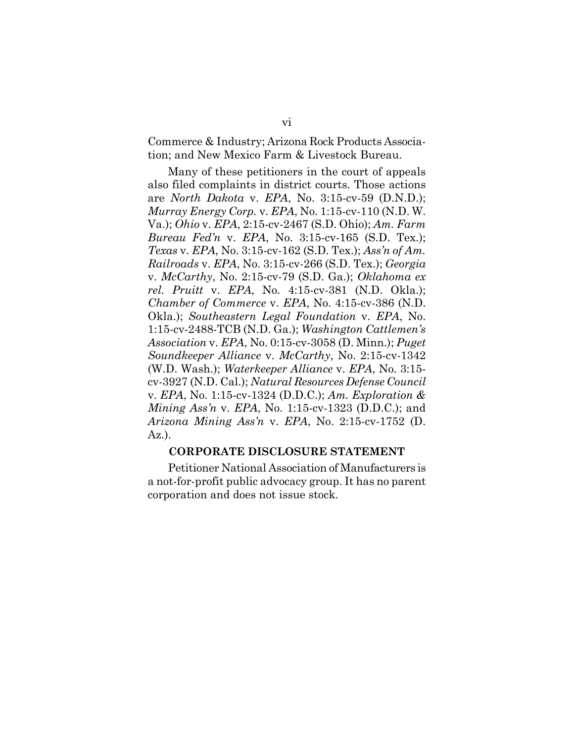Commerce & Industry; Arizona Rock Products Association; and New Mexico Farm & Livestock Bureau.

Many of these petitioners in the court of appeals also filed complaints in district courts. Those actions are *North Dakota* v. *EPA*, No. 3:15-cv-59 (D.N.D.); *Murray Energy Corp.* v. *EPA*, No. 1:15-cv-110 (N.D. W. Va.); *Ohio* v. *EPA*, 2:15-cv-2467 (S.D. Ohio); *Am. Farm Bureau Fed'n* v. *EPA*, No. 3:15-cv-165 (S.D. Tex.); *Texas* v. *EPA*, No. 3:15-cv-162 (S.D. Tex.); *Ass'n of Am. Railroads* v. *EPA*, No. 3:15-cv-266 (S.D. Tex.); *Georgia* v. *McCarthy*, No. 2:15-cv-79 (S.D. Ga.); *Oklahoma ex rel. Pruitt* v. *EPA*, No. 4:15-cv-381 (N.D. Okla.); *Chamber of Commerce* v. *EPA*, No. 4:15-cv-386 (N.D. Okla.); *Southeastern Legal Foundation* v. *EPA*, No. 1:15-cv-2488-TCB (N.D. Ga.); *Washington Cattlemen's Association* v. *EPA*, No. 0:15-cv-3058 (D. Minn.); *Puget Soundkeeper Alliance* v. *McCarthy*, No. 2:15-cv-1342 (W.D. Wash.); *Waterkeeper Alliance* v. *EPA*, No. 3:15-cv-3927 (N.D. Cal.); *Natural Resources Defense Council* v. *EPA*, No. 1:15-cv-1324 (D.D.C.); *Am. Exploration & Mining Ass'n* v. *EPA*, No. 1:15-cv-1323 (D.D.C.); and *Arizona Mining Ass'n* v. *EPA*, No. 2:15-cv-1752 (D. Az.).

**CORPORATE DISCLOSURE STATEMENT**

Petitioner National Association of Manufacturers is a not-for-profit public advocacy group. It has no parent corporation and does not issue stock.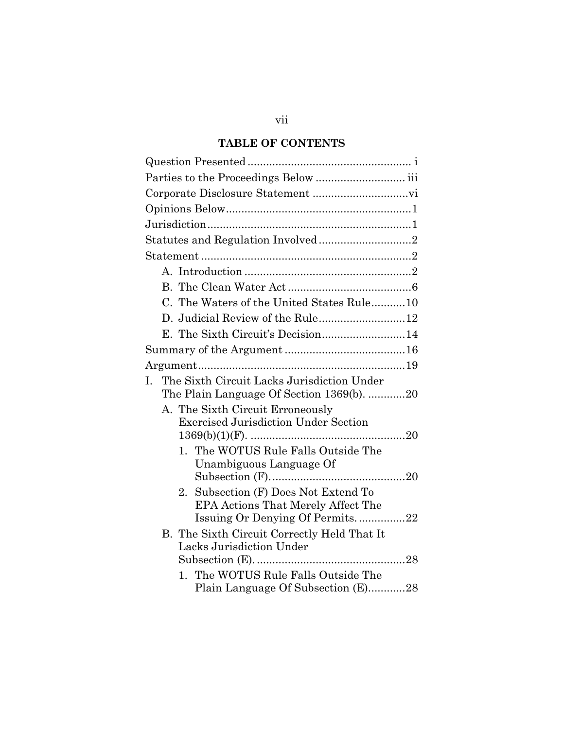## TABLE OF CONTENTS

Question Presented ..................................................... i

Parties to the Proceedings Below ............................ iii

Corporate Disclosure Statement ..............................vi

Opinions Below...........................................................1

Jurisdiction.................................................................1

Statutes and Regulation Involved ..............................2

Statement ....................................................................2

- A. Introduction ......................................................2
- B. The Clean Water Act ........................................6
- C. The Waters of the United States Rule...........10
- D. Judicial Review of the Rule............................12
- E. The Sixth Circuit's Decision...........................14

Summary of the Argument .......................................16

Argument...................................................................19

I. The Sixth Circuit Lacks Jurisdiction Under The Plain Language Of Section 1369(b). ............20
   - A. The Sixth Circuit Erroneously Exercised Jurisdiction Under Section 1369(b)(1)(F). .................................................20
     1. The WOTUS Rule Falls Outside The Unambiguous Language Of Subsection (F)...........................................20
     2. Subsection (F) Does Not Extend To EPA Actions That Merely Affect The Issuing Or Denying Of Permits. ...............22
   - B. The Sixth Circuit Correctly Held That It Lacks Jurisdiction Under Subsection (E). ................................................28
     1. The WOTUS Rule Falls Outside The Plain Language Of Subsection (E)............28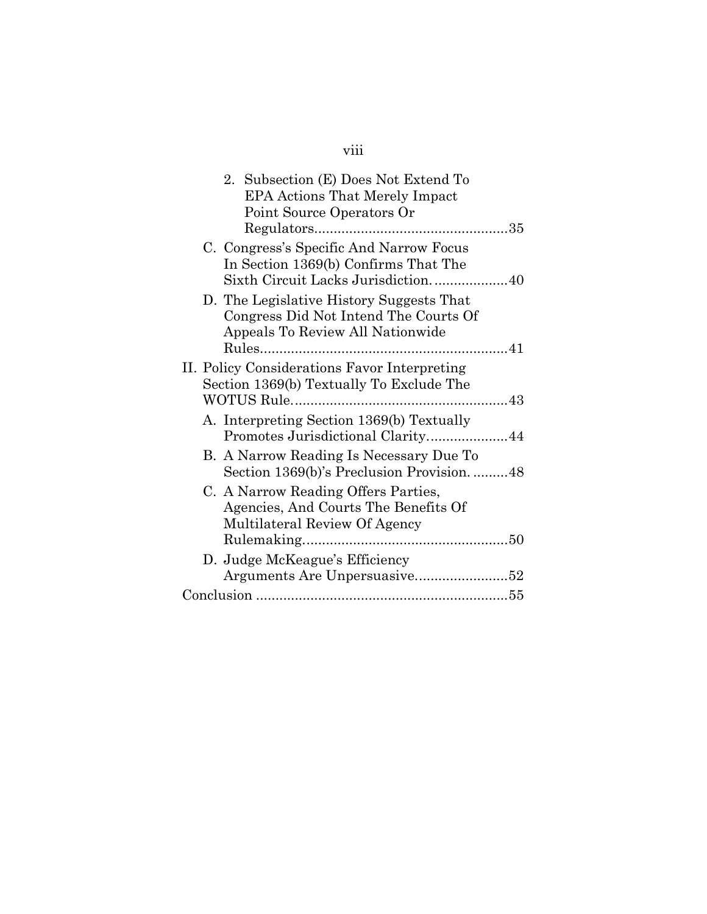2. Subsection (E) Does Not Extend To EPA Actions That Merely Impact Point Source Operators Or Regulators.................................................35

C. Congress's Specific And Narrow Focus In Section 1369(b) Confirms That The Sixth Circuit Lacks Jurisdiction. ...................40

D. The Legislative History Suggests That Congress Did Not Intend The Courts Of Appeals To Review All Nationwide Rules...............................................................41

II. Policy Considerations Favor Interpreting Section 1369(b) Textually To Exclude The WOTUS Rule.......................................................43

A. Interpreting Section 1369(b) Textually Promotes Jurisdictional Clarity....................44

B. A Narrow Reading Is Necessary Due To Section 1369(b)'s Preclusion Provision. .........48

C. A Narrow Reading Offers Parties, Agencies, And Courts The Benefits Of Multilateral Review Of Agency Rulemaking....................................................50

D. Judge McKeague's Efficiency Arguments Are Unpersuasive........................52

Conclusion ................................................................55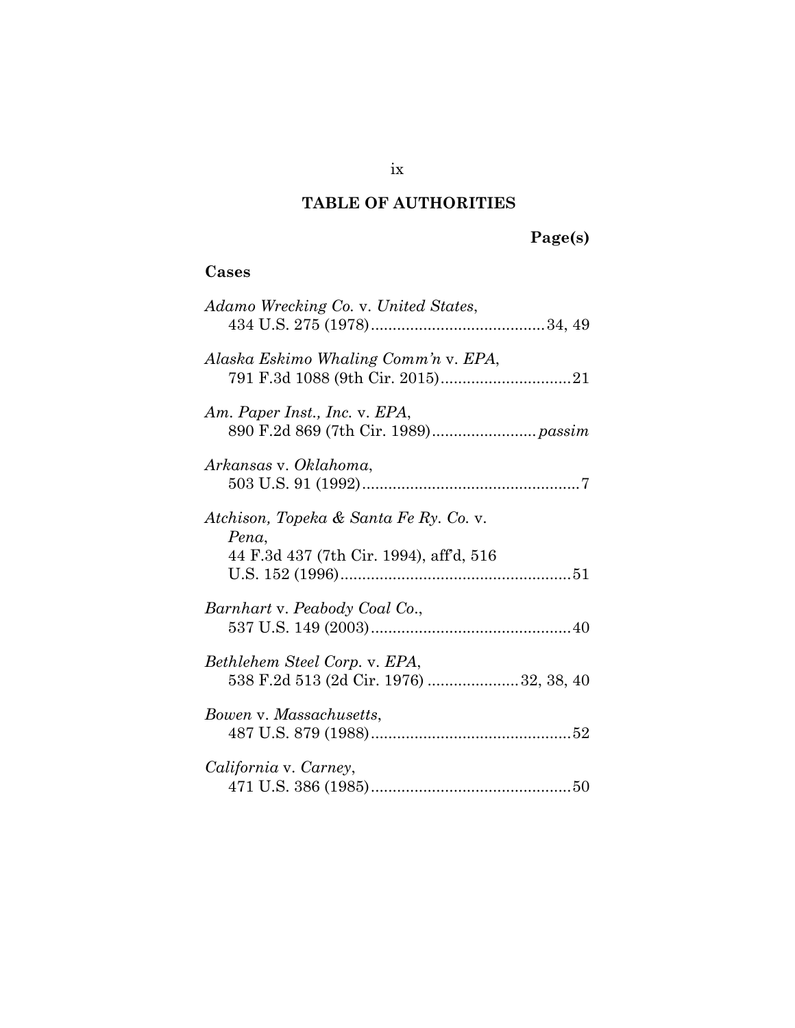## TABLE OF AUTHORITIES

**Page(s)**

### Cases

*Adamo Wrecking Co.* v. *United States*, 434 U.S. 275 (1978)........................................34, 49

*Alaska Eskimo Whaling Comm'n* v. *EPA*, 791 F.3d 1088 (9th Cir. 2015)..............................21

*Am. Paper Inst., Inc.* v. *EPA*, 890 F.2d 869 (7th Cir. 1989)........................*passim*

*Arkansas* v. *Oklahoma*, 503 U.S. 91 (1992)..................................................7

*Atchison, Topeka & Santa Fe Ry. Co.* v. *Pena*, 44 F.3d 437 (7th Cir. 1994), aff'd, 516 U.S. 152 (1996).....................................................51

*Barnhart* v. *Peabody Coal Co.*, 537 U.S. 149 (2003)..............................................40

*Bethlehem Steel Corp.* v. *EPA*, 538 F.2d 513 (2d Cir. 1976) .....................32, 38, 40

*Bowen* v. *Massachusetts*, 487 U.S. 879 (1988)..............................................52

*California* v. *Carney*, 471 U.S. 386 (1985)..............................................50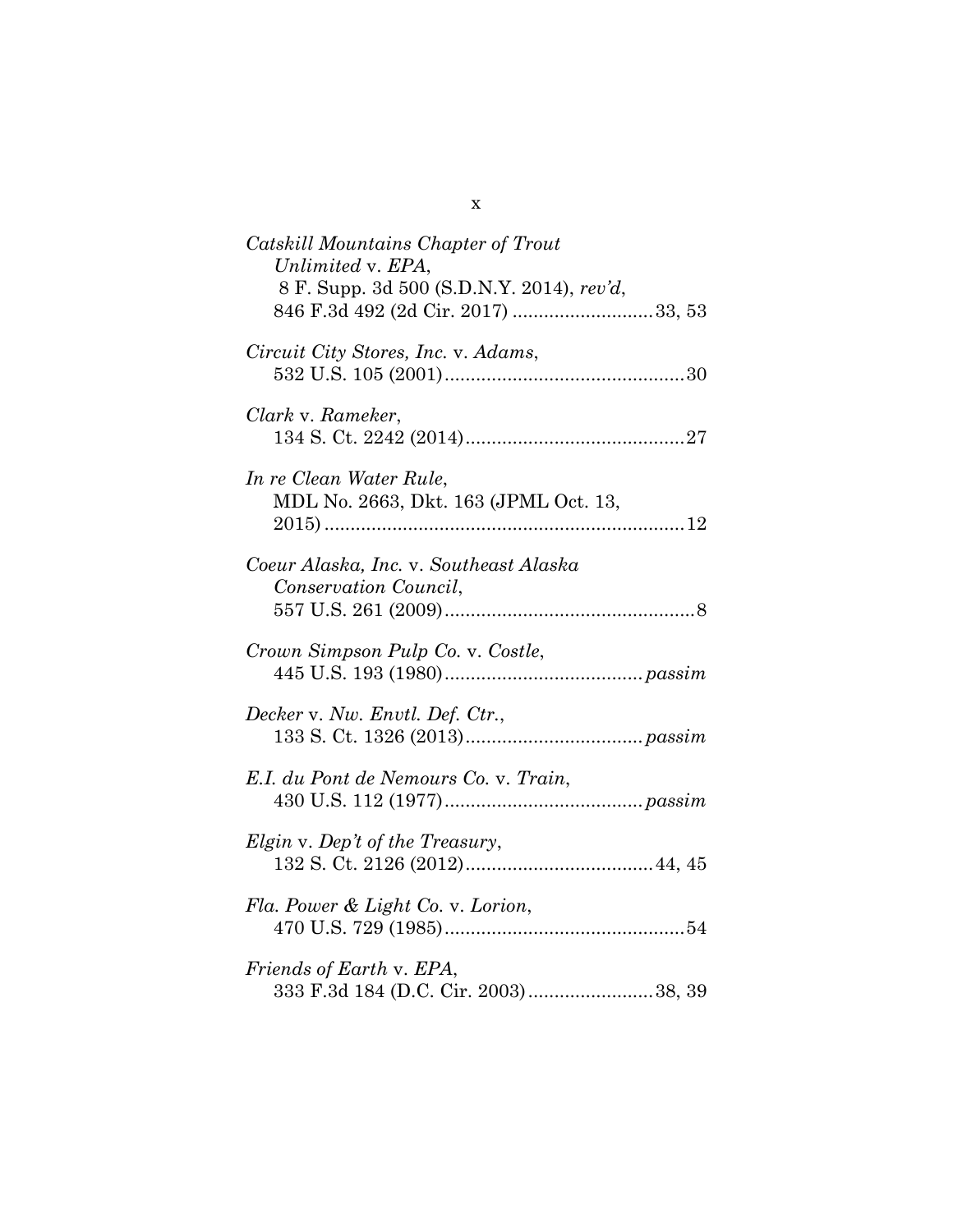*Catskill Mountains Chapter of Trout Unlimited* v. *EPA*,
8 F. Supp. 3d 500 (S.D.N.Y. 2014), *rev'd*,
846 F.3d 492 (2d Cir. 2017) ..........................33, 53

*Circuit City Stores, Inc.* v. *Adams*,
532 U.S. 105 (2001).............................................30

*Clark* v. *Rameker*,
134 S. Ct. 2242 (2014).........................................27

*In re Clean Water Rule*,
MDL No. 2663, Dkt. 163 (JPML Oct. 13, 2015) ....................................................................12

*Coeur Alaska, Inc.* v. *Southeast Alaska Conservation Council*,
557 U.S. 261 (2009)...............................................8

*Crown Simpson Pulp Co.* v. *Costle*,
445 U.S. 193 (1980)..................................... *passim*

*Decker* v. *Nw. Envtl. Def. Ctr.*,
133 S. Ct. 1326 (2013)................................. *passim*

*E.I. du Pont de Nemours Co.* v. *Train*,
430 U.S. 112 (1977)..................................... *passim*

*Elgin* v. *Dep't of the Treasury*,
132 S. Ct. 2126 (2012)...................................44, 45

*Fla. Power & Light Co.* v. *Lorion*,
470 U.S. 729 (1985).............................................54

*Friends of Earth* v. *EPA*,
333 F.3d 184 (D.C. Cir. 2003).......................38, 39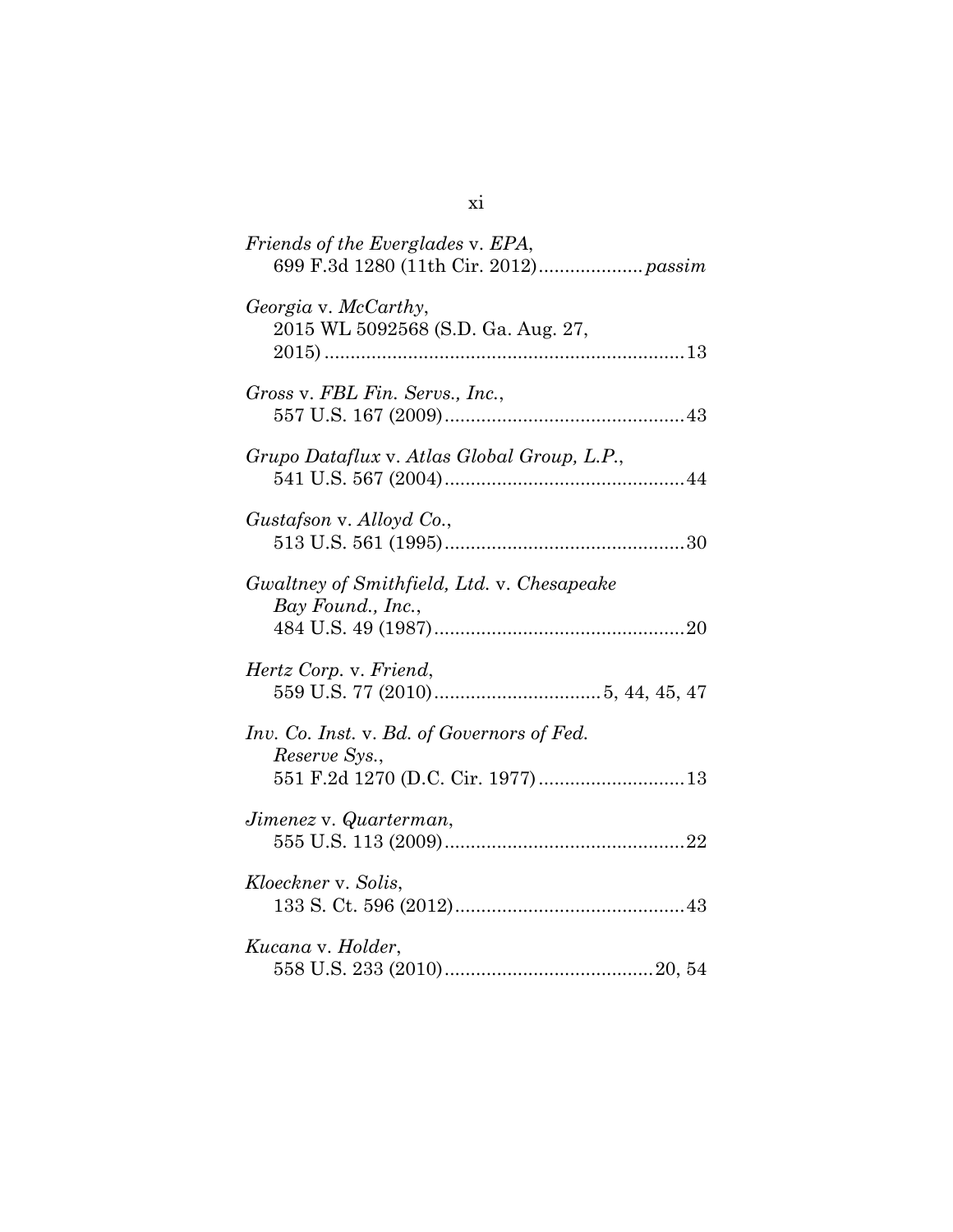*Friends of the Everglades* v. *EPA*,
699 F.3d 1280 (11th Cir. 2012).................... *passim*

*Georgia* v. *McCarthy*,
2015 WL 5092568 (S.D. Ga. Aug. 27, 2015).....................................................................13

*Gross* v. *FBL Fin. Servs., Inc.*,
557 U.S. 167 (2009)..............................................43

*Grupo Dataflux* v. *Atlas Global Group, L.P.*,
541 U.S. 567 (2004)..............................................44

*Gustafson* v. *Alloyd Co.*,
513 U.S. 561 (1995)..............................................30

*Gwaltney of Smithfield, Ltd.* v. *Chesapeake Bay Found., Inc.*,
484 U.S. 49 (1987)................................................20

*Hertz Corp.* v. *Friend*,
559 U.S. 77 (2010)................................5, 44, 45, 47

*Inv. Co. Inst.* v. *Bd. of Governors of Fed. Reserve Sys.*,
551 F.2d 1270 (D.C. Cir. 1977)............................13

*Jimenez* v. *Quarterman*,
555 U.S. 113 (2009)..............................................22

*Kloeckner* v. *Solis*,
133 S. Ct. 596 (2012)............................................43

*Kucana* v. *Holder*,
558 U.S. 233 (2010)........................................20, 54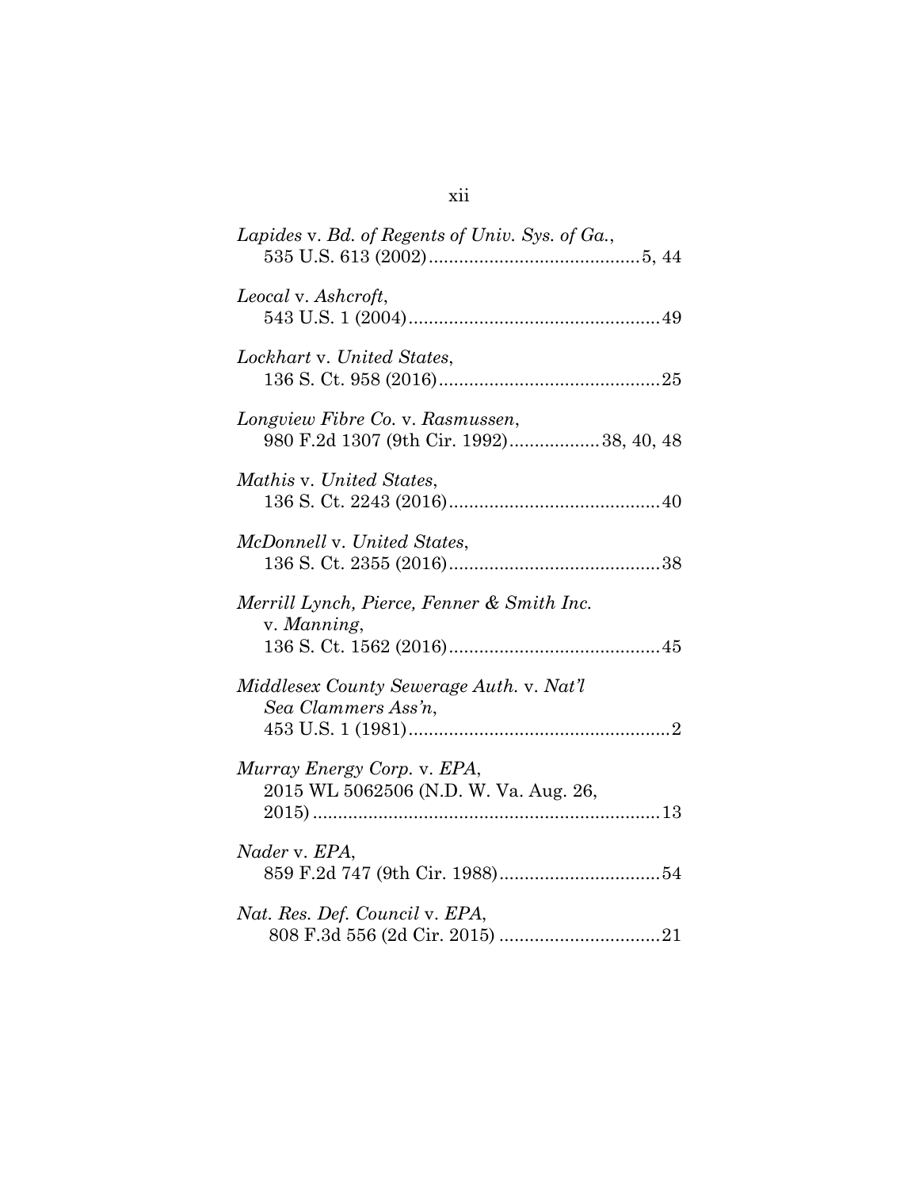*Lapides* v. *Bd. of Regents of Univ. Sys. of Ga.*,
535 U.S. 613 (2002)..........................................5, 44

*Leocal* v. *Ashcroft*,
543 U.S. 1 (2004)..................................................49

*Lockhart* v. *United States*,
136 S. Ct. 958 (2016)............................................25

*Longview Fibre Co.* v. *Rasmussen*,
980 F.2d 1307 (9th Cir. 1992)..................38, 40, 48

*Mathis* v. *United States*,
136 S. Ct. 2243 (2016)..........................................40

*McDonnell* v. *United States*,
136 S. Ct. 2355 (2016)..........................................38

*Merrill Lynch, Pierce, Fenner & Smith Inc.*
v. *Manning*,
136 S. Ct. 1562 (2016)..........................................45

*Middlesex County Sewerage Auth.* v. *Nat'l Sea Clammers Ass'n*,
453 U.S. 1 (1981)....................................................2

*Murray Energy Corp.* v. *EPA*,
2015 WL 5062506 (N.D. W. Va. Aug. 26, 2015).....................................................................13

*Nader* v. *EPA*,
859 F.2d 747 (9th Cir. 1988)................................54

*Nat. Res. Def. Council* v. *EPA*,
808 F.3d 556 (2d Cir. 2015) ................................21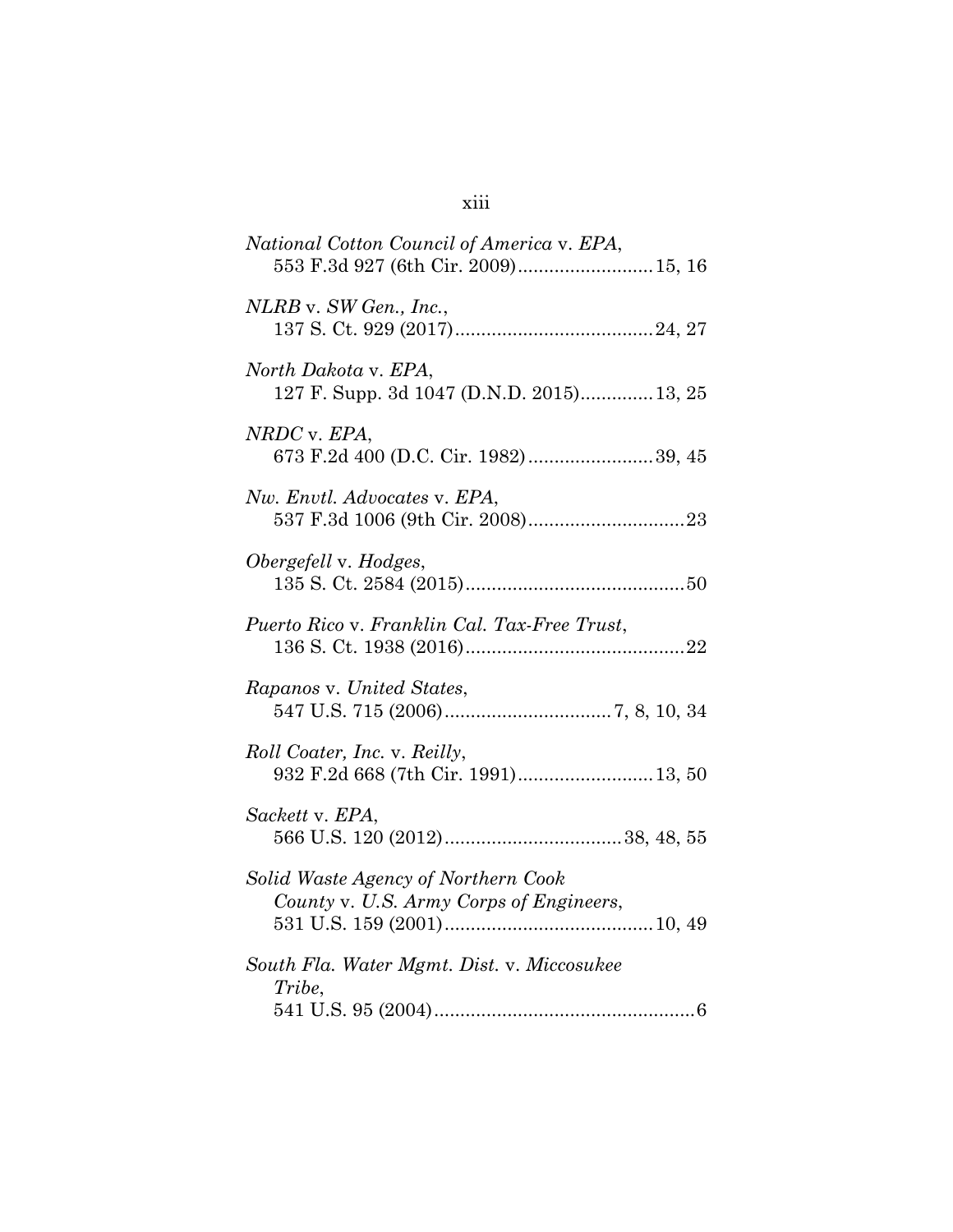*National Cotton Council of America* v. *EPA*,
553 F.3d 927 (6th Cir. 2009)..........................15, 16

*NLRB* v. *SW Gen., Inc.*,
137 S. Ct. 929 (2017)......................................24, 27

*North Dakota* v. *EPA*,
127 F. Supp. 3d 1047 (D.N.D. 2015).............13, 25

*NRDC* v. *EPA*,
673 F.2d 400 (D.C. Cir. 1982)........................39, 45

*Nw. Envtl. Advocates* v. *EPA*,
537 F.3d 1006 (9th Cir. 2008)..............................23

*Obergefell* v. *Hodges*,
135 S. Ct. 2584 (2015)..........................................50

*Puerto Rico* v. *Franklin Cal. Tax-Free Trust*,
136 S. Ct. 1938 (2016)..........................................22

*Rapanos* v. *United States*,
547 U.S. 715 (2006)................................7, 8, 10, 34

*Roll Coater, Inc.* v. *Reilly*,
932 F.2d 668 (7th Cir. 1991)..........................13, 50

*Sackett* v. *EPA*,
566 U.S. 120 (2012)..................................38, 48, 55

*Solid Waste Agency of Northern Cook County* v. *U.S. Army Corps of Engineers*,
531 U.S. 159 (2001)........................................10, 49

*South Fla. Water Mgmt. Dist.* v. *Miccosukee Tribe*,
541 U.S. 95 (2004)..................................................6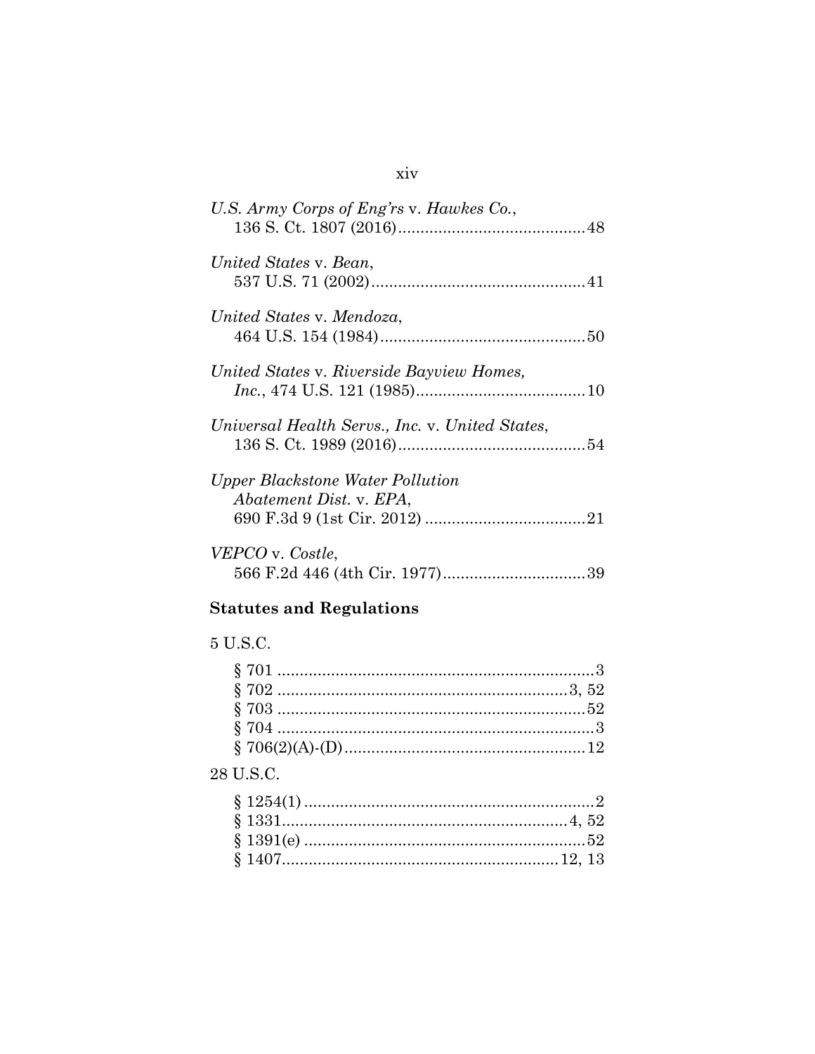*U.S. Army Corps of Eng'rs* v. *Hawkes Co.*, 136 S. Ct. 1807 (2016) .......................................... 48

*United States* v. *Bean*, 537 U.S. 71 (2002) ................................................ 41

*United States* v. *Mendoza*, 464 U.S. 154 (1984) .............................................. 50

*United States* v. *Riverside Bayview Homes, Inc.*, 474 U.S. 121 (1985) ...................................... 10

*Universal Health Servs., Inc.* v. *United States*, 136 S. Ct. 1989 (2016) .......................................... 54

*Upper Blackstone Water Pollution Abatement Dist.* v. *EPA*, 690 F.3d 9 (1st Cir. 2012) .................................... 21

*VEPCO* v. *Costle*, 566 F.2d 446 (4th Cir. 1977) ................................ 39

**Statutes and Regulations**

5 U.S.C.

§ 701 ...................................................................... 3
§ 702 ................................................................. 3, 52
§ 703 .................................................................... 52
§ 704 ...................................................................... 3
§ 706(2)(A)-(D) ..................................................... 12

28 U.S.C.

§ 1254(1) ................................................................. 2
§ 1331 ................................................................ 4, 52
§ 1391(e) ............................................................... 52
§ 1407 .............................................................. 12, 13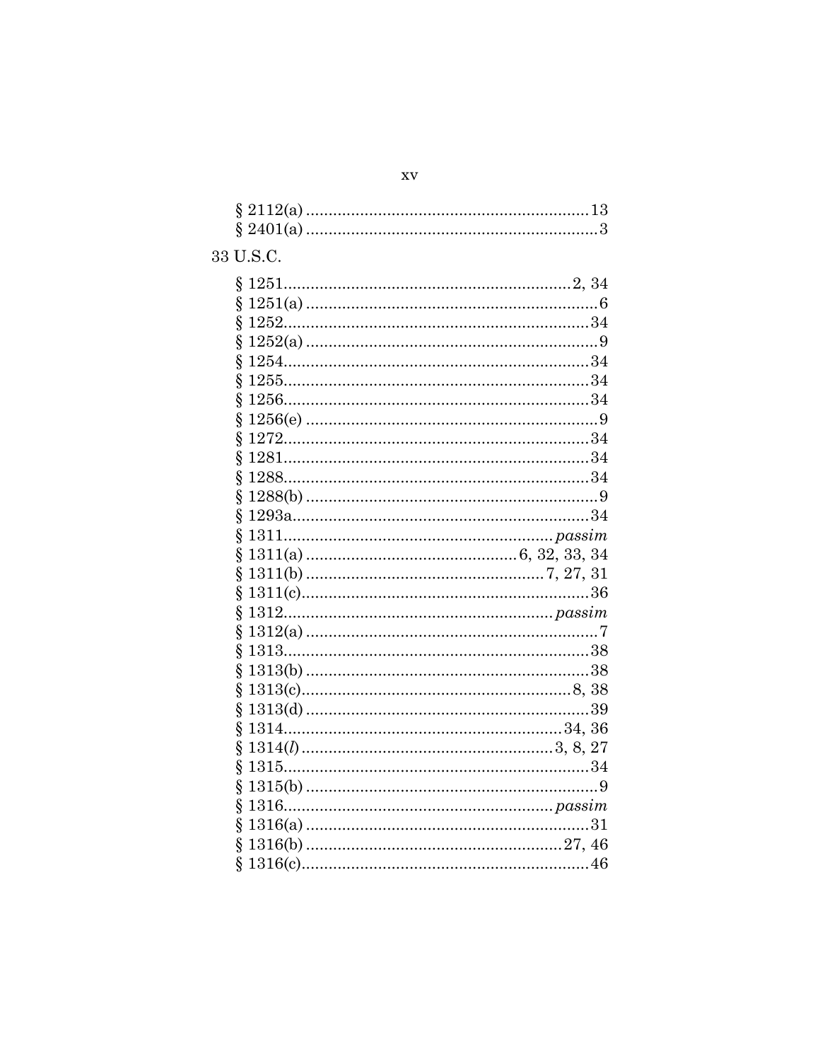§ 2112(a) ............................................................. 13
§ 2401(a) ............................................................... 3

33 U.S.C.

§ 1251 ............................................................ 2, 34
§ 1251(a) ................................................................ 6
§ 1252 ................................................................. 34
§ 1252(a) ................................................................ 9
§ 1254 ................................................................. 34
§ 1255 ................................................................. 34
§ 1256 ................................................................. 34
§ 1256(e) ................................................................ 9
§ 1272 ................................................................. 34
§ 1281 ................................................................. 34
§ 1288 ................................................................. 34
§ 1288(b) ................................................................ 9
§ 1293a ................................................................ 34
§ 1311 ......................................................... *passim*
§ 1311(a) ............................................... 6, 32, 33, 34
§ 1311(b) ................................................... 7, 27, 31
§ 1311(c) ............................................................... 36
§ 1312 ......................................................... *passim*
§ 1312(a) ................................................................ 7
§ 1313 ................................................................. 38
§ 1313(b) .............................................................. 38
§ 1313(c) ............................................................ 8, 38
§ 1313(d) .............................................................. 39
§ 1314 ............................................................ 34, 36
§ 1314(*l*) ....................................................... 3, 8, 27
§ 1315 ................................................................. 34
§ 1315(b) ................................................................ 9
§ 1316 ......................................................... *passim*
§ 1316(a) .............................................................. 31
§ 1316(b) ........................................................ 27, 46
§ 1316(c) ............................................................... 46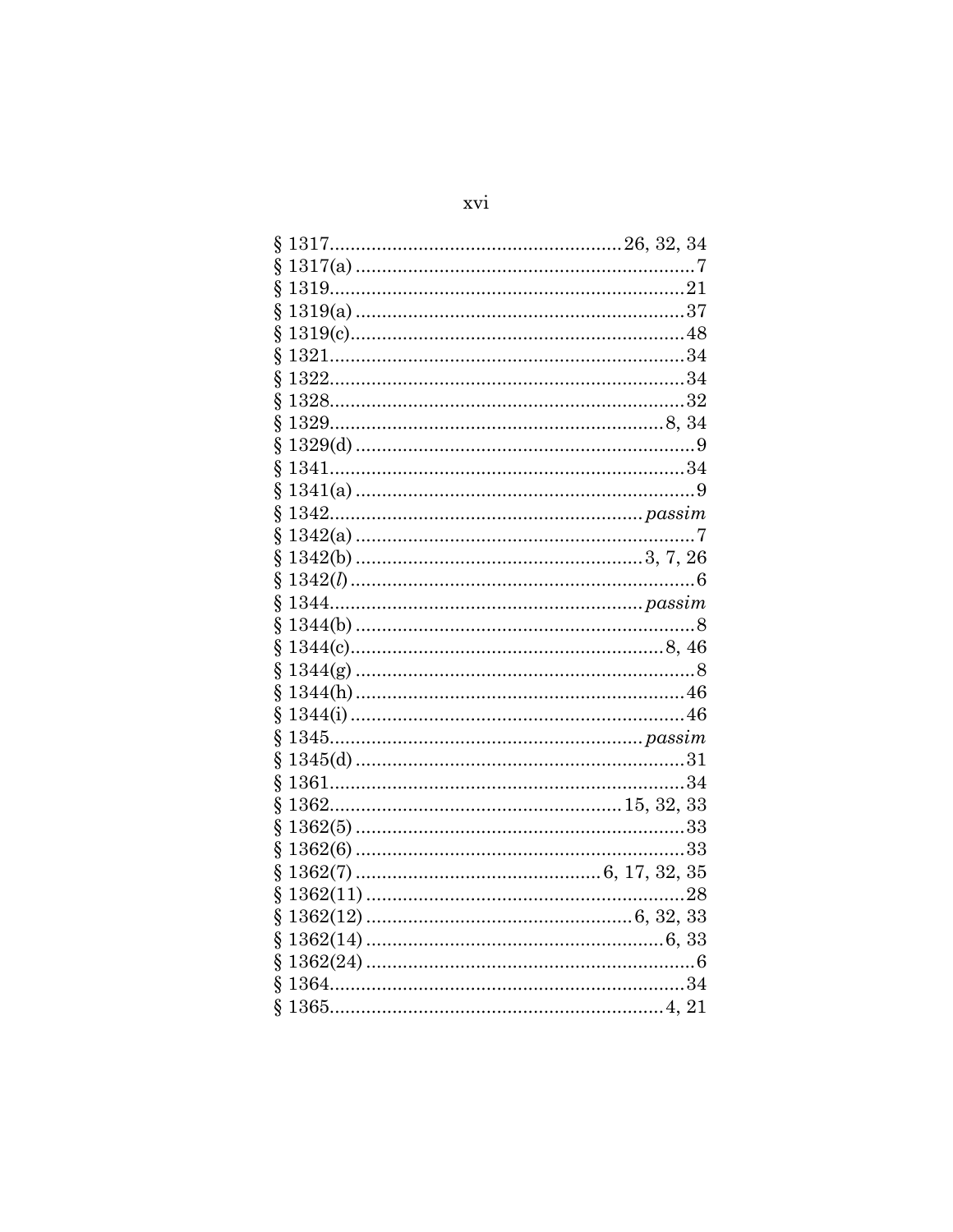§ 1317.......................................................26, 32, 34
§ 1317(a) .................................................................7
§ 1319....................................................................21
§ 1319(a) ...............................................................37
§ 1319(c)................................................................48
§ 1321....................................................................34
§ 1322....................................................................34
§ 1328....................................................................32
§ 1329................................................................8, 34
§ 1329(d) .................................................................9
§ 1341....................................................................34
§ 1341(a) .................................................................9
§ 1342........................................................... *passim*
§ 1342(a) .................................................................7
§ 1342(b) .......................................................3, 7, 26
§ 1342(*l*) ...................................................................6
§ 1344........................................................... *passim*
§ 1344(b) .................................................................8
§ 1344(c).............................................................8, 46
§ 1344(g) .................................................................8
§ 1344(h) ...............................................................46
§ 1344(i) ................................................................46
§ 1345........................................................... *passim*
§ 1345(d) ...............................................................31
§ 1361....................................................................34
§ 1362.......................................................15, 32, 33
§ 1362(5) ...............................................................33
§ 1362(6) ...............................................................33
§ 1362(7) ...............................................6, 17, 32, 35
§ 1362(11) .............................................................28
§ 1362(12) ..................................................6, 32, 33
§ 1362(14) ........................................................6, 33
§ 1362(24) ...............................................................6
§ 1364....................................................................34
§ 1365................................................................4, 21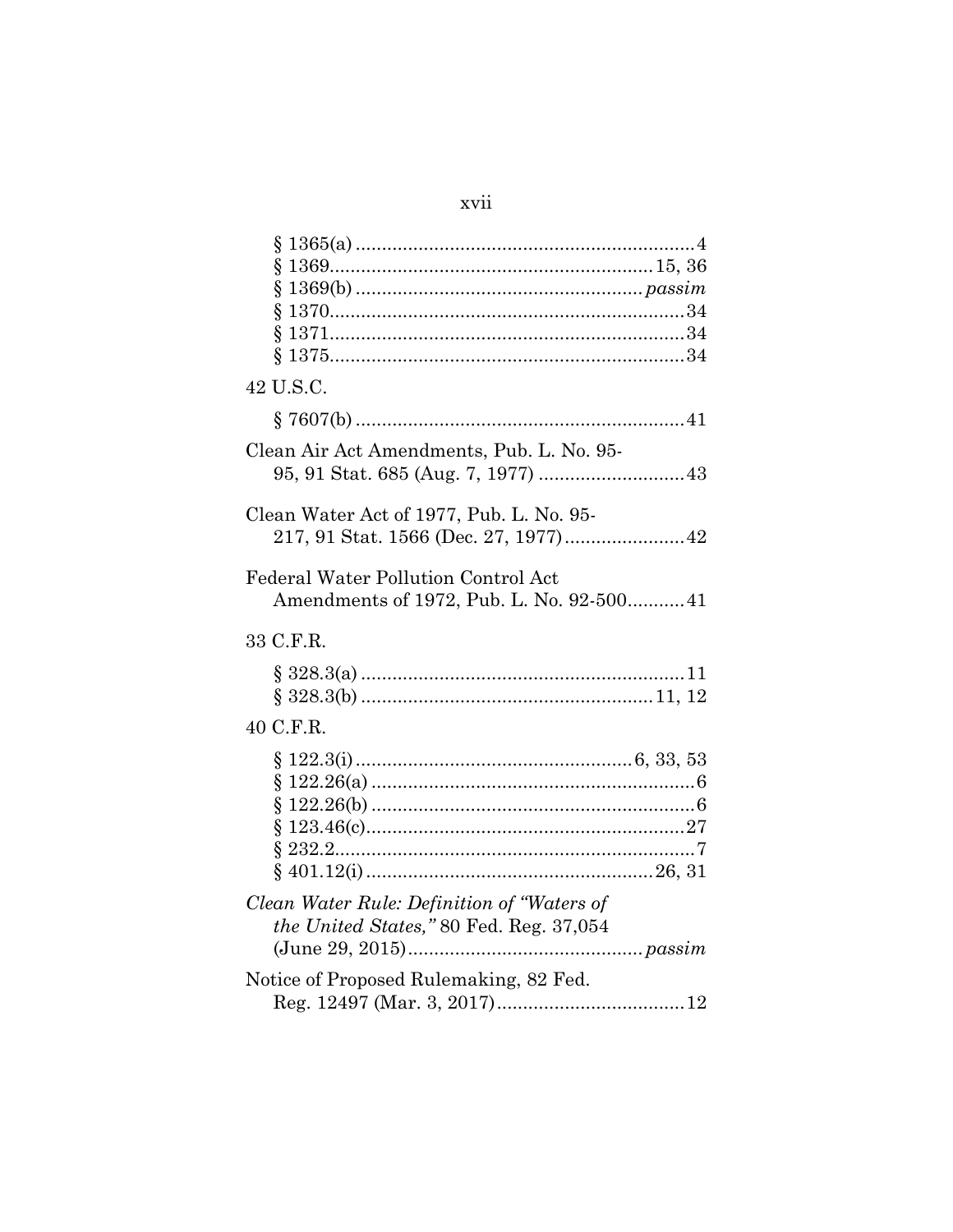§ 1365(a) ................................................................ 4
§ 1369............................................................ 15, 36
§ 1369(b) ..................................................... *passim*
§ 1370.................................................................. 34
§ 1371.................................................................. 34
§ 1375.................................................................. 34

42 U.S.C.

§ 7607(b) .............................................................. 41

Clean Air Act Amendments, Pub. L. No. 95-95, 91 Stat. 685 (Aug. 7, 1977) ............................ 43

Clean Water Act of 1977, Pub. L. No. 95-217, 91 Stat. 1566 (Dec. 27, 1977) ....................... 42

Federal Water Pollution Control Act Amendments of 1972, Pub. L. No. 92-500........... 41

33 C.F.R.

§ 328.3(a) ............................................................. 11
§ 328.3(b) ....................................................... 11, 12

40 C.F.R.

§ 122.3(i) ................................................... 6, 33, 53
§ 122.26(a) ............................................................. 6
§ 122.26(b) ............................................................. 6
§ 123.46(c)............................................................ 27
§ 232.2.................................................................... 7
§ 401.12(i) ...................................................... 26, 31

*Clean Water Rule: Definition of "Waters of the United States,"* 80 Fed. Reg. 37,054 (June 29, 2015)............................................ *passim*

Notice of Proposed Rulemaking, 82 Fed. Reg. 12497 (Mar. 3, 2017).................................... 12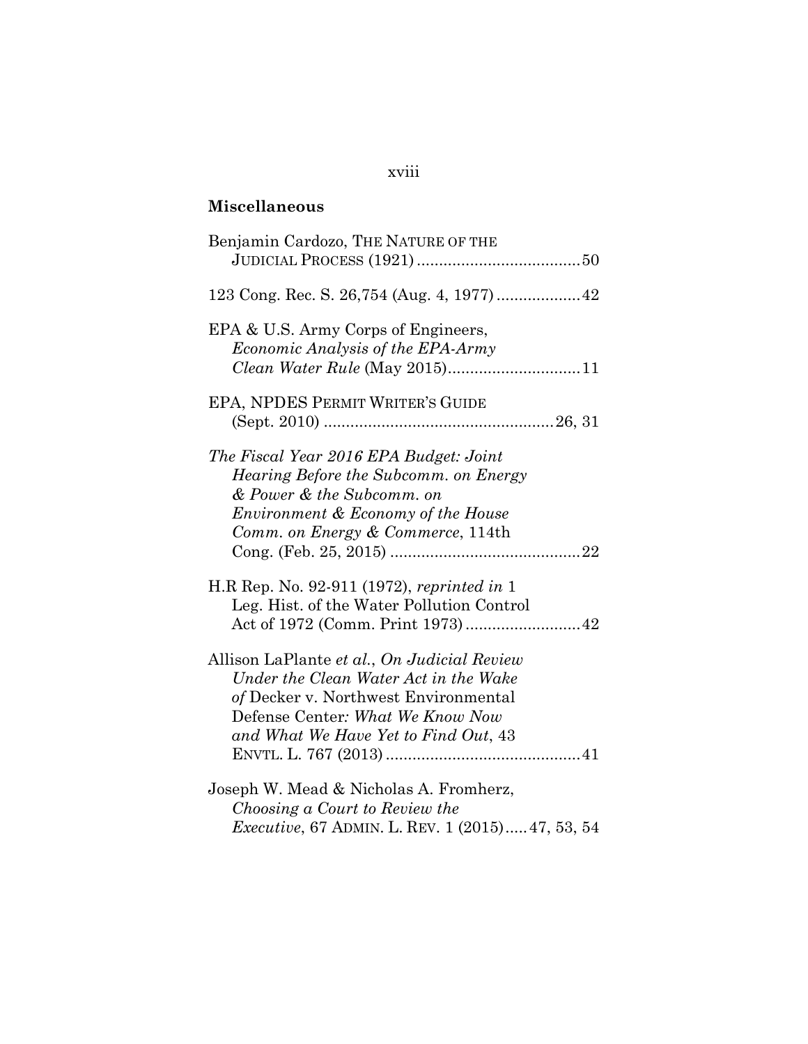## Miscellaneous

Benjamin Cardozo, THE NATURE OF THE JUDICIAL PROCESS (1921) .....................................50

123 Cong. Rec. S. 26,754 (Aug. 4, 1977) ...................42

EPA & U.S. Army Corps of Engineers, *Economic Analysis of the EPA-Army Clean Water Rule* (May 2015)..............................11

EPA, NPDES PERMIT WRITER'S GUIDE (Sept. 2010) ....................................................26, 31

*The Fiscal Year 2016 EPA Budget: Joint Hearing Before the Subcomm. on Energy & Power & the Subcomm. on Environment & Economy of the House Comm. on Energy & Commerce*, 114th Cong. (Feb. 25, 2015) ...........................................22

H.R Rep. No. 92-911 (1972), *reprinted in* 1 Leg. Hist. of the Water Pollution Control Act of 1972 (Comm. Print 1973) ..........................42

Allison LaPlante *et al.*, *On Judicial Review Under the Clean Water Act in the Wake of* Decker v. Northwest Environmental Defense Center*: What We Know Now and What We Have Yet to Find Out*, 43 ENVTL. L. 767 (2013) ...........................................41

Joseph W. Mead & Nicholas A. Fromherz, *Choosing a Court to Review the Executive*, 67 ADMIN. L. REV. 1 (2015).....47, 53, 54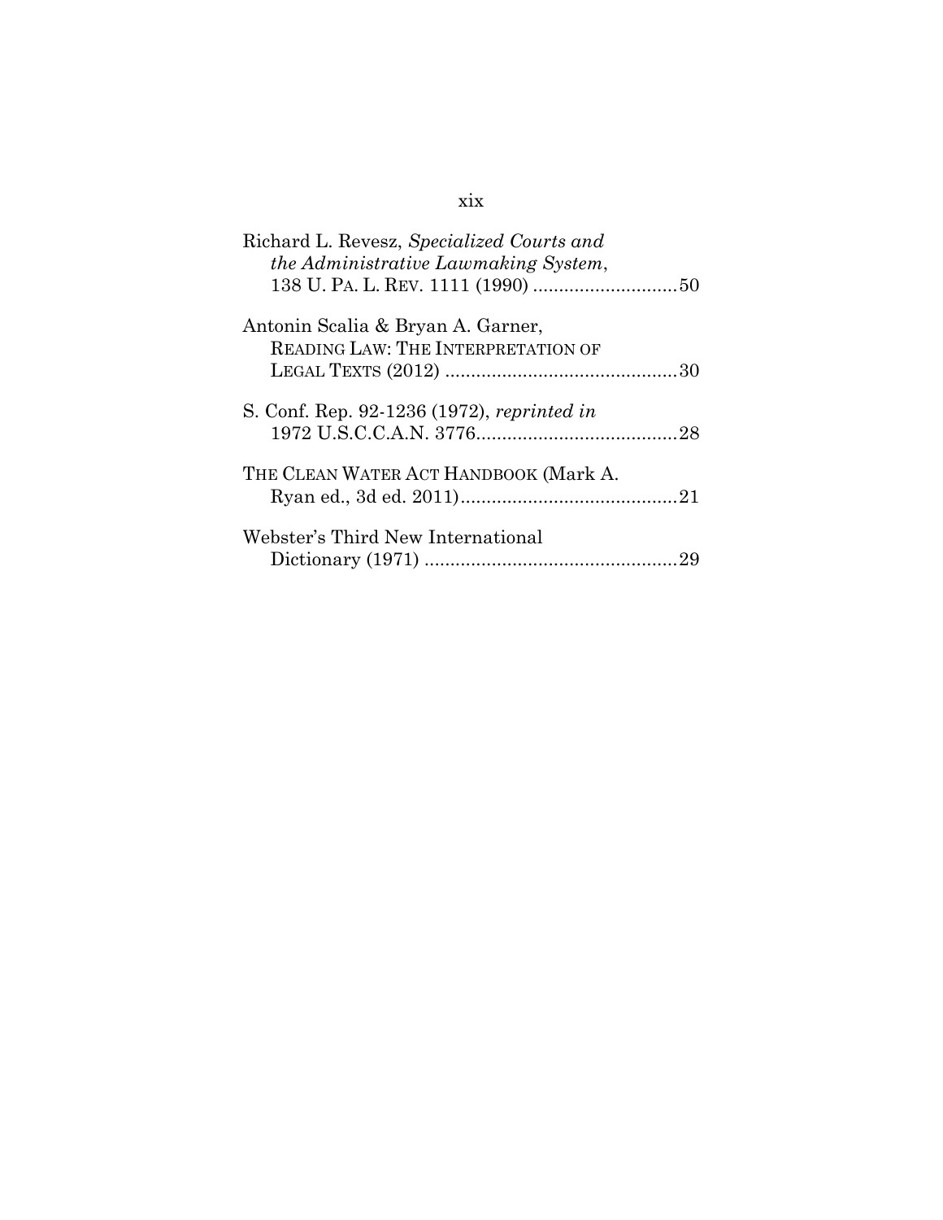Richard L. Revesz, *Specialized Courts and the Administrative Lawmaking System*, 138 U. PA. L. REV. 1111 (1990) ............................50

Antonin Scalia & Bryan A. Garner, READING LAW: THE INTERPRETATION OF LEGAL TEXTS (2012) .............................................30

S. Conf. Rep. 92-1236 (1972), *reprinted in* 1972 U.S.C.C.A.N. 3776.......................................28

THE CLEAN WATER ACT HANDBOOK (Mark A. Ryan ed., 3d ed. 2011)..........................................21

Webster's Third New International Dictionary (1971) .................................................29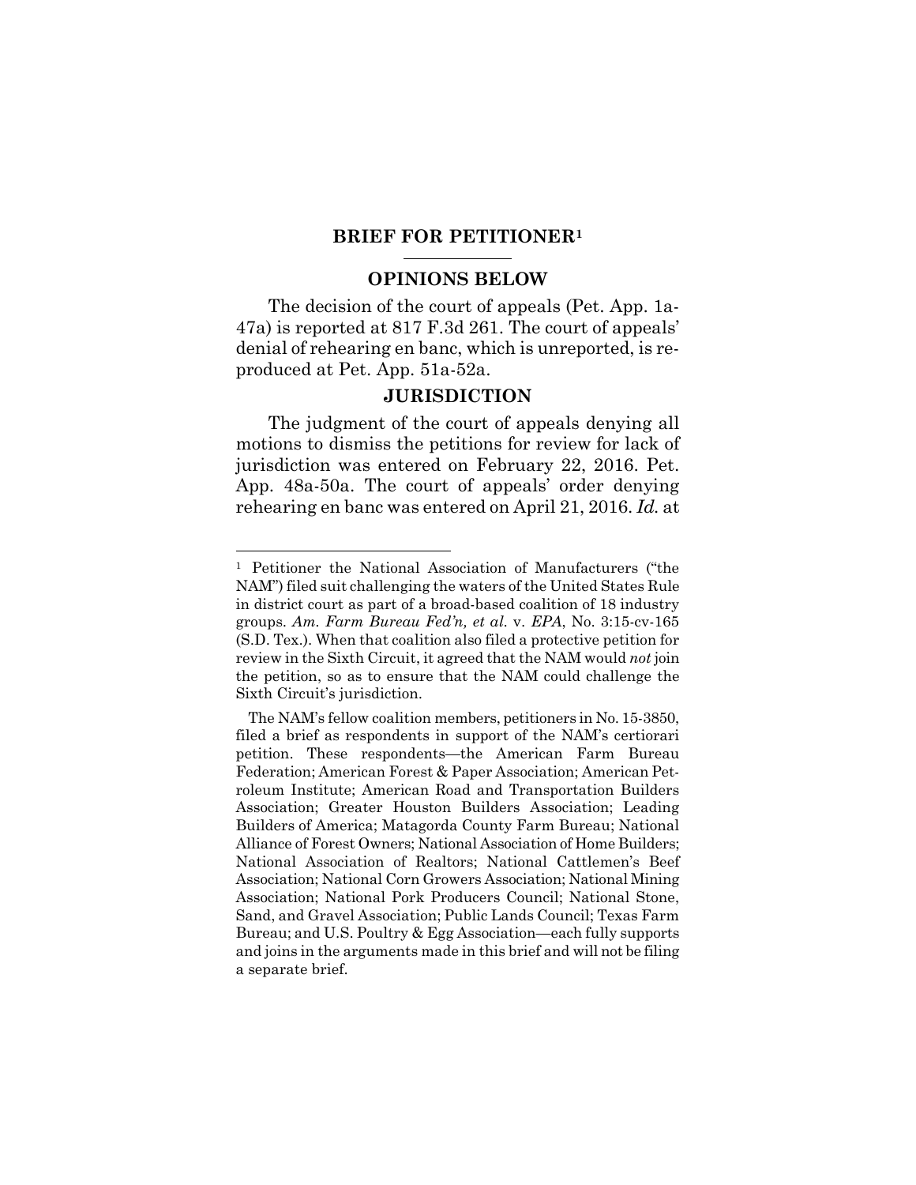## BRIEF FOR PETITIONER[1]

### OPINIONS BELOW

The decision of the court of appeals (Pet. App. 1a-47a) is reported at 817 F.3d 261. The court of appeals' denial of rehearing en banc, which is unreported, is reproduced at Pet. App. 51a-52a.

### JURISDICTION

The judgment of the court of appeals denying all motions to dismiss the petitions for review for lack of jurisdiction was entered on February 22, 2016. Pet. App. 48a-50a. The court of appeals' order denying rehearing en banc was entered on April 21, 2016. *Id.* at

---

[1] Petitioner the National Association of Manufacturers ("the NAM") filed suit challenging the waters of the United States Rule in district court as part of a broad-based coalition of 18 industry groups. *Am. Farm Bureau Fed'n, et al.* v. *EPA*, No. 3:15-cv-165 (S.D. Tex.). When that coalition also filed a protective petition for review in the Sixth Circuit, it agreed that the NAM would *not* join the petition, so as to ensure that the NAM could challenge the Sixth Circuit's jurisdiction.

The NAM's fellow coalition members, petitioners in No. 15-3850, filed a brief as respondents in support of the NAM's certiorari petition. These respondents—the American Farm Bureau Federation; American Forest & Paper Association; American Petroleum Institute; American Road and Transportation Builders Association; Greater Houston Builders Association; Leading Builders of America; Matagorda County Farm Bureau; National Alliance of Forest Owners; National Association of Home Builders; National Association of Realtors; National Cattlemen's Beef Association; National Corn Growers Association; National Mining Association; National Pork Producers Council; National Stone, Sand, and Gravel Association; Public Lands Council; Texas Farm Bureau; and U.S. Poultry & Egg Association—each fully supports and joins in the arguments made in this brief and will not be filing a separate brief.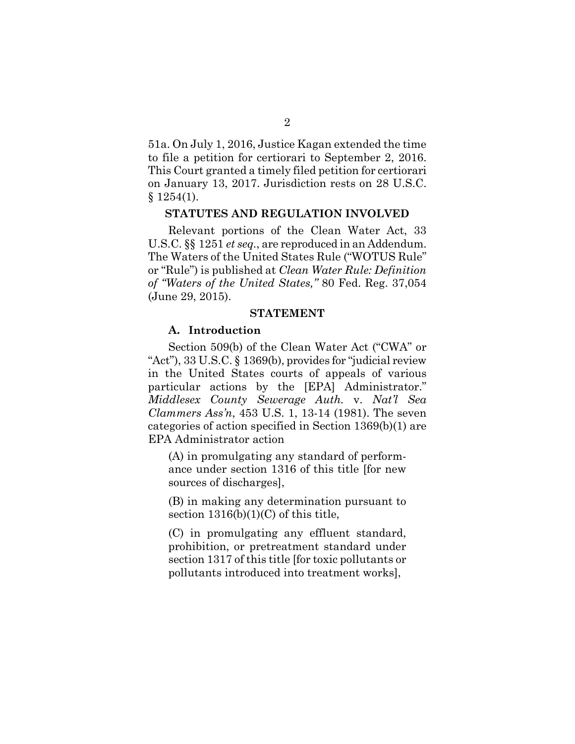51a. On July 1, 2016, Justice Kagan extended the time to file a petition for certiorari to September 2, 2016. This Court granted a timely filed petition for certiorari on January 13, 2017. Jurisdiction rests on 28 U.S.C. § 1254(1).

## STATUTES AND REGULATION INVOLVED

Relevant portions of the Clean Water Act, 33 U.S.C. §§ 1251 *et seq.*, are reproduced in an Addendum. The Waters of the United States Rule ("WOTUS Rule" or "Rule") is published at *Clean Water Rule: Definition of "Waters of the United States,"* 80 Fed. Reg. 37,054 (June 29, 2015).

## STATEMENT

### A. Introduction

Section 509(b) of the Clean Water Act ("CWA" or "Act"), 33 U.S.C. § 1369(b), provides for "judicial review in the United States courts of appeals of various particular actions by the [EPA] Administrator." *Middlesex County Sewerage Auth.* v. *Nat'l Sea Clammers Ass'n*, 453 U.S. 1, 13-14 (1981). The seven categories of action specified in Section 1369(b)(1) are EPA Administrator action

> (A) in promulgating any standard of performance under section 1316 of this title [for new sources of discharges],
>
> (B) in making any determination pursuant to section 1316(b)(1)(C) of this title,
>
> (C) in promulgating any effluent standard, prohibition, or pretreatment standard under section 1317 of this title [for toxic pollutants or pollutants introduced into treatment works],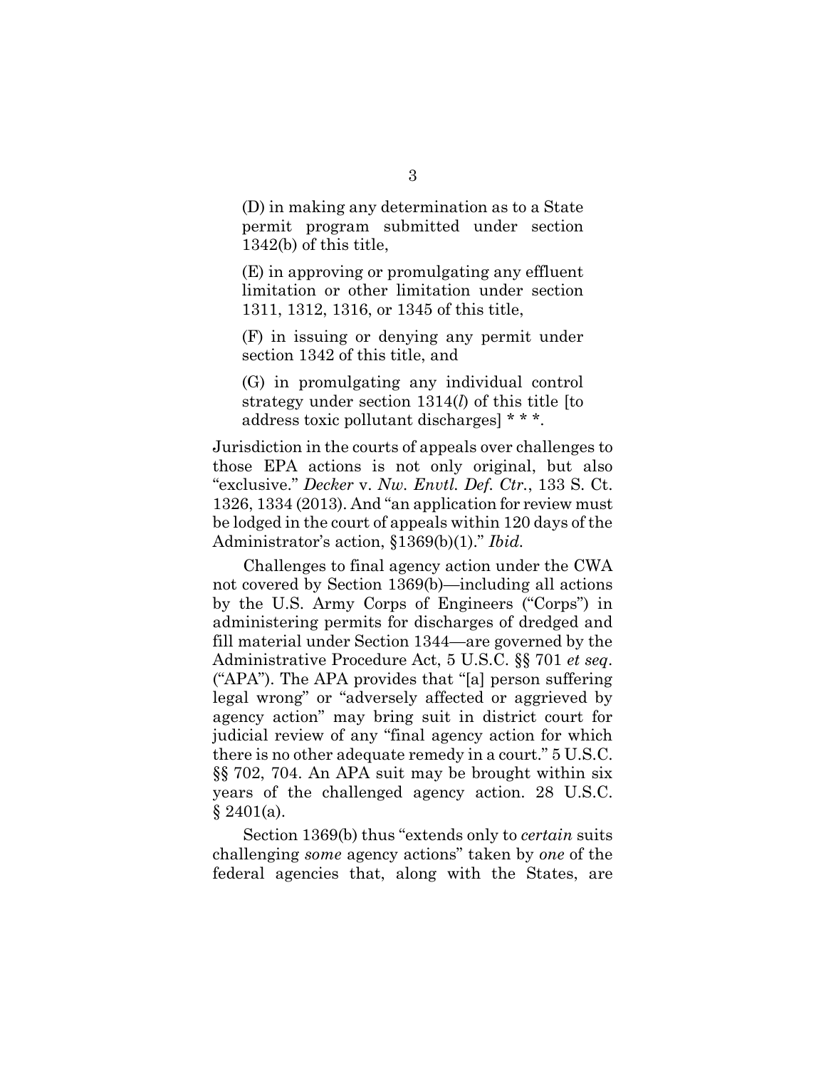> (D) in making any determination as to a State permit program submitted under section 1342(b) of this title,
>
> (E) in approving or promulgating any effluent limitation or other limitation under section 1311, 1312, 1316, or 1345 of this title,
>
> (F) in issuing or denying any permit under section 1342 of this title, and
>
> (G) in promulgating any individual control strategy under section 1314(*l*) of this title [to address toxic pollutant discharges] * * *.

Jurisdiction in the courts of appeals over challenges to those EPA actions is not only original, but also "exclusive." *Decker* v. *Nw. Envtl. Def. Ctr.*, 133 S. Ct. 1326, 1334 (2013). And "an application for review must be lodged in the court of appeals within 120 days of the Administrator's action, §1369(b)(1)." *Ibid.*

Challenges to final agency action under the CWA not covered by Section 1369(b)—including all actions by the U.S. Army Corps of Engineers ("Corps") in administering permits for discharges of dredged and fill material under Section 1344—are governed by the Administrative Procedure Act, 5 U.S.C. §§ 701 *et seq*. ("APA"). The APA provides that "[a] person suffering legal wrong" or "adversely affected or aggrieved by agency action" may bring suit in district court for judicial review of any "final agency action for which there is no other adequate remedy in a court." 5 U.S.C. §§ 702, 704. An APA suit may be brought within six years of the challenged agency action. 28 U.S.C. § 2401(a).

Section 1369(b) thus "extends only to *certain* suits challenging *some* agency actions" taken by *one* of the federal agencies that, along with the States, are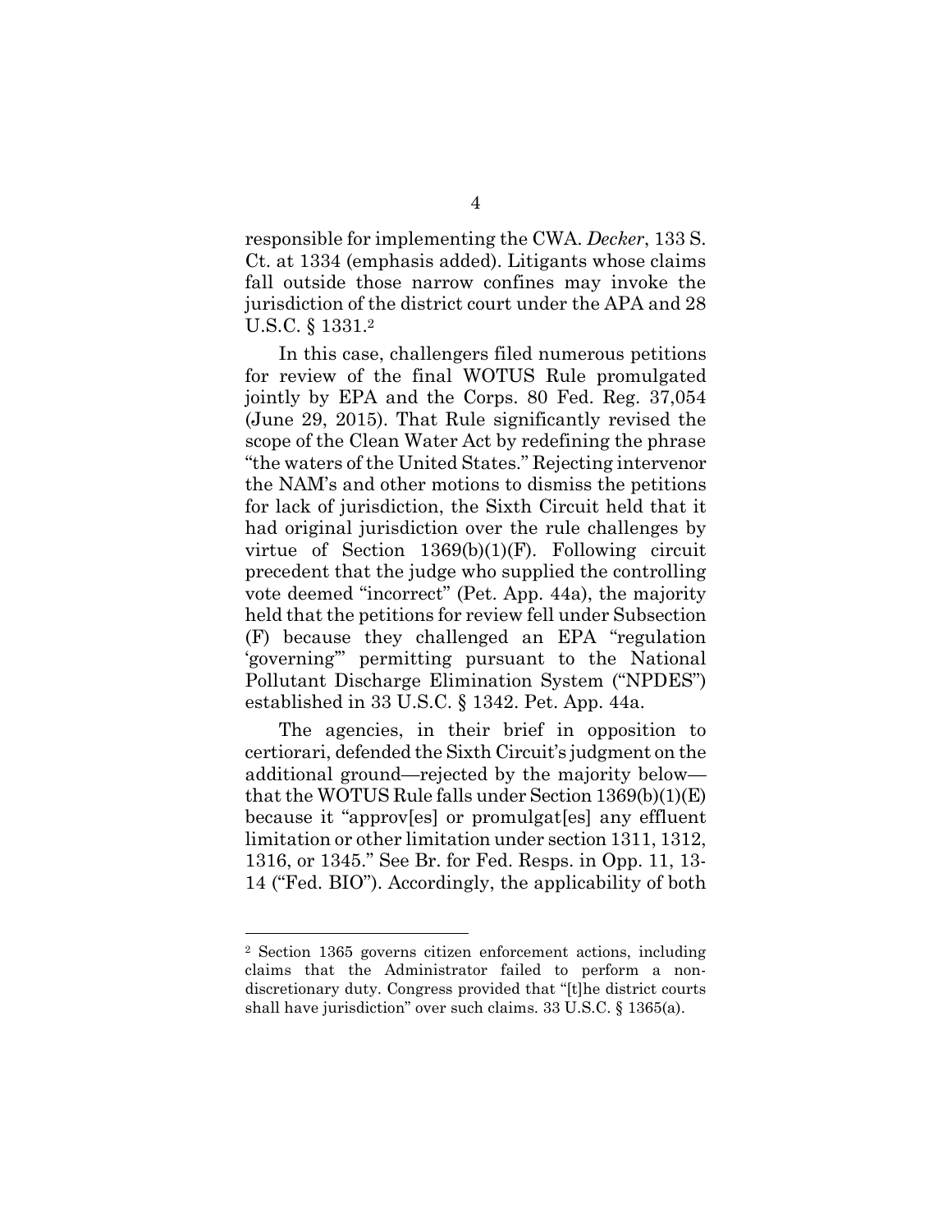responsible for implementing the CWA. *Decker*, 133 S. Ct. at 1334 (emphasis added). Litigants whose claims fall outside those narrow confines may invoke the jurisdiction of the district court under the APA and 28 U.S.C. § 1331.[2]

In this case, challengers filed numerous petitions for review of the final WOTUS Rule promulgated jointly by EPA and the Corps. 80 Fed. Reg. 37,054 (June 29, 2015). That Rule significantly revised the scope of the Clean Water Act by redefining the phrase "the waters of the United States." Rejecting intervenor the NAM's and other motions to dismiss the petitions for lack of jurisdiction, the Sixth Circuit held that it had original jurisdiction over the rule challenges by virtue of Section 1369(b)(1)(F). Following circuit precedent that the judge who supplied the controlling vote deemed "incorrect" (Pet. App. 44a), the majority held that the petitions for review fell under Subsection (F) because they challenged an EPA "regulation 'governing'" permitting pursuant to the National Pollutant Discharge Elimination System ("NPDES") established in 33 U.S.C. § 1342. Pet. App. 44a.

The agencies, in their brief in opposition to certiorari, defended the Sixth Circuit's judgment on the additional ground—rejected by the majority below—that the WOTUS Rule falls under Section 1369(b)(1)(E) because it "approv[es] or promulgat[es] any effluent limitation or other limitation under section 1311, 1312, 1316, or 1345." See Br. for Fed. Resps. in Opp. 11, 13-14 ("Fed. BIO"). Accordingly, the applicability of both

---

[2] Section 1365 governs citizen enforcement actions, including claims that the Administrator failed to perform a non-discretionary duty. Congress provided that "[t]he district courts shall have jurisdiction" over such claims. 33 U.S.C. § 1365(a).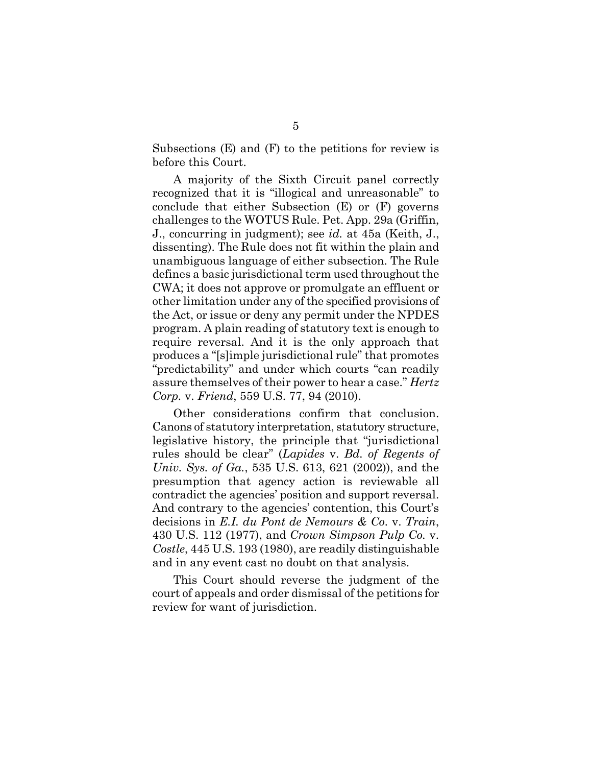Subsections (E) and (F) to the petitions for review is before this Court.

A majority of the Sixth Circuit panel correctly recognized that it is "illogical and unreasonable" to conclude that either Subsection (E) or (F) governs challenges to the WOTUS Rule. Pet. App. 29a (Griffin, J., concurring in judgment); see *id.* at 45a (Keith, J., dissenting). The Rule does not fit within the plain and unambiguous language of either subsection. The Rule defines a basic jurisdictional term used throughout the CWA; it does not approve or promulgate an effluent or other limitation under any of the specified provisions of the Act, or issue or deny any permit under the NPDES program. A plain reading of statutory text is enough to require reversal. And it is the only approach that produces a "[s]imple jurisdictional rule" that promotes "predictability" and under which courts "can readily assure themselves of their power to hear a case." *Hertz Corp.* v. *Friend*, 559 U.S. 77, 94 (2010).

Other considerations confirm that conclusion. Canons of statutory interpretation, statutory structure, legislative history, the principle that "jurisdictional rules should be clear" (*Lapides* v. *Bd. of Regents of Univ. Sys. of Ga.*, 535 U.S. 613, 621 (2002)), and the presumption that agency action is reviewable all contradict the agencies' position and support reversal. And contrary to the agencies' contention, this Court's decisions in *E.I. du Pont de Nemours & Co.* v. *Train*, 430 U.S. 112 (1977), and *Crown Simpson Pulp Co.* v. *Costle*, 445 U.S. 193 (1980), are readily distinguishable and in any event cast no doubt on that analysis.

This Court should reverse the judgment of the court of appeals and order dismissal of the petitions for review for want of jurisdiction.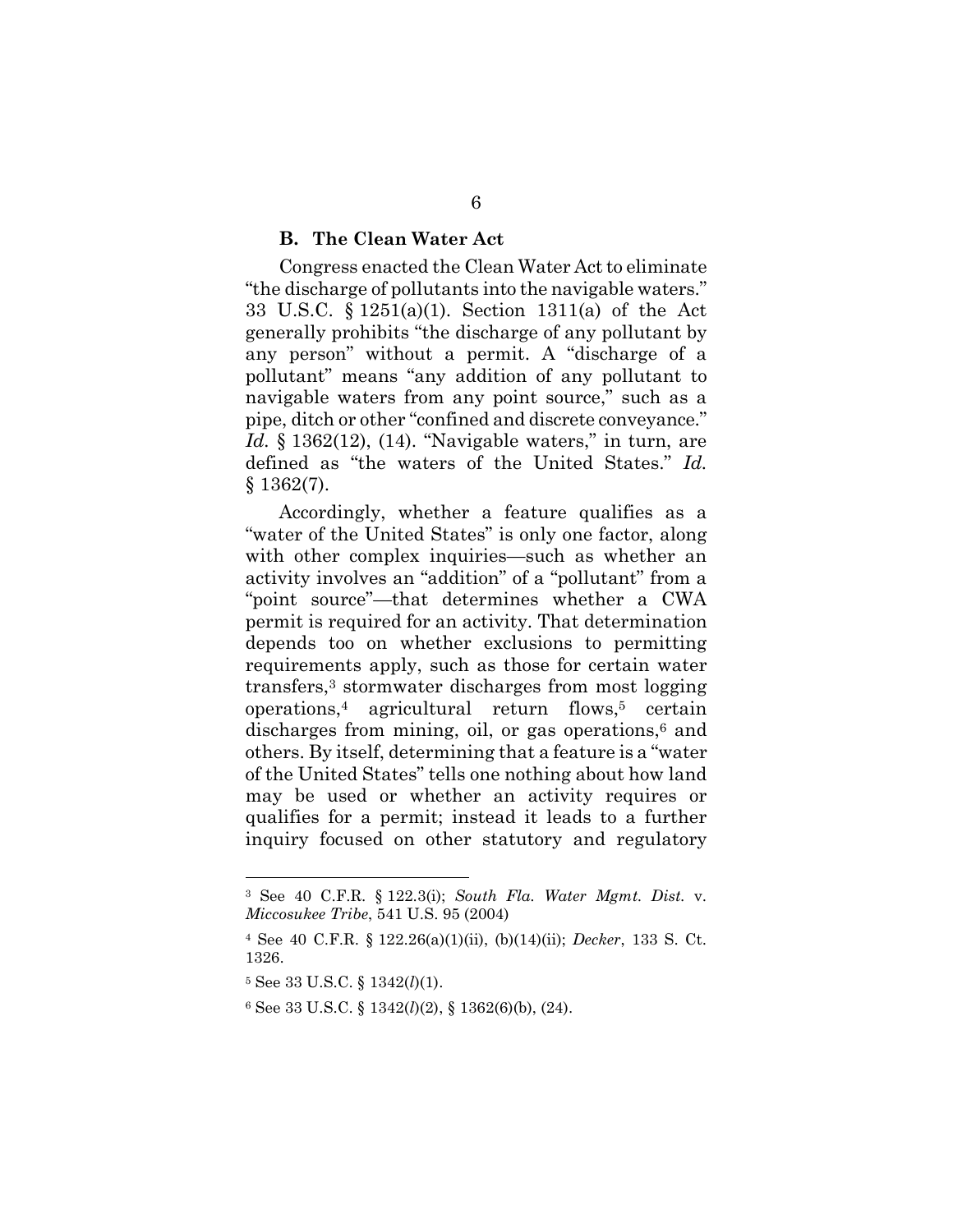### B. The Clean Water Act

Congress enacted the Clean Water Act to eliminate "the discharge of pollutants into the navigable waters." 33 U.S.C. § 1251(a)(1). Section 1311(a) of the Act generally prohibits "the discharge of any pollutant by any person" without a permit. A "discharge of a pollutant" means "any addition of any pollutant to navigable waters from any point source," such as a pipe, ditch or other "confined and discrete conveyance." *Id.* § 1362(12), (14). "Navigable waters," in turn, are defined as "the waters of the United States." *Id.* § 1362(7).

Accordingly, whether a feature qualifies as a "water of the United States" is only one factor, along with other complex inquiries—such as whether an activity involves an "addition" of a "pollutant" from a "point source"—that determines whether a CWA permit is required for an activity. That determination depends too on whether exclusions to permitting requirements apply, such as those for certain water transfers,[3] stormwater discharges from most logging operations,[4] agricultural return flows,[5] certain discharges from mining, oil, or gas operations,[6] and others. By itself, determining that a feature is a "water of the United States" tells one nothing about how land may be used or whether an activity requires or qualifies for a permit; instead it leads to a further inquiry focused on other statutory and regulatory

---

[3] See 40 C.F.R. § 122.3(i); *South Fla. Water Mgmt. Dist.* v. *Miccosukee Tribe*, 541 U.S. 95 (2004)

[4] See 40 C.F.R. § 122.26(a)(1)(ii), (b)(14)(ii); *Decker*, 133 S. Ct. 1326.

[5] See 33 U.S.C. § 1342(*l*)(1).

[6] See 33 U.S.C. § 1342(*l*)(2), § 1362(6)(b), (24).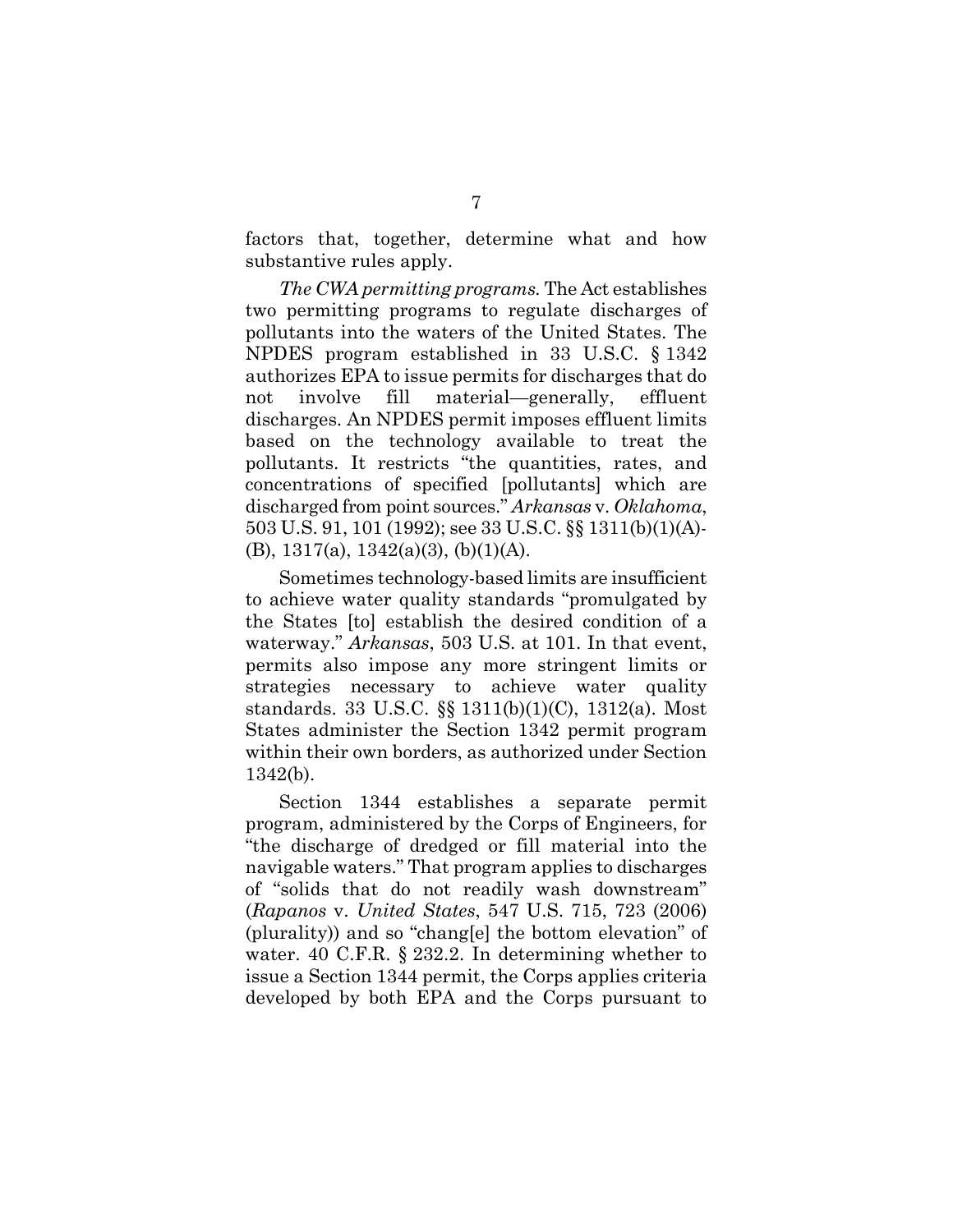factors that, together, determine what and how substantive rules apply.

*The CWA permitting programs.* The Act establishes two permitting programs to regulate discharges of pollutants into the waters of the United States. The NPDES program established in 33 U.S.C. § 1342 authorizes EPA to issue permits for discharges that do not involve fill material—generally, effluent discharges. An NPDES permit imposes effluent limits based on the technology available to treat the pollutants. It restricts "the quantities, rates, and concentrations of specified [pollutants] which are discharged from point sources." *Arkansas* v. *Oklahoma*, 503 U.S. 91, 101 (1992); see 33 U.S.C. §§ 1311(b)(1)(A)-(B), 1317(a), 1342(a)(3), (b)(1)(A).

Sometimes technology-based limits are insufficient to achieve water quality standards "promulgated by the States [to] establish the desired condition of a waterway." *Arkansas*, 503 U.S. at 101. In that event, permits also impose any more stringent limits or strategies necessary to achieve water quality standards. 33 U.S.C. §§ 1311(b)(1)(C), 1312(a). Most States administer the Section 1342 permit program within their own borders, as authorized under Section 1342(b).

Section 1344 establishes a separate permit program, administered by the Corps of Engineers, for "the discharge of dredged or fill material into the navigable waters." That program applies to discharges of "solids that do not readily wash downstream" (*Rapanos* v. *United States*, 547 U.S. 715, 723 (2006) (plurality)) and so "chang[e] the bottom elevation" of water. 40 C.F.R. § 232.2. In determining whether to issue a Section 1344 permit, the Corps applies criteria developed by both EPA and the Corps pursuant to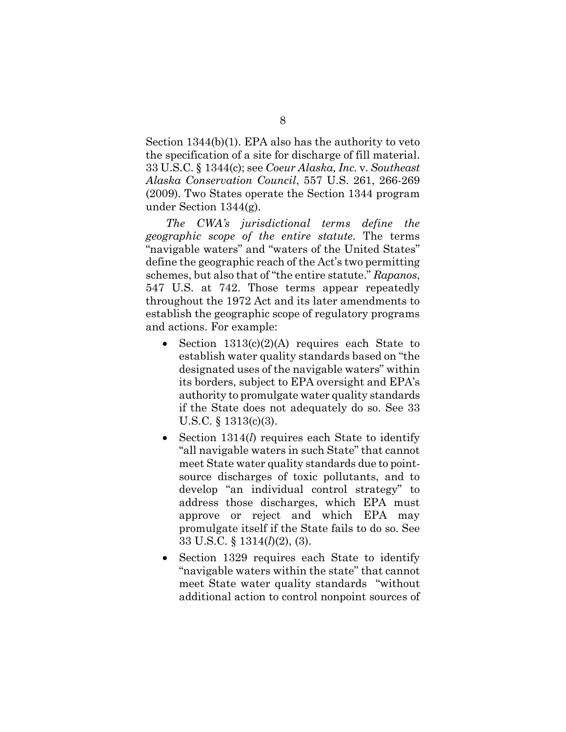Section 1344(b)(1). EPA also has the authority to veto the specification of a site for discharge of fill material. 33 U.S.C. § 1344(c); see *Coeur Alaska, Inc.* v. *Southeast Alaska Conservation Council*, 557 U.S. 261, 266-269 (2009). Two States operate the Section 1344 program under Section 1344(g).

*The CWA's jurisdictional terms define the geographic scope of the entire statute*. The terms "navigable waters" and "waters of the United States" define the geographic reach of the Act's two permitting schemes, but also that of "the entire statute." *Rapanos*, 547 U.S. at 742. Those terms appear repeatedly throughout the 1972 Act and its later amendments to establish the geographic scope of regulatory programs and actions. For example:

- Section 1313(c)(2)(A) requires each State to establish water quality standards based on "the designated uses of the navigable waters" within its borders, subject to EPA oversight and EPA's authority to promulgate water quality standards if the State does not adequately do so. See 33 U.S.C. § 1313(c)(3).
- Section 1314(*l*) requires each State to identify "all navigable waters in such State" that cannot meet State water quality standards due to point-source discharges of toxic pollutants, and to develop "an individual control strategy" to address those discharges, which EPA must approve or reject and which EPA may promulgate itself if the State fails to do so. See 33 U.S.C. § 1314(*l*)(2), (3).
- Section 1329 requires each State to identify "navigable waters within the state" that cannot meet State water quality standards "without additional action to control nonpoint sources of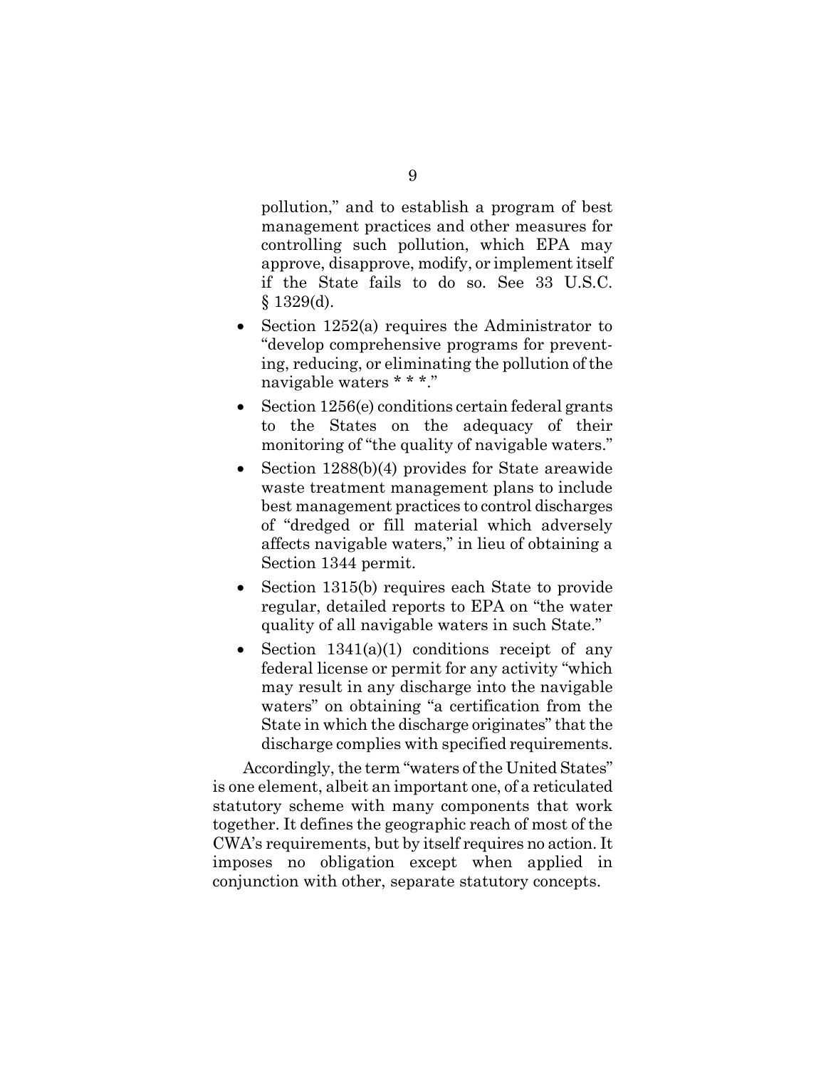pollution," and to establish a program of best management practices and other measures for controlling such pollution, which EPA may approve, disapprove, modify, or implement itself if the State fails to do so. See 33 U.S.C. § 1329(d).

- Section 1252(a) requires the Administrator to "develop comprehensive programs for preventing, reducing, or eliminating the pollution of the navigable waters * * *."
- Section 1256(e) conditions certain federal grants to the States on the adequacy of their monitoring of "the quality of navigable waters."
- Section 1288(b)(4) provides for State areawide waste treatment management plans to include best management practices to control discharges of "dredged or fill material which adversely affects navigable waters," in lieu of obtaining a Section 1344 permit.
- Section 1315(b) requires each State to provide regular, detailed reports to EPA on "the water quality of all navigable waters in such State."
- Section 1341(a)(1) conditions receipt of any federal license or permit for any activity "which may result in any discharge into the navigable waters" on obtaining "a certification from the State in which the discharge originates" that the discharge complies with specified requirements.

Accordingly, the term "waters of the United States" is one element, albeit an important one, of a reticulated statutory scheme with many components that work together. It defines the geographic reach of most of the CWA's requirements, but by itself requires no action. It imposes no obligation except when applied in conjunction with other, separate statutory concepts.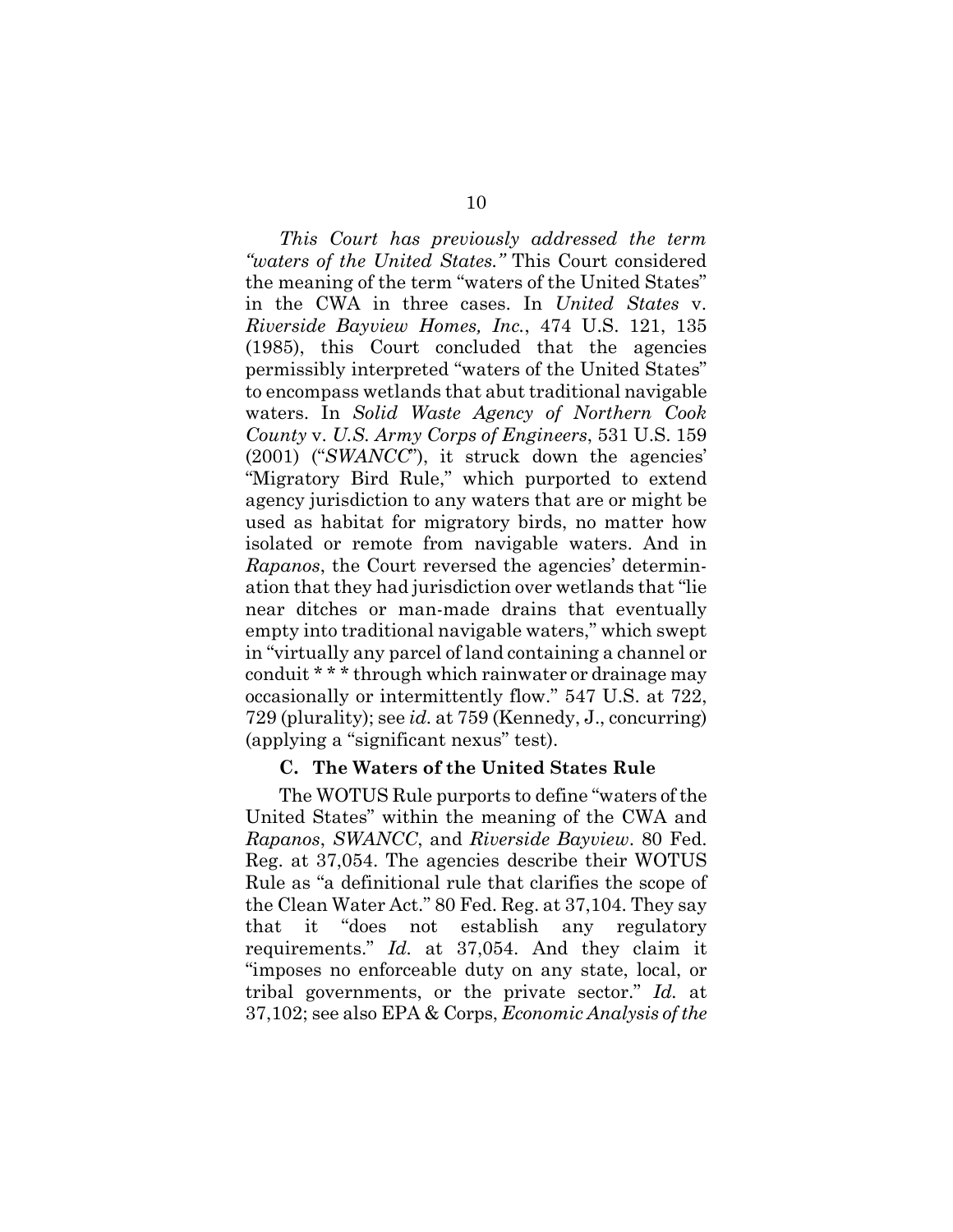*This Court has previously addressed the term "waters of the United States."* This Court considered the meaning of the term "waters of the United States" in the CWA in three cases. In *United States* v. *Riverside Bayview Homes, Inc.*, 474 U.S. 121, 135 (1985), this Court concluded that the agencies permissibly interpreted "waters of the United States" to encompass wetlands that abut traditional navigable waters. In *Solid Waste Agency of Northern Cook County* v. *U.S. Army Corps of Engineers*, 531 U.S. 159 (2001) ("*SWANCC*"), it struck down the agencies' "Migratory Bird Rule," which purported to extend agency jurisdiction to any waters that are or might be used as habitat for migratory birds, no matter how isolated or remote from navigable waters. And in *Rapanos*, the Court reversed the agencies' determination that they had jurisdiction over wetlands that "lie near ditches or man-made drains that eventually empty into traditional navigable waters," which swept in "virtually any parcel of land containing a channel or conduit * * * through which rainwater or drainage may occasionally or intermittently flow." 547 U.S. at 722, 729 (plurality); see *id.* at 759 (Kennedy, J., concurring) (applying a "significant nexus" test).

### C. The Waters of the United States Rule

The WOTUS Rule purports to define "waters of the United States" within the meaning of the CWA and *Rapanos*, *SWANCC*, and *Riverside Bayview*. 80 Fed. Reg. at 37,054. The agencies describe their WOTUS Rule as "a definitional rule that clarifies the scope of the Clean Water Act." 80 Fed. Reg. at 37,104. They say that it "does not establish any regulatory requirements." *Id.* at 37,054. And they claim it "imposes no enforceable duty on any state, local, or tribal governments, or the private sector." *Id.* at 37,102; see also EPA & Corps, *Economic Analysis of the*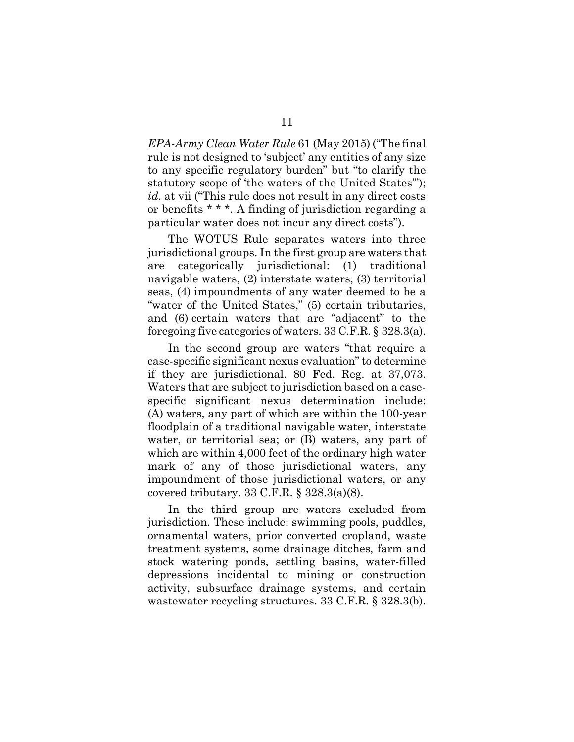*EPA-Army Clean Water Rule* 61 (May 2015) ("The final rule is not designed to 'subject' any entities of any size to any specific regulatory burden" but "to clarify the statutory scope of 'the waters of the United States'"); *id.* at vii ("This rule does not result in any direct costs or benefits * * *. A finding of jurisdiction regarding a particular water does not incur any direct costs").

The WOTUS Rule separates waters into three jurisdictional groups. In the first group are waters that are categorically jurisdictional: (1) traditional navigable waters, (2) interstate waters, (3) territorial seas, (4) impoundments of any water deemed to be a "water of the United States," (5) certain tributaries, and (6) certain waters that are "adjacent" to the foregoing five categories of waters. 33 C.F.R. § 328.3(a).

In the second group are waters "that require a case-specific significant nexus evaluation" to determine if they are jurisdictional. 80 Fed. Reg. at 37,073. Waters that are subject to jurisdiction based on a case-specific significant nexus determination include: (A) waters, any part of which are within the 100-year floodplain of a traditional navigable water, interstate water, or territorial sea; or (B) waters, any part of which are within 4,000 feet of the ordinary high water mark of any of those jurisdictional waters, any impoundment of those jurisdictional waters, or any covered tributary. 33 C.F.R. § 328.3(a)(8).

In the third group are waters excluded from jurisdiction. These include: swimming pools, puddles, ornamental waters, prior converted cropland, waste treatment systems, some drainage ditches, farm and stock watering ponds, settling basins, water-filled depressions incidental to mining or construction activity, subsurface drainage systems, and certain wastewater recycling structures. 33 C.F.R. § 328.3(b).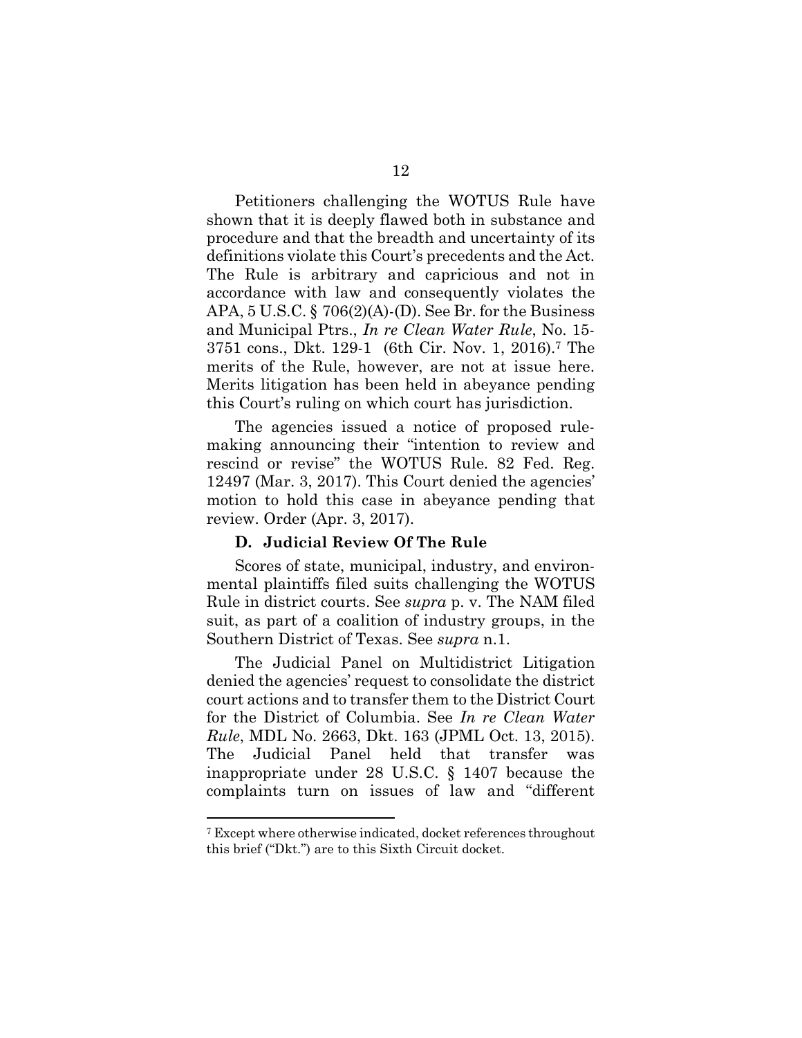Petitioners challenging the WOTUS Rule have shown that it is deeply flawed both in substance and procedure and that the breadth and uncertainty of its definitions violate this Court's precedents and the Act. The Rule is arbitrary and capricious and not in accordance with law and consequently violates the APA, 5 U.S.C. § 706(2)(A)-(D). See Br. for the Business and Municipal Ptrs., *In re Clean Water Rule*, No. 15-3751 cons., Dkt. 129-1 (6th Cir. Nov. 1, 2016).[7] The merits of the Rule, however, are not at issue here. Merits litigation has been held in abeyance pending this Court's ruling on which court has jurisdiction.

The agencies issued a notice of proposed rule-making announcing their "intention to review and rescind or revise" the WOTUS Rule. 82 Fed. Reg. 12497 (Mar. 3, 2017). This Court denied the agencies' motion to hold this case in abeyance pending that review. Order (Apr. 3, 2017).

### D. Judicial Review Of The Rule

Scores of state, municipal, industry, and environmental plaintiffs filed suits challenging the WOTUS Rule in district courts. See *supra* p. v. The NAM filed suit, as part of a coalition of industry groups, in the Southern District of Texas. See *supra* n.1.

The Judicial Panel on Multidistrict Litigation denied the agencies' request to consolidate the district court actions and to transfer them to the District Court for the District of Columbia. See *In re Clean Water Rule*, MDL No. 2663, Dkt. 163 (JPML Oct. 13, 2015). The Judicial Panel held that transfer was inappropriate under 28 U.S.C. § 1407 because the complaints turn on issues of law and "different

[7] Except where otherwise indicated, docket references throughout this brief ("Dkt.") are to this Sixth Circuit docket.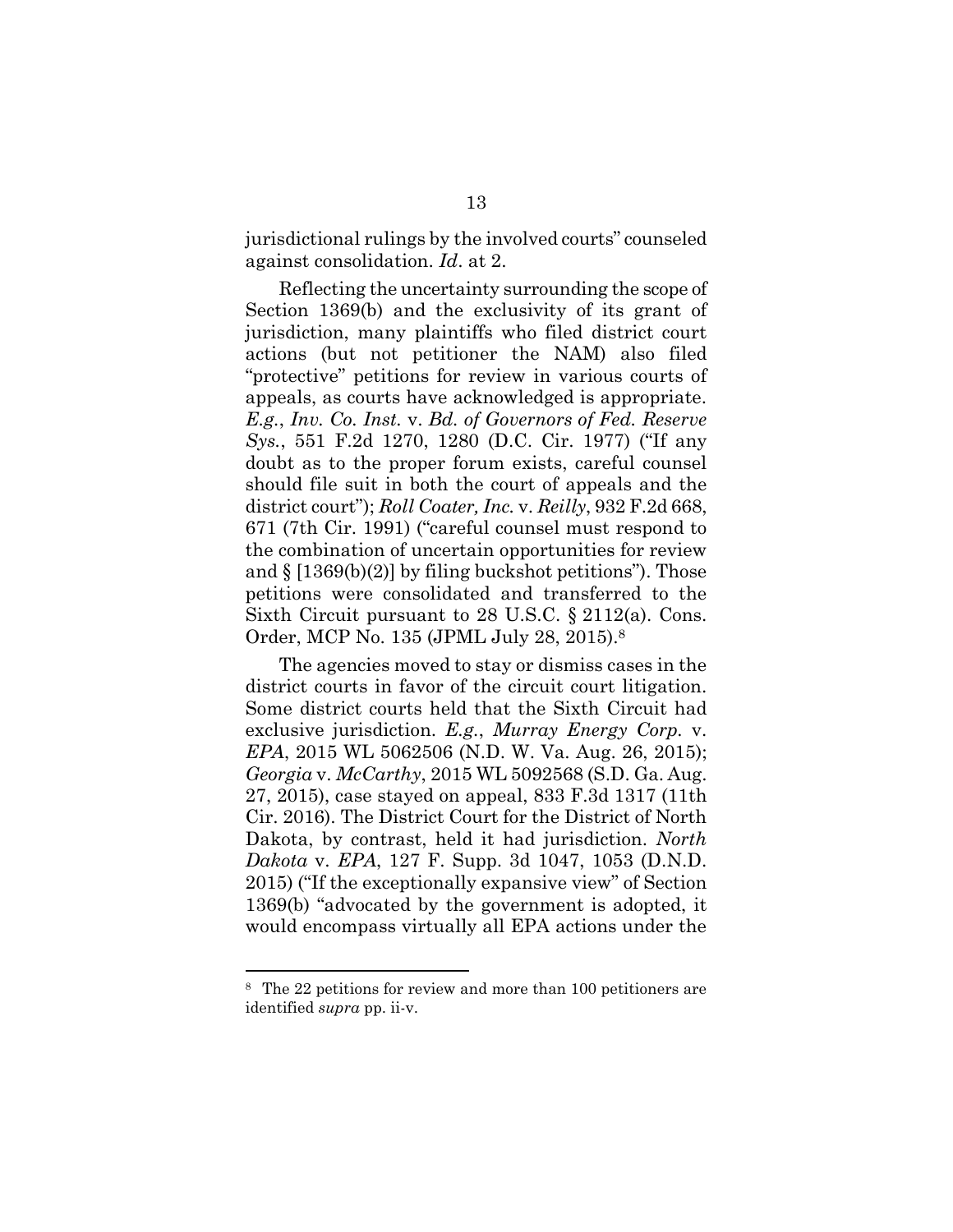jurisdictional rulings by the involved courts" counseled against consolidation. *Id*. at 2.

Reflecting the uncertainty surrounding the scope of Section 1369(b) and the exclusivity of its grant of jurisdiction, many plaintiffs who filed district court actions (but not petitioner the NAM) also filed "protective" petitions for review in various courts of appeals, as courts have acknowledged is appropriate. *E.g.*, *Inv. Co. Inst.* v. *Bd. of Governors of Fed. Reserve Sys.*, 551 F.2d 1270, 1280 (D.C. Cir. 1977) ("If any doubt as to the proper forum exists, careful counsel should file suit in both the court of appeals and the district court"); *Roll Coater, Inc.* v. *Reilly*, 932 F.2d 668, 671 (7th Cir. 1991) ("careful counsel must respond to the combination of uncertain opportunities for review and § [1369(b)(2)] by filing buckshot petitions"). Those petitions were consolidated and transferred to the Sixth Circuit pursuant to 28 U.S.C. § 2112(a). Cons. Order, MCP No. 135 (JPML July 28, 2015).[8]

The agencies moved to stay or dismiss cases in the district courts in favor of the circuit court litigation. Some district courts held that the Sixth Circuit had exclusive jurisdiction. *E.g.*, *Murray Energy Corp.* v. *EPA*, 2015 WL 5062506 (N.D. W. Va. Aug. 26, 2015); *Georgia* v. *McCarthy*, 2015 WL 5092568 (S.D. Ga. Aug. 27, 2015), case stayed on appeal, 833 F.3d 1317 (11th Cir. 2016). The District Court for the District of North Dakota, by contrast, held it had jurisdiction. *North Dakota* v. *EPA*, 127 F. Supp. 3d 1047, 1053 (D.N.D. 2015) ("If the exceptionally expansive view" of Section 1369(b) "advocated by the government is adopted, it would encompass virtually all EPA actions under the

---

[8] The 22 petitions for review and more than 100 petitioners are identified *supra* pp. ii-v.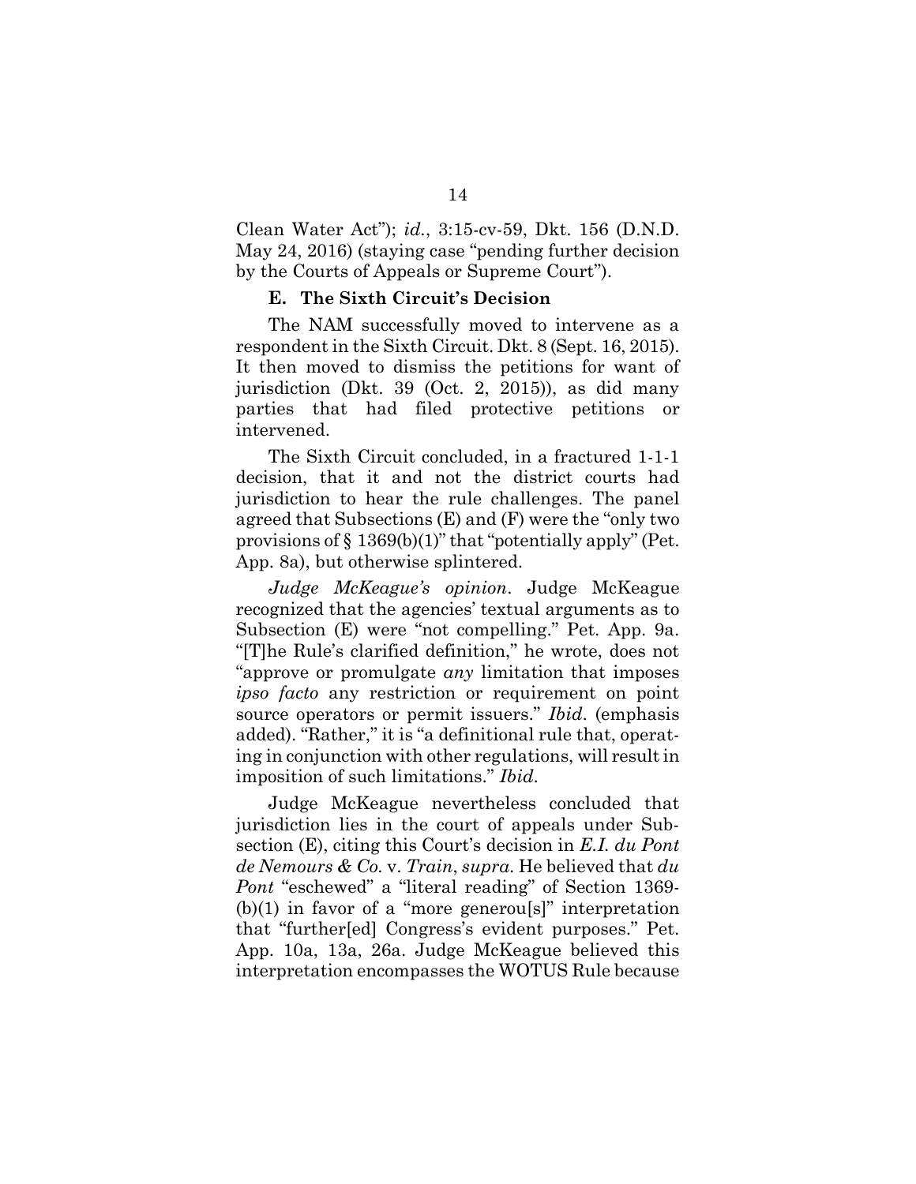Clean Water Act"); *id.*, 3:15-cv-59, Dkt. 156 (D.N.D. May 24, 2016) (staying case "pending further decision by the Courts of Appeals or Supreme Court").

### E. The Sixth Circuit's Decision

The NAM successfully moved to intervene as a respondent in the Sixth Circuit. Dkt. 8 (Sept. 16, 2015). It then moved to dismiss the petitions for want of jurisdiction (Dkt. 39 (Oct. 2, 2015)), as did many parties that had filed protective petitions or intervened.

The Sixth Circuit concluded, in a fractured 1-1-1 decision, that it and not the district courts had jurisdiction to hear the rule challenges. The panel agreed that Subsections (E) and (F) were the "only two provisions of § 1369(b)(1)" that "potentially apply" (Pet. App. 8a), but otherwise splintered.

*Judge McKeague's opinion*. Judge McKeague recognized that the agencies' textual arguments as to Subsection (E) were "not compelling." Pet. App. 9a. "[T]he Rule's clarified definition," he wrote, does not "approve or promulgate *any* limitation that imposes *ipso facto* any restriction or requirement on point source operators or permit issuers." *Ibid*. (emphasis added). "Rather," it is "a definitional rule that, operating in conjunction with other regulations, will result in imposition of such limitations." *Ibid*.

Judge McKeague nevertheless concluded that jurisdiction lies in the court of appeals under Subsection (E), citing this Court's decision in *E.I. du Pont de Nemours & Co.* v. *Train*, *supra.* He believed that *du Pont* "eschewed" a "literal reading" of Section 1369-(b)(1) in favor of a "more generou[s]" interpretation that "further[ed] Congress's evident purposes." Pet. App. 10a, 13a, 26a. Judge McKeague believed this interpretation encompasses the WOTUS Rule because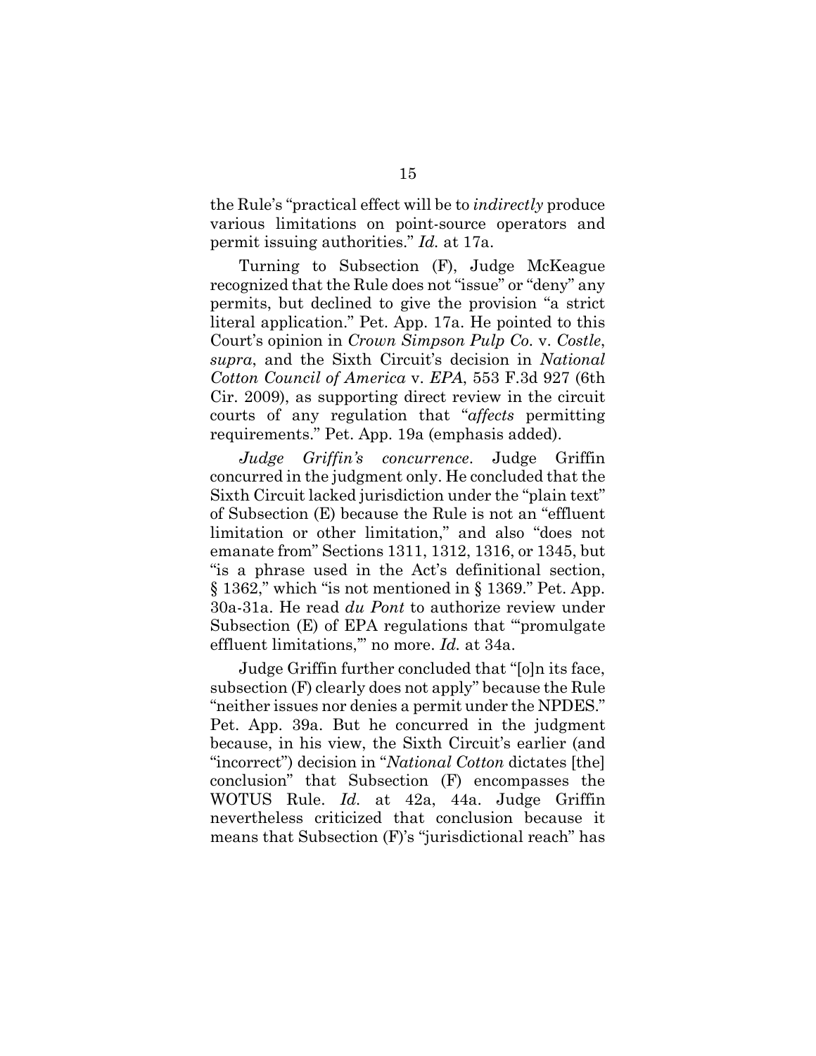the Rule's "practical effect will be to *indirectly* produce various limitations on point-source operators and permit issuing authorities." *Id.* at 17a.

Turning to Subsection (F), Judge McKeague recognized that the Rule does not "issue" or "deny" any permits, but declined to give the provision "a strict literal application." Pet. App. 17a. He pointed to this Court's opinion in *Crown Simpson Pulp Co.* v. *Costle*, *supra*, and the Sixth Circuit's decision in *National Cotton Council of America* v. *EPA*, 553 F.3d 927 (6th Cir. 2009), as supporting direct review in the circuit courts of any regulation that "*affects* permitting requirements." Pet. App. 19a (emphasis added).

*Judge Griffin's concurrence*. Judge Griffin concurred in the judgment only. He concluded that the Sixth Circuit lacked jurisdiction under the "plain text" of Subsection (E) because the Rule is not an "effluent limitation or other limitation," and also "does not emanate from" Sections 1311, 1312, 1316, or 1345, but "is a phrase used in the Act's definitional section, § 1362," which "is not mentioned in § 1369." Pet. App. 30a-31a. He read *du Pont* to authorize review under Subsection (E) of EPA regulations that "'promulgate effluent limitations,'" no more. *Id.* at 34a.

Judge Griffin further concluded that "[o]n its face, subsection (F) clearly does not apply" because the Rule "neither issues nor denies a permit under the NPDES." Pet. App. 39a. But he concurred in the judgment because, in his view, the Sixth Circuit's earlier (and "incorrect") decision in "*National Cotton* dictates [the] conclusion" that Subsection (F) encompasses the WOTUS Rule. *Id.* at 42a, 44a. Judge Griffin nevertheless criticized that conclusion because it means that Subsection (F)'s "jurisdictional reach" has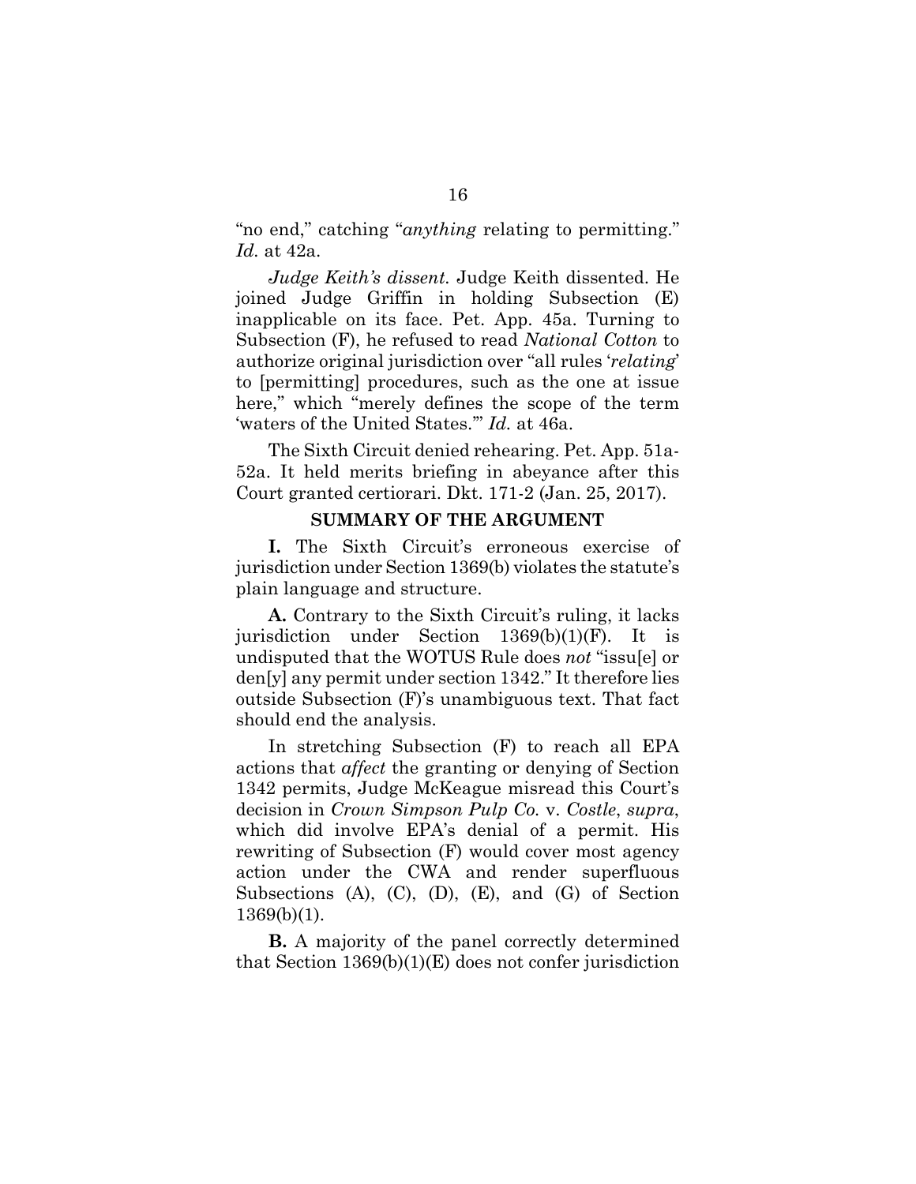"no end," catching "*anything* relating to permitting." *Id.* at 42a.

*Judge Keith's dissent.* Judge Keith dissented. He joined Judge Griffin in holding Subsection (E) inapplicable on its face. Pet. App. 45a. Turning to Subsection (F), he refused to read *National Cotton* to authorize original jurisdiction over "all rules '*relating*' to [permitting] procedures, such as the one at issue here," which "merely defines the scope of the term 'waters of the United States.'" *Id.* at 46a.

The Sixth Circuit denied rehearing. Pet. App. 51a-52a. It held merits briefing in abeyance after this Court granted certiorari. Dkt. 171-2 (Jan. 25, 2017).

## SUMMARY OF THE ARGUMENT

**I.** The Sixth Circuit's erroneous exercise of jurisdiction under Section 1369(b) violates the statute's plain language and structure.

**A.** Contrary to the Sixth Circuit's ruling, it lacks jurisdiction under Section 1369(b)(1)(F). It is undisputed that the WOTUS Rule does *not* "issu[e] or den[y] any permit under section 1342." It therefore lies outside Subsection (F)'s unambiguous text. That fact should end the analysis.

In stretching Subsection (F) to reach all EPA actions that *affect* the granting or denying of Section 1342 permits, Judge McKeague misread this Court's decision in *Crown Simpson Pulp Co.* v. *Costle*, *supra*, which did involve EPA's denial of a permit. His rewriting of Subsection (F) would cover most agency action under the CWA and render superfluous Subsections (A), (C), (D), (E), and (G) of Section 1369(b)(1).

**B.** A majority of the panel correctly determined that Section 1369(b)(1)(E) does not confer jurisdiction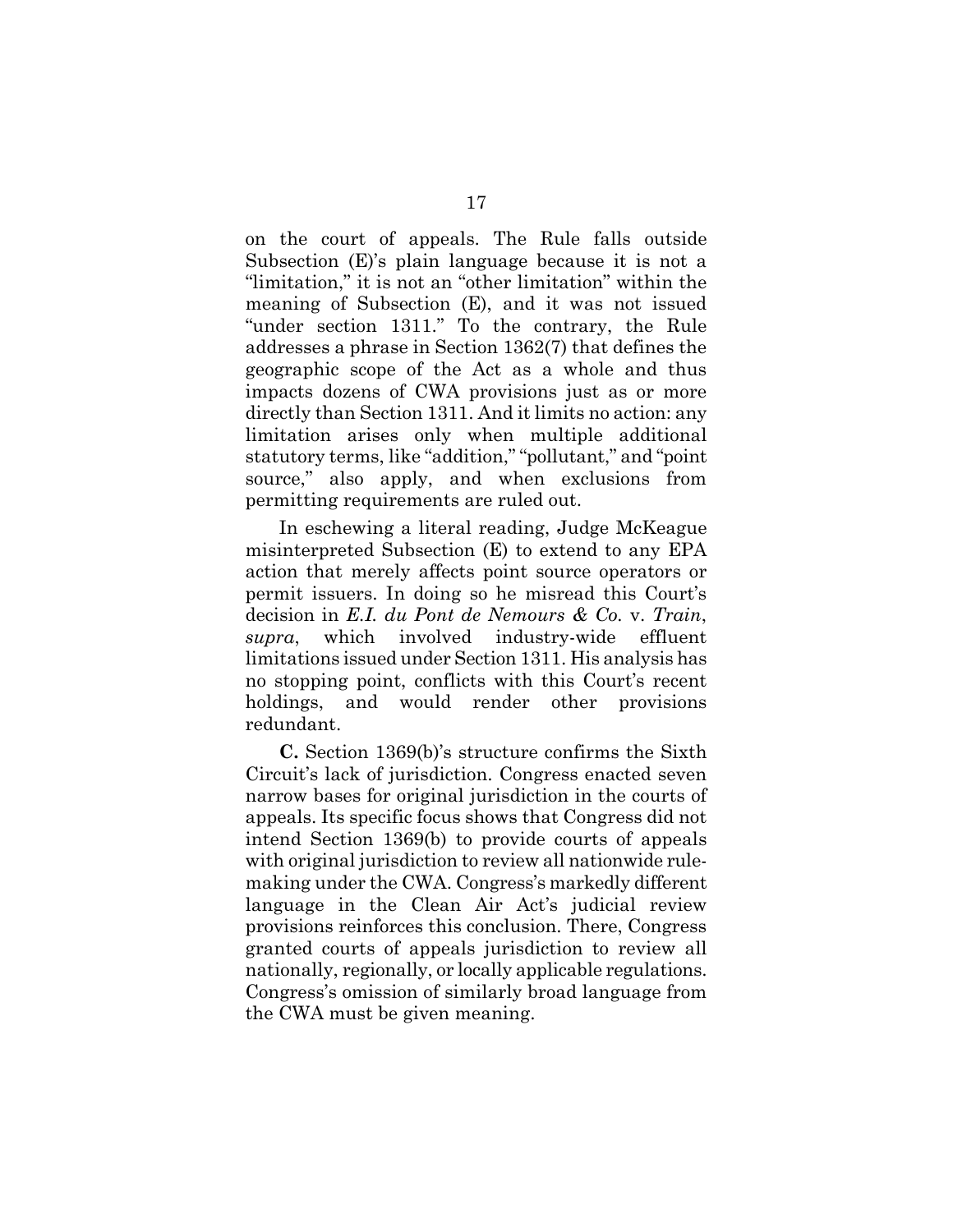on the court of appeals. The Rule falls outside Subsection (E)'s plain language because it is not a "limitation," it is not an "other limitation" within the meaning of Subsection (E), and it was not issued "under section 1311." To the contrary, the Rule addresses a phrase in Section 1362(7) that defines the geographic scope of the Act as a whole and thus impacts dozens of CWA provisions just as or more directly than Section 1311. And it limits no action: any limitation arises only when multiple additional statutory terms, like "addition," "pollutant," and "point source," also apply, and when exclusions from permitting requirements are ruled out.

In eschewing a literal reading, Judge McKeague misinterpreted Subsection (E) to extend to any EPA action that merely affects point source operators or permit issuers. In doing so he misread this Court's decision in *E.I. du Pont de Nemours & Co.* v. *Train*, *supra*, which involved industry-wide effluent limitations issued under Section 1311. His analysis has no stopping point, conflicts with this Court's recent holdings, and would render other provisions redundant.

**C.** Section 1369(b)'s structure confirms the Sixth Circuit's lack of jurisdiction. Congress enacted seven narrow bases for original jurisdiction in the courts of appeals. Its specific focus shows that Congress did not intend Section 1369(b) to provide courts of appeals with original jurisdiction to review all nationwide rule-making under the CWA. Congress's markedly different language in the Clean Air Act's judicial review provisions reinforces this conclusion. There, Congress granted courts of appeals jurisdiction to review all nationally, regionally, or locally applicable regulations. Congress's omission of similarly broad language from the CWA must be given meaning.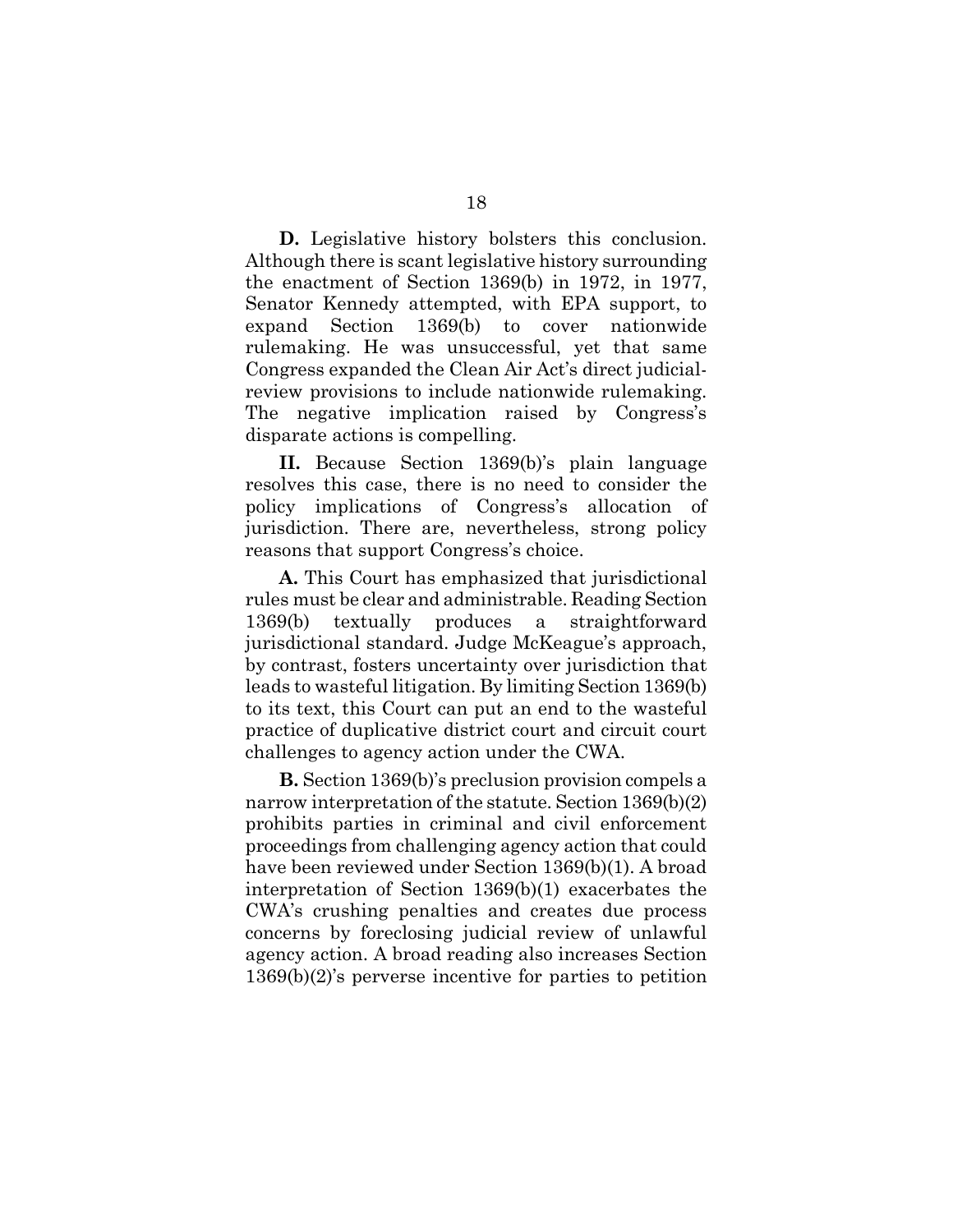**D.** Legislative history bolsters this conclusion. Although there is scant legislative history surrounding the enactment of Section 1369(b) in 1972, in 1977, Senator Kennedy attempted, with EPA support, to expand Section 1369(b) to cover nationwide rulemaking. He was unsuccessful, yet that same Congress expanded the Clean Air Act's direct judicial-review provisions to include nationwide rulemaking. The negative implication raised by Congress's disparate actions is compelling.

**II.** Because Section 1369(b)'s plain language resolves this case, there is no need to consider the policy implications of Congress's allocation of jurisdiction. There are, nevertheless, strong policy reasons that support Congress's choice.

**A.** This Court has emphasized that jurisdictional rules must be clear and administrable. Reading Section 1369(b) textually produces a straightforward jurisdictional standard. Judge McKeague's approach, by contrast, fosters uncertainty over jurisdiction that leads to wasteful litigation. By limiting Section 1369(b) to its text, this Court can put an end to the wasteful practice of duplicative district court and circuit court challenges to agency action under the CWA.

**B.** Section 1369(b)'s preclusion provision compels a narrow interpretation of the statute. Section 1369(b)(2) prohibits parties in criminal and civil enforcement proceedings from challenging agency action that could have been reviewed under Section 1369(b)(1). A broad interpretation of Section 1369(b)(1) exacerbates the CWA's crushing penalties and creates due process concerns by foreclosing judicial review of unlawful agency action. A broad reading also increases Section 1369(b)(2)'s perverse incentive for parties to petition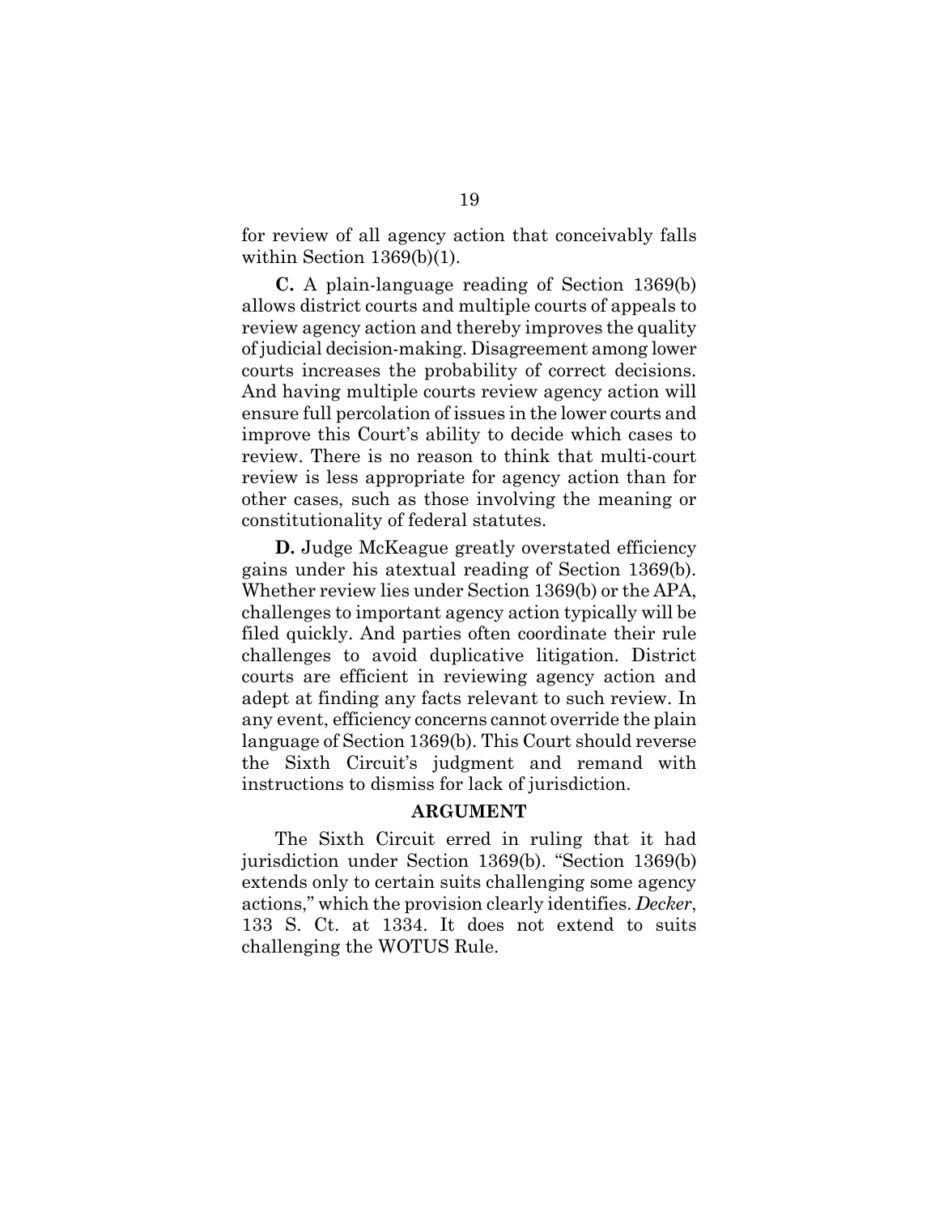for review of all agency action that conceivably falls within Section 1369(b)(1).

**C.** A plain-language reading of Section 1369(b) allows district courts and multiple courts of appeals to review agency action and thereby improves the quality of judicial decision-making. Disagreement among lower courts increases the probability of correct decisions. And having multiple courts review agency action will ensure full percolation of issues in the lower courts and improve this Court's ability to decide which cases to review. There is no reason to think that multi-court review is less appropriate for agency action than for other cases, such as those involving the meaning or constitutionality of federal statutes.

**D.** Judge McKeague greatly overstated efficiency gains under his atextual reading of Section 1369(b). Whether review lies under Section 1369(b) or the APA, challenges to important agency action typically will be filed quickly. And parties often coordinate their rule challenges to avoid duplicative litigation. District courts are efficient in reviewing agency action and adept at finding any facts relevant to such review. In any event, efficiency concerns cannot override the plain language of Section 1369(b). This Court should reverse the Sixth Circuit's judgment and remand with instructions to dismiss for lack of jurisdiction.

## ARGUMENT

The Sixth Circuit erred in ruling that it had jurisdiction under Section 1369(b). "Section 1369(b) extends only to certain suits challenging some agency actions," which the provision clearly identifies. *Decker*, 133 S. Ct. at 1334. It does not extend to suits challenging the WOTUS Rule.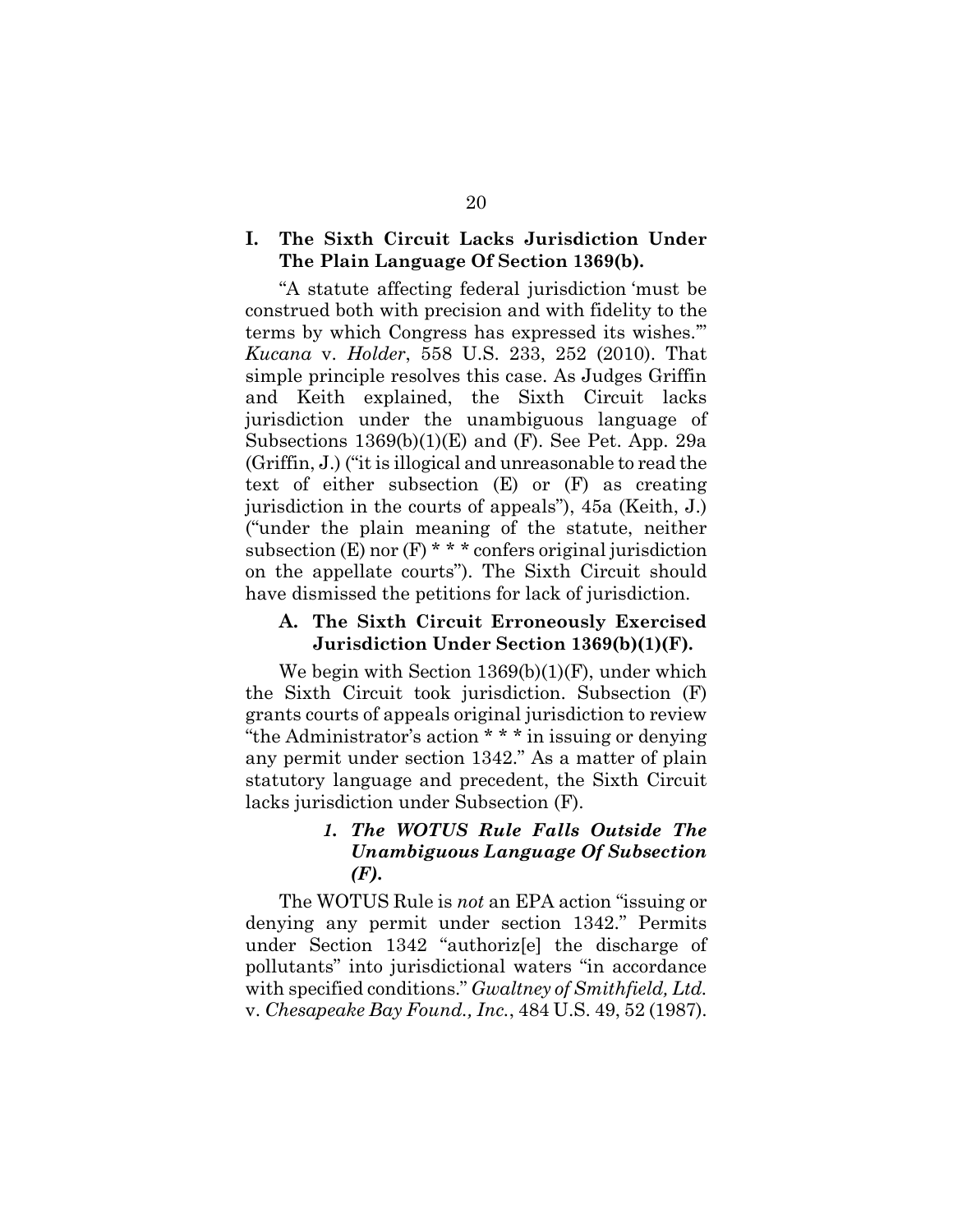## I. The Sixth Circuit Lacks Jurisdiction Under The Plain Language Of Section 1369(b).

"A statute affecting federal jurisdiction 'must be construed both with precision and with fidelity to the terms by which Congress has expressed its wishes.'" *Kucana* v. *Holder*, 558 U.S. 233, 252 (2010). That simple principle resolves this case. As Judges Griffin and Keith explained, the Sixth Circuit lacks jurisdiction under the unambiguous language of Subsections 1369(b)(1)(E) and (F). See Pet. App. 29a (Griffin, J.) ("it is illogical and unreasonable to read the text of either subsection (E) or (F) as creating jurisdiction in the courts of appeals"), 45a (Keith, J.) ("under the plain meaning of the statute, neither subsection (E) nor (F) * * * confers original jurisdiction on the appellate courts"). The Sixth Circuit should have dismissed the petitions for lack of jurisdiction.

### A. The Sixth Circuit Erroneously Exercised Jurisdiction Under Section 1369(b)(1)(F).

We begin with Section 1369(b)(1)(F), under which the Sixth Circuit took jurisdiction. Subsection (F) grants courts of appeals original jurisdiction to review "the Administrator's action * * * in issuing or denying any permit under section 1342." As a matter of plain statutory language and precedent, the Sixth Circuit lacks jurisdiction under Subsection (F).

#### *1. The WOTUS Rule Falls Outside The Unambiguous Language Of Subsection (F).*

The WOTUS Rule is *not* an EPA action "issuing or denying any permit under section 1342." Permits under Section 1342 "authoriz[e] the discharge of pollutants" into jurisdictional waters "in accordance with specified conditions." *Gwaltney of Smithfield, Ltd.* v. *Chesapeake Bay Found., Inc.*, 484 U.S. 49, 52 (1987).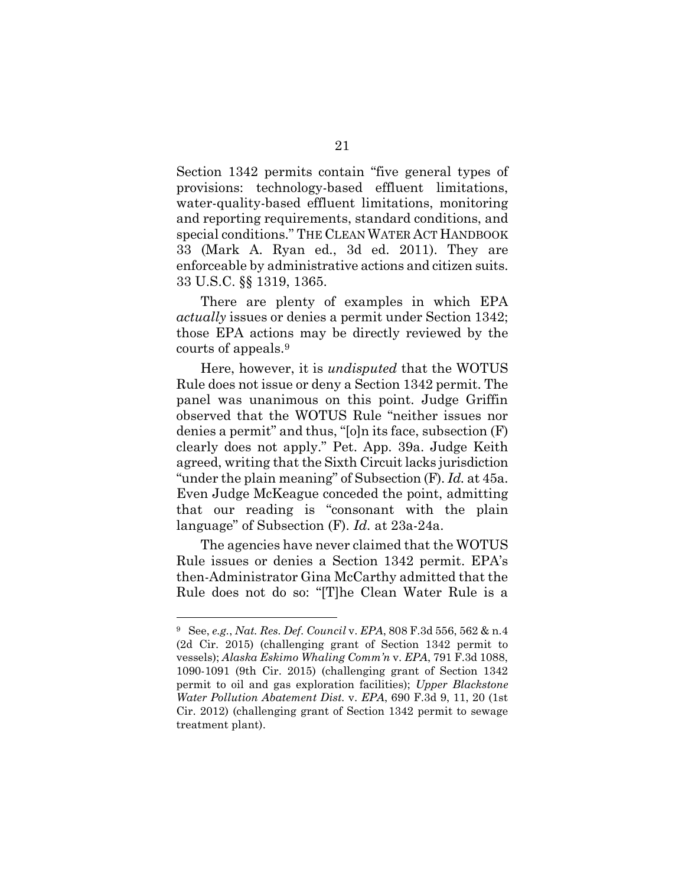Section 1342 permits contain "five general types of provisions: technology-based effluent limitations, water-quality-based effluent limitations, monitoring and reporting requirements, standard conditions, and special conditions." THE CLEAN WATER ACT HANDBOOK 33 (Mark A. Ryan ed., 3d ed. 2011). They are enforceable by administrative actions and citizen suits. 33 U.S.C. §§ 1319, 1365.

There are plenty of examples in which EPA *actually* issues or denies a permit under Section 1342; those EPA actions may be directly reviewed by the courts of appeals.[9]

Here, however, it is *undisputed* that the WOTUS Rule does not issue or deny a Section 1342 permit. The panel was unanimous on this point. Judge Griffin observed that the WOTUS Rule "neither issues nor denies a permit" and thus, "[o]n its face, subsection (F) clearly does not apply." Pet. App. 39a. Judge Keith agreed, writing that the Sixth Circuit lacks jurisdiction "under the plain meaning" of Subsection (F). *Id.* at 45a. Even Judge McKeague conceded the point, admitting that our reading is "consonant with the plain language" of Subsection (F). *Id.* at 23a-24a.

The agencies have never claimed that the WOTUS Rule issues or denies a Section 1342 permit. EPA's then-Administrator Gina McCarthy admitted that the Rule does not do so: "[T]he Clean Water Rule is a

---

[9] See, *e.g.*, *Nat. Res. Def. Council* v. *EPA*, 808 F.3d 556, 562 & n.4 (2d Cir. 2015) (challenging grant of Section 1342 permit to vessels); *Alaska Eskimo Whaling Comm'n* v. *EPA*, 791 F.3d 1088, 1090-1091 (9th Cir. 2015) (challenging grant of Section 1342 permit to oil and gas exploration facilities); *Upper Blackstone Water Pollution Abatement Dist.* v. *EPA*, 690 F.3d 9, 11, 20 (1st Cir. 2012) (challenging grant of Section 1342 permit to sewage treatment plant).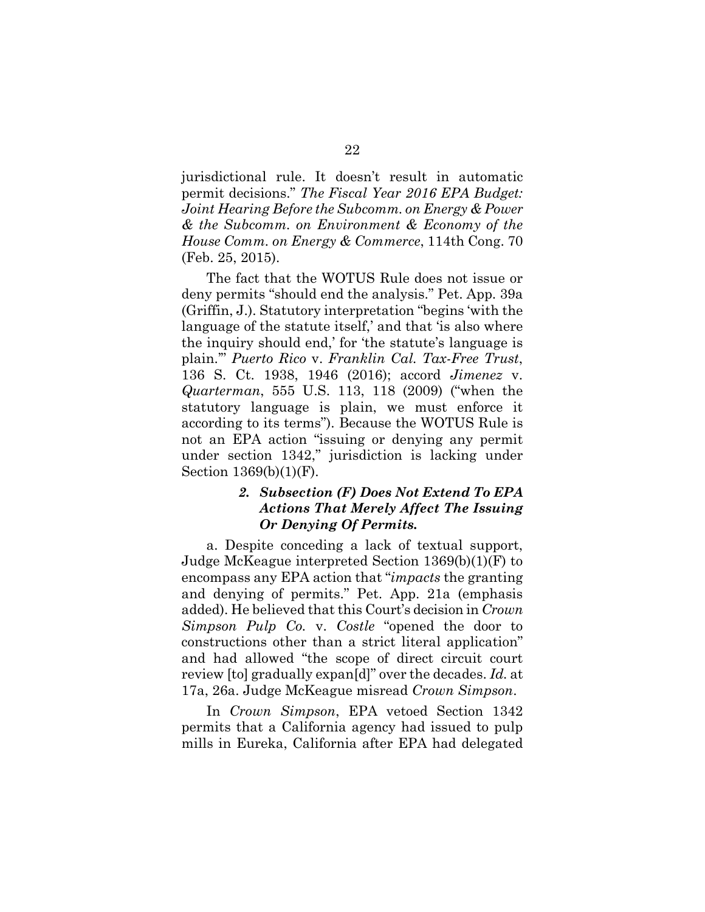jurisdictional rule. It doesn't result in automatic permit decisions." *The Fiscal Year 2016 EPA Budget: Joint Hearing Before the Subcomm. on Energy & Power & the Subcomm. on Environment & Economy of the House Comm. on Energy & Commerce*, 114th Cong. 70 (Feb. 25, 2015).

The fact that the WOTUS Rule does not issue or deny permits "should end the analysis." Pet. App. 39a (Griffin, J.). Statutory interpretation "begins 'with the language of the statute itself,' and that 'is also where the inquiry should end,' for 'the statute's language is plain.'" *Puerto Rico* v. *Franklin Cal. Tax-Free Trust*, 136 S. Ct. 1938, 1946 (2016); accord *Jimenez* v. *Quarterman*, 555 U.S. 113, 118 (2009) ("when the statutory language is plain, we must enforce it according to its terms"). Because the WOTUS Rule is not an EPA action "issuing or denying any permit under section 1342," jurisdiction is lacking under Section 1369(b)(1)(F).

#### *2. Subsection (F) Does Not Extend To EPA Actions That Merely Affect The Issuing Or Denying Of Permits.*

a. Despite conceding a lack of textual support, Judge McKeague interpreted Section 1369(b)(1)(F) to encompass any EPA action that "*impacts* the granting and denying of permits." Pet. App. 21a (emphasis added). He believed that this Court's decision in *Crown Simpson Pulp Co.* v. *Costle* "opened the door to constructions other than a strict literal application" and had allowed "the scope of direct circuit court review [to] gradually expan[d]" over the decades. *Id.* at 17a, 26a. Judge McKeague misread *Crown Simpson*.

In *Crown Simpson*, EPA vetoed Section 1342 permits that a California agency had issued to pulp mills in Eureka, California after EPA had delegated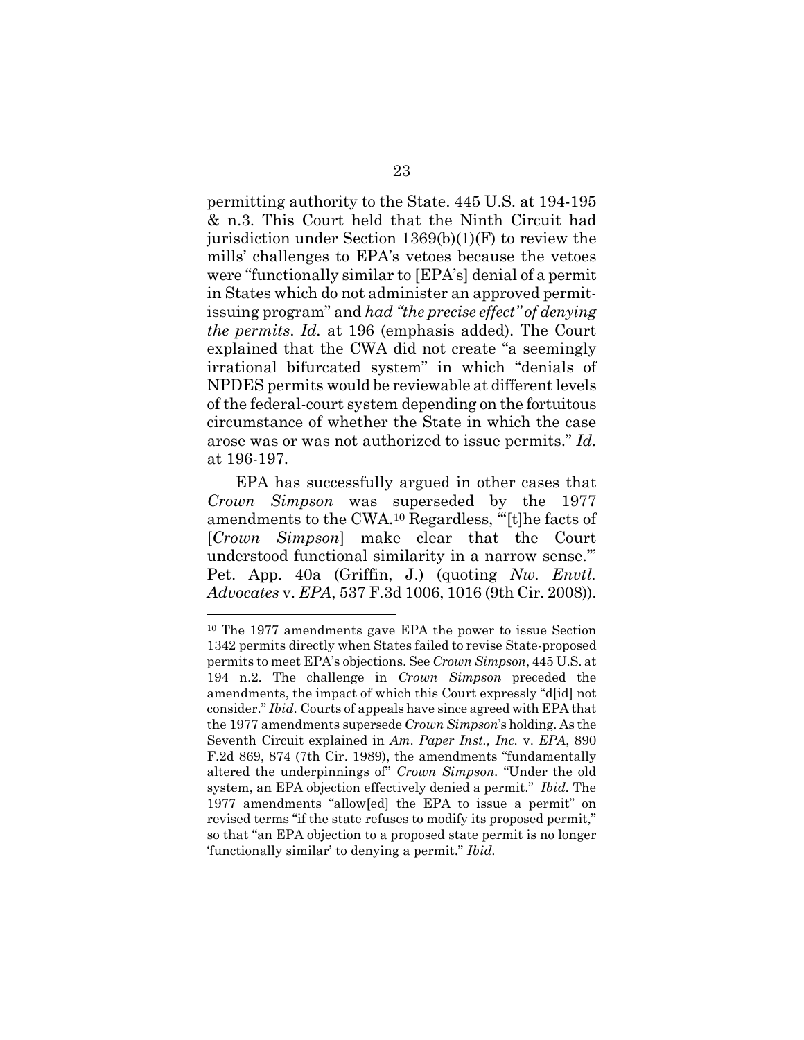permitting authority to the State. 445 U.S. at 194-195 & n.3. This Court held that the Ninth Circuit had jurisdiction under Section 1369(b)(1)(F) to review the mills' challenges to EPA's vetoes because the vetoes were "functionally similar to [EPA's] denial of a permit in States which do not administer an approved permit-issuing program" and *had "the precise effect" of denying the permits*. *Id.* at 196 (emphasis added). The Court explained that the CWA did not create "a seemingly irrational bifurcated system" in which "denials of NPDES permits would be reviewable at different levels of the federal-court system depending on the fortuitous circumstance of whether the State in which the case arose was or was not authorized to issue permits." *Id.* at 196-197.

EPA has successfully argued in other cases that *Crown Simpson* was superseded by the 1977 amendments to the CWA.[10] Regardless, "'[t]he facts of [*Crown Simpson*] make clear that the Court understood functional similarity in a narrow sense.'" Pet. App. 40a (Griffin, J.) (quoting *Nw. Envtl. Advocates* v. *EPA*, 537 F.3d 1006, 1016 (9th Cir. 2008)).

---

[10] The 1977 amendments gave EPA the power to issue Section 1342 permits directly when States failed to revise State-proposed permits to meet EPA's objections. See *Crown Simpson*, 445 U.S. at 194 n.2. The challenge in *Crown Simpson* preceded the amendments, the impact of which this Court expressly "d[id] not consider." *Ibid.* Courts of appeals have since agreed with EPA that the 1977 amendments supersede *Crown Simpson*'s holding. As the Seventh Circuit explained in *Am. Paper Inst., Inc.* v. *EPA*, 890 F.2d 869, 874 (7th Cir. 1989), the amendments "fundamentally altered the underpinnings of" *Crown Simpson*. "Under the old system, an EPA objection effectively denied a permit." *Ibid.* The 1977 amendments "allow[ed] the EPA to issue a permit" on revised terms "if the state refuses to modify its proposed permit," so that "an EPA objection to a proposed state permit is no longer 'functionally similar' to denying a permit." *Ibid.*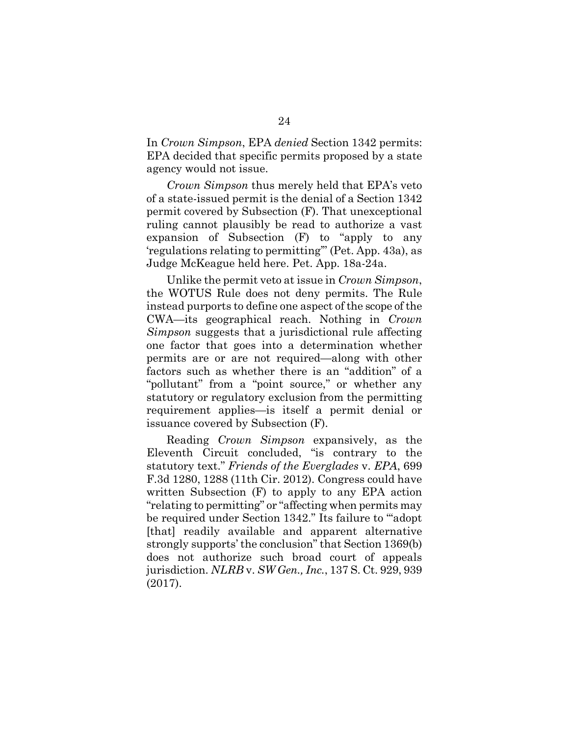In *Crown Simpson*, EPA *denied* Section 1342 permits: EPA decided that specific permits proposed by a state agency would not issue.

*Crown Simpson* thus merely held that EPA's veto of a state-issued permit is the denial of a Section 1342 permit covered by Subsection (F). That unexceptional ruling cannot plausibly be read to authorize a vast expansion of Subsection (F) to "apply to any 'regulations relating to permitting'" (Pet. App. 43a), as Judge McKeague held here. Pet. App. 18a-24a.

Unlike the permit veto at issue in *Crown Simpson*, the WOTUS Rule does not deny permits. The Rule instead purports to define one aspect of the scope of the CWA—its geographical reach. Nothing in *Crown Simpson* suggests that a jurisdictional rule affecting one factor that goes into a determination whether permits are or are not required—along with other factors such as whether there is an "addition" of a "pollutant" from a "point source," or whether any statutory or regulatory exclusion from the permitting requirement applies—is itself a permit denial or issuance covered by Subsection (F).

Reading *Crown Simpson* expansively, as the Eleventh Circuit concluded, "is contrary to the statutory text." *Friends of the Everglades* v. *EPA*, 699 F.3d 1280, 1288 (11th Cir. 2012). Congress could have written Subsection (F) to apply to any EPA action "relating to permitting" or "affecting when permits may be required under Section 1342." Its failure to "'adopt [that] readily available and apparent alternative strongly supports' the conclusion" that Section 1369(b) does not authorize such broad court of appeals jurisdiction. *NLRB* v. *SW Gen., Inc.*, 137 S. Ct. 929, 939 (2017).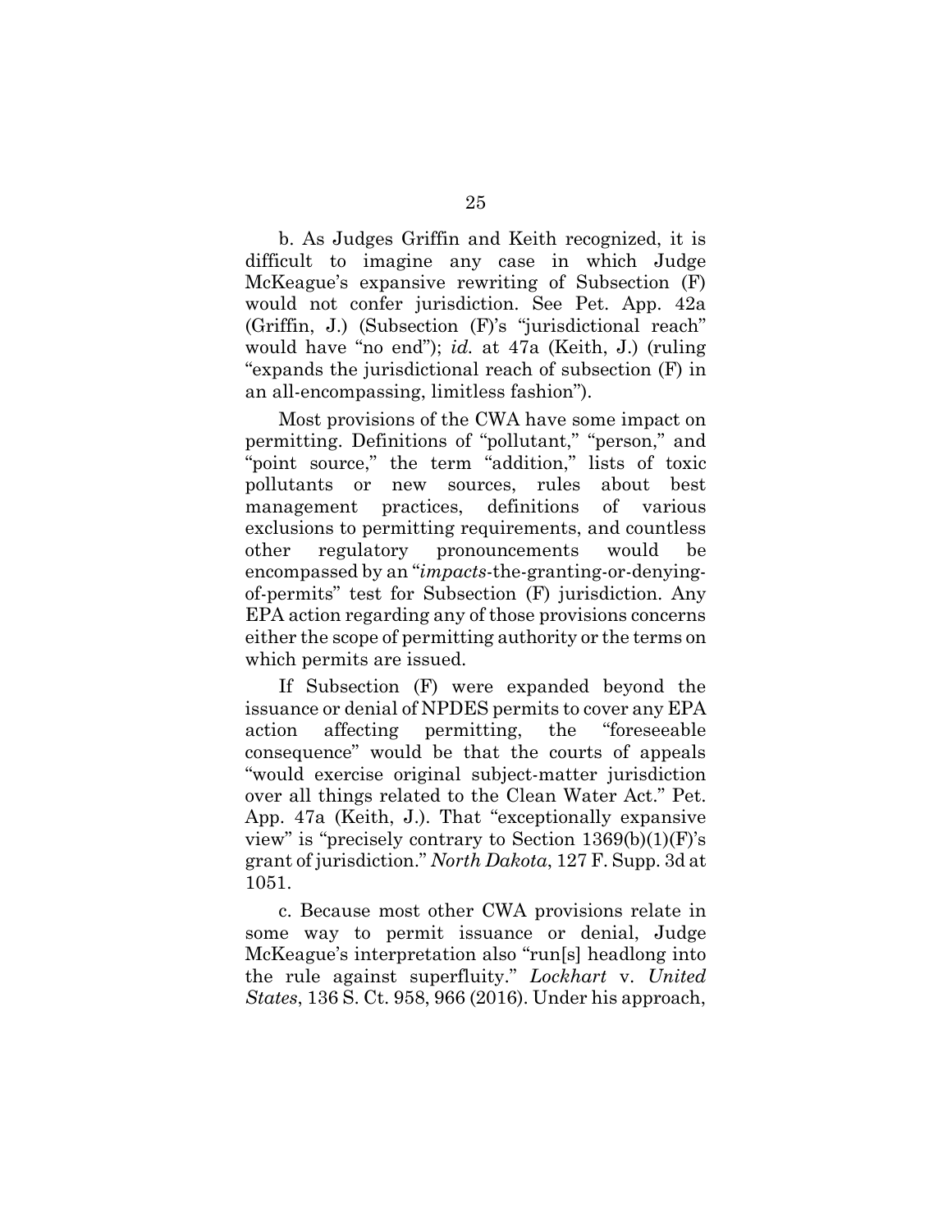b. As Judges Griffin and Keith recognized, it is difficult to imagine any case in which Judge McKeague's expansive rewriting of Subsection (F) would not confer jurisdiction. See Pet. App. 42a (Griffin, J.) (Subsection (F)'s "jurisdictional reach" would have "no end"); *id.* at 47a (Keith, J.) (ruling "expands the jurisdictional reach of subsection (F) in an all-encompassing, limitless fashion").

Most provisions of the CWA have some impact on permitting. Definitions of "pollutant," "person," and "point source," the term "addition," lists of toxic pollutants or new sources, rules about best management practices, definitions of various exclusions to permitting requirements, and countless other regulatory pronouncements would be encompassed by an "*impacts*-the-granting-or-denying-of-permits" test for Subsection (F) jurisdiction. Any EPA action regarding any of those provisions concerns either the scope of permitting authority or the terms on which permits are issued.

If Subsection (F) were expanded beyond the issuance or denial of NPDES permits to cover any EPA action affecting permitting, the "foreseeable consequence" would be that the courts of appeals "would exercise original subject-matter jurisdiction over all things related to the Clean Water Act." Pet. App. 47a (Keith, J.). That "exceptionally expansive view" is "precisely contrary to Section 1369(b)(1)(F)'s grant of jurisdiction." *North Dakota*, 127 F. Supp. 3d at 1051.

c. Because most other CWA provisions relate in some way to permit issuance or denial, Judge McKeague's interpretation also "run[s] headlong into the rule against superfluity." *Lockhart* v. *United States*, 136 S. Ct. 958, 966 (2016). Under his approach,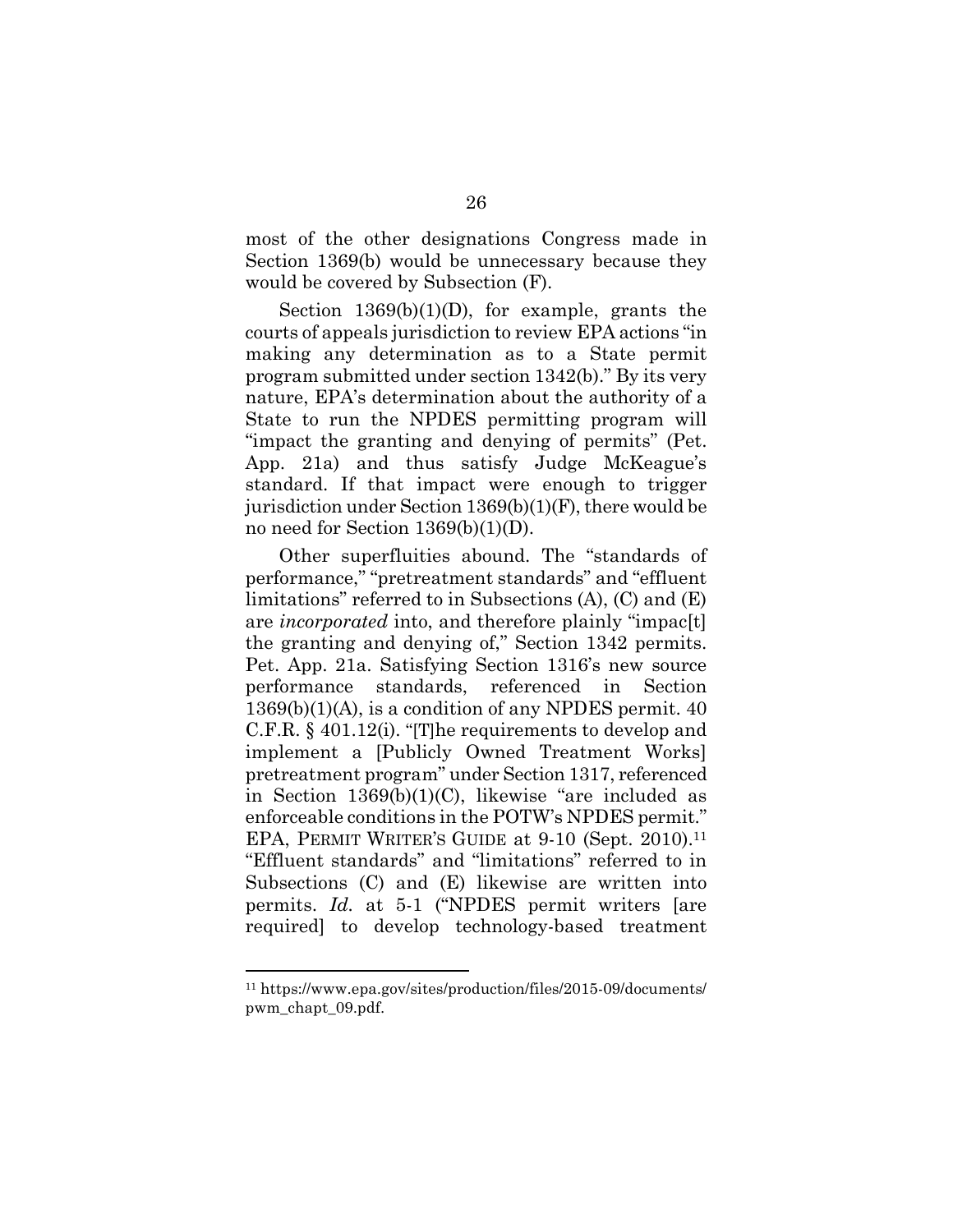most of the other designations Congress made in Section 1369(b) would be unnecessary because they would be covered by Subsection (F).

Section 1369(b)(1)(D), for example, grants the courts of appeals jurisdiction to review EPA actions "in making any determination as to a State permit program submitted under section 1342(b)." By its very nature, EPA's determination about the authority of a State to run the NPDES permitting program will "impact the granting and denying of permits" (Pet. App. 21a) and thus satisfy Judge McKeague's standard. If that impact were enough to trigger jurisdiction under Section 1369(b)(1)(F), there would be no need for Section 1369(b)(1)(D).

Other superfluities abound. The "standards of performance," "pretreatment standards" and "effluent limitations" referred to in Subsections (A), (C) and (E) are *incorporated* into, and therefore plainly "impac[t] the granting and denying of," Section 1342 permits. Pet. App. 21a. Satisfying Section 1316's new source performance standards, referenced in Section 1369(b)(1)(A), is a condition of any NPDES permit. 40 C.F.R. § 401.12(i). "[T]he requirements to develop and implement a [Publicly Owned Treatment Works] pretreatment program" under Section 1317, referenced in Section 1369(b)(1)(C), likewise "are included as enforceable conditions in the POTW's NPDES permit." EPA, PERMIT WRITER'S GUIDE at 9-10 (Sept. 2010).[11] "Effluent standards" and "limitations" referred to in Subsections (C) and (E) likewise are written into permits. *Id.* at 5-1 ("NPDES permit writers [are required] to develop technology-based treatment

---

[11] https://www.epa.gov/sites/production/files/2015-09/documents/pwm_chapt_09.pdf.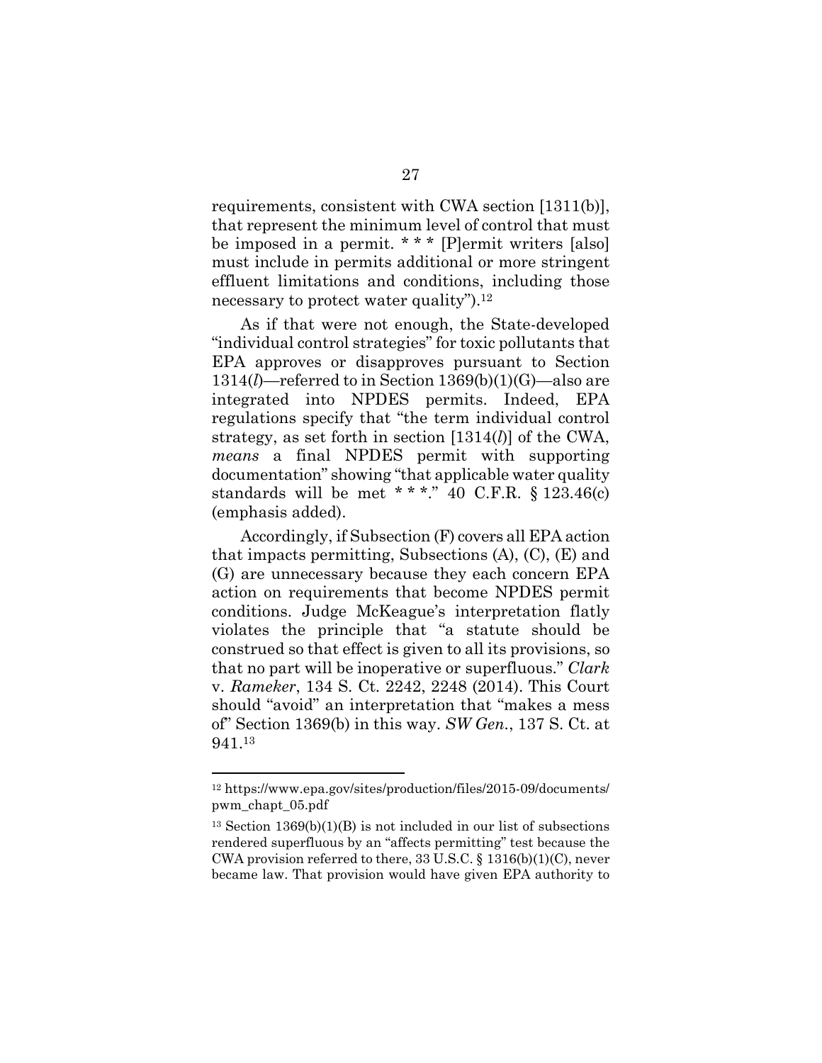requirements, consistent with CWA section [1311(b)], that represent the minimum level of control that must be imposed in a permit. * * * [P]ermit writers [also] must include in permits additional or more stringent effluent limitations and conditions, including those necessary to protect water quality").[12]

As if that were not enough, the State-developed "individual control strategies" for toxic pollutants that EPA approves or disapproves pursuant to Section 1314(*l*)—referred to in Section 1369(b)(1)(G)—also are integrated into NPDES permits. Indeed, EPA regulations specify that "the term individual control strategy, as set forth in section [1314(*l*)] of the CWA, *means* a final NPDES permit with supporting documentation" showing "that applicable water quality standards will be met * * *." 40 C.F.R. § 123.46(c) (emphasis added).

Accordingly, if Subsection (F) covers all EPA action that impacts permitting, Subsections (A), (C), (E) and (G) are unnecessary because they each concern EPA action on requirements that become NPDES permit conditions. Judge McKeague's interpretation flatly violates the principle that "a statute should be construed so that effect is given to all its provisions, so that no part will be inoperative or superfluous." *Clark* v. *Rameker*, 134 S. Ct. 2242, 2248 (2014). This Court should "avoid" an interpretation that "makes a mess of" Section 1369(b) in this way. *SW Gen.*, 137 S. Ct. at 941.[13]

---

[12] https://www.epa.gov/sites/production/files/2015-09/documents/pwm_chapt_05.pdf

[13] Section 1369(b)(1)(B) is not included in our list of subsections rendered superfluous by an "affects permitting" test because the CWA provision referred to there, 33 U.S.C. § 1316(b)(1)(C), never became law. That provision would have given EPA authority to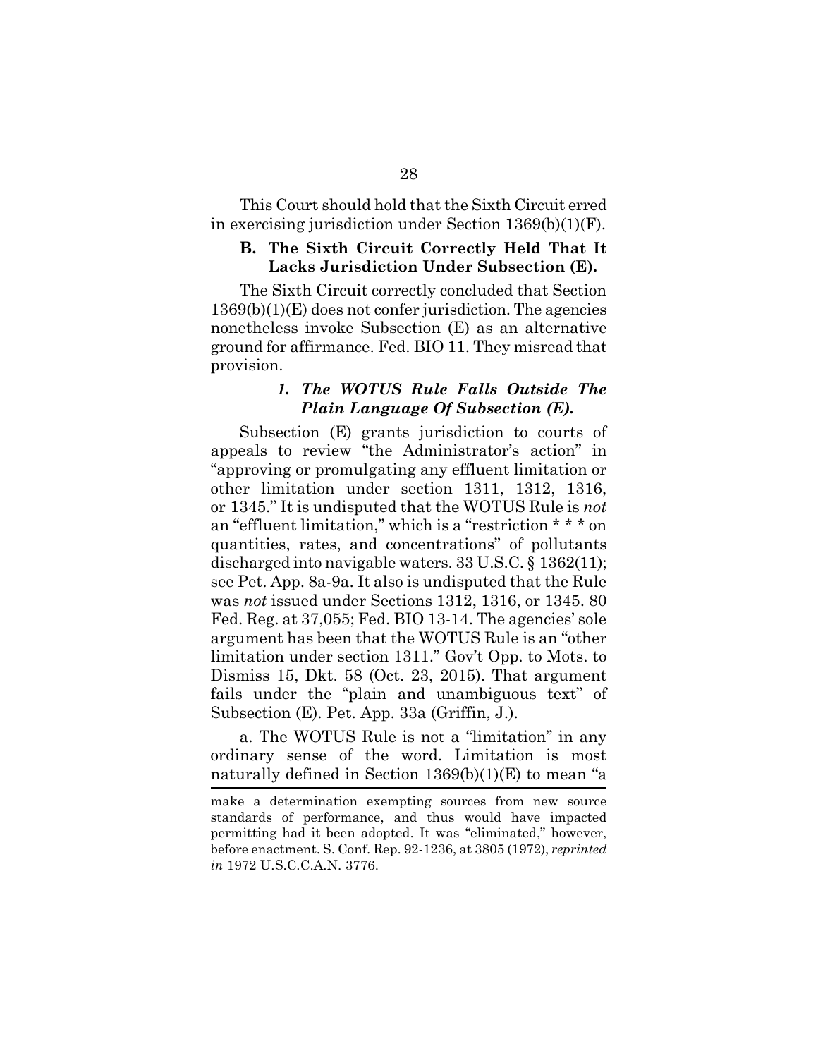This Court should hold that the Sixth Circuit erred in exercising jurisdiction under Section 1369(b)(1)(F).

### B. The Sixth Circuit Correctly Held That It Lacks Jurisdiction Under Subsection (E).

The Sixth Circuit correctly concluded that Section 1369(b)(1)(E) does not confer jurisdiction. The agencies nonetheless invoke Subsection (E) as an alternative ground for affirmance. Fed. BIO 11. They misread that provision.

#### *1. The WOTUS Rule Falls Outside The Plain Language Of Subsection (E).*

Subsection (E) grants jurisdiction to courts of appeals to review "the Administrator's action" in "approving or promulgating any effluent limitation or other limitation under section 1311, 1312, 1316, or 1345." It is undisputed that the WOTUS Rule is *not* an "effluent limitation," which is a "restriction * * * on quantities, rates, and concentrations" of pollutants discharged into navigable waters. 33 U.S.C. § 1362(11); see Pet. App. 8a-9a. It also is undisputed that the Rule was *not* issued under Sections 1312, 1316, or 1345. 80 Fed. Reg. at 37,055; Fed. BIO 13-14. The agencies' sole argument has been that the WOTUS Rule is an "other limitation under section 1311." Gov't Opp. to Mots. to Dismiss 15, Dkt. 58 (Oct. 23, 2015). That argument fails under the "plain and unambiguous text" of Subsection (E). Pet. App. 33a (Griffin, J.).

a. The WOTUS Rule is not a "limitation" in any ordinary sense of the word. Limitation is most naturally defined in Section 1369(b)(1)(E) to mean "a

---

make a determination exempting sources from new source standards of performance, and thus would have impacted permitting had it been adopted. It was "eliminated," however, before enactment. S. Conf. Rep. 92-1236, at 3805 (1972), *reprinted in* 1972 U.S.C.C.A.N. 3776.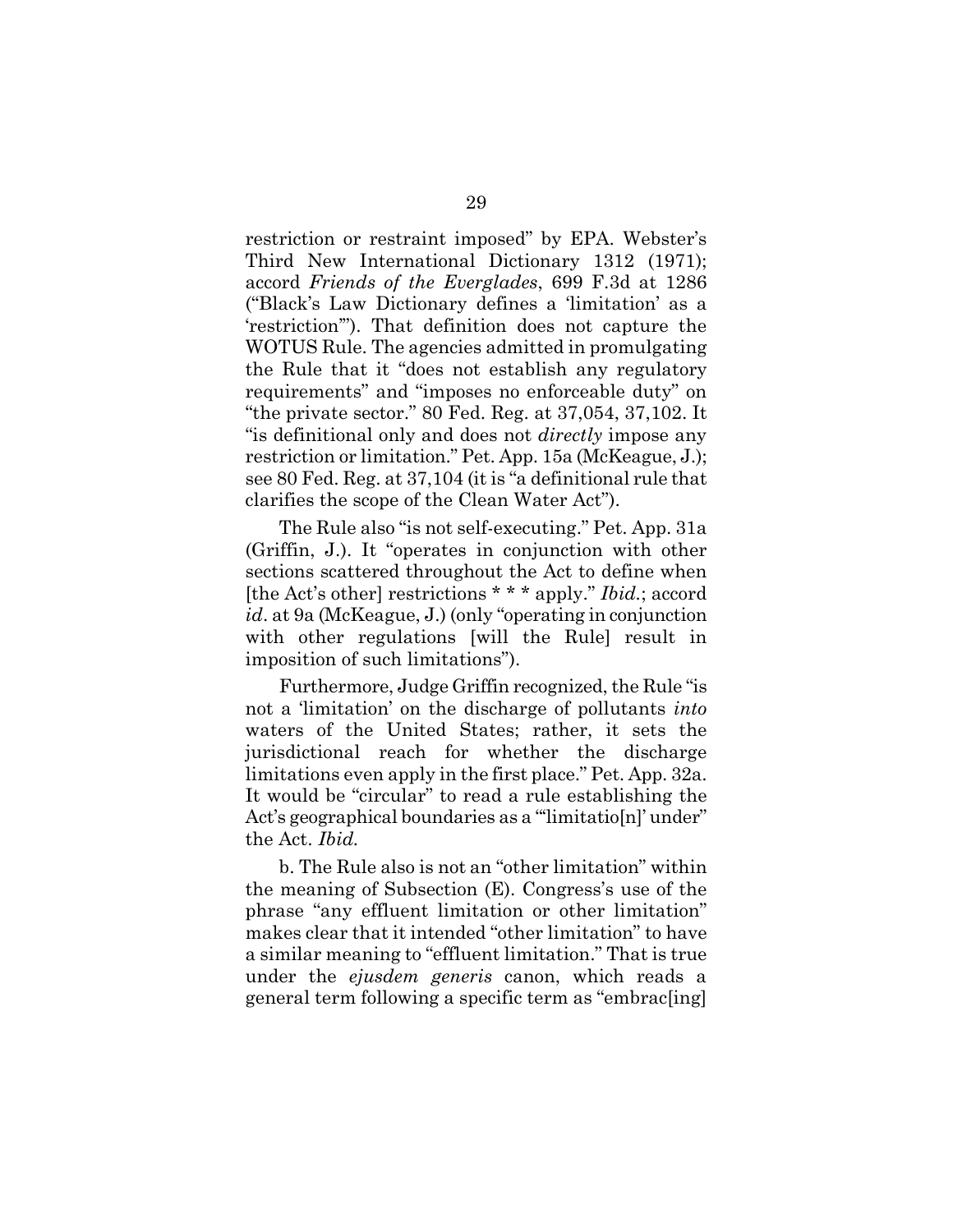restriction or restraint imposed" by EPA. Webster's Third New International Dictionary 1312 (1971); accord *Friends of the Everglades*, 699 F.3d at 1286 ("Black's Law Dictionary defines a 'limitation' as a 'restriction'"). That definition does not capture the WOTUS Rule. The agencies admitted in promulgating the Rule that it "does not establish any regulatory requirements" and "imposes no enforceable duty" on "the private sector." 80 Fed. Reg. at 37,054, 37,102. It "is definitional only and does not *directly* impose any restriction or limitation." Pet. App. 15a (McKeague, J.); see 80 Fed. Reg. at 37,104 (it is "a definitional rule that clarifies the scope of the Clean Water Act").

The Rule also "is not self-executing." Pet. App. 31a (Griffin, J.). It "operates in conjunction with other sections scattered throughout the Act to define when [the Act's other] restrictions * * * apply." *Ibid.*; accord *id*. at 9a (McKeague, J.) (only "operating in conjunction with other regulations [will the Rule] result in imposition of such limitations").

Furthermore, Judge Griffin recognized, the Rule "is not a 'limitation' on the discharge of pollutants *into* waters of the United States; rather, it sets the jurisdictional reach for whether the discharge limitations even apply in the first place." Pet. App. 32a. It would be "circular" to read a rule establishing the Act's geographical boundaries as a "'limitatio[n]' under" the Act. *Ibid.*

b. The Rule also is not an "other limitation" within the meaning of Subsection (E). Congress's use of the phrase "any effluent limitation or other limitation" makes clear that it intended "other limitation" to have a similar meaning to "effluent limitation." That is true under the *ejusdem generis* canon, which reads a general term following a specific term as "embrac[ing]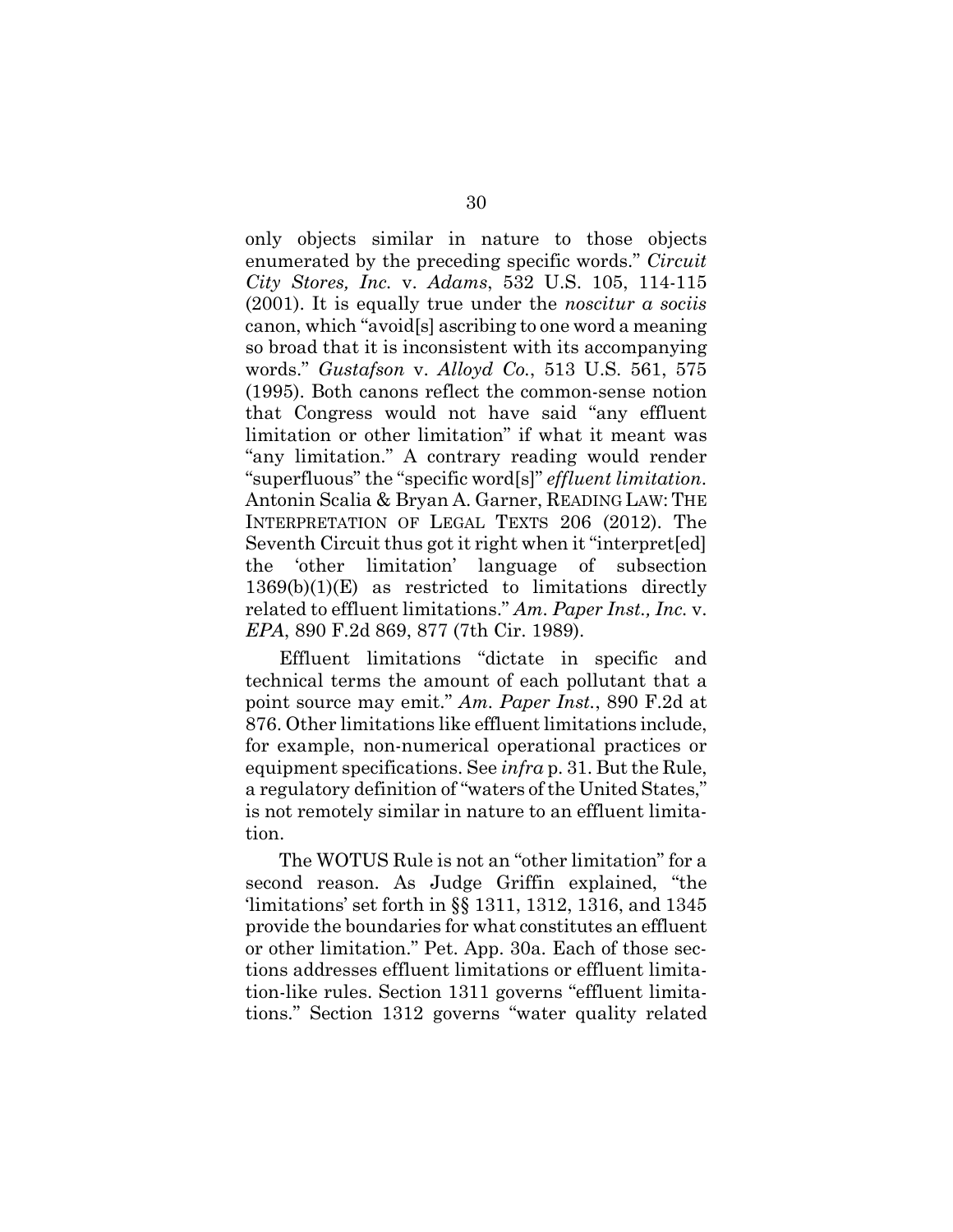only objects similar in nature to those objects enumerated by the preceding specific words." *Circuit City Stores, Inc.* v. *Adams*, 532 U.S. 105, 114-115 (2001). It is equally true under the *noscitur a sociis* canon, which "avoid[s] ascribing to one word a meaning so broad that it is inconsistent with its accompanying words." *Gustafson* v. *Alloyd Co.*, 513 U.S. 561, 575 (1995). Both canons reflect the common-sense notion that Congress would not have said "any effluent limitation or other limitation" if what it meant was "any limitation." A contrary reading would render "superfluous" the "specific word[s]" *effluent limitation*. Antonin Scalia & Bryan A. Garner, READING LAW: THE INTERPRETATION OF LEGAL TEXTS 206 (2012). The Seventh Circuit thus got it right when it "interpret[ed] the 'other limitation' language of subsection 1369(b)(1)(E) as restricted to limitations directly related to effluent limitations." *Am. Paper Inst., Inc.* v. *EPA*, 890 F.2d 869, 877 (7th Cir. 1989).

Effluent limitations "dictate in specific and technical terms the amount of each pollutant that a point source may emit." *Am. Paper Inst.*, 890 F.2d at 876. Other limitations like effluent limitations include, for example, non-numerical operational practices or equipment specifications. See *infra* p. 31. But the Rule, a regulatory definition of "waters of the United States," is not remotely similar in nature to an effluent limitation.

The WOTUS Rule is not an "other limitation" for a second reason. As Judge Griffin explained, "the 'limitations' set forth in §§ 1311, 1312, 1316, and 1345 provide the boundaries for what constitutes an effluent or other limitation." Pet. App. 30a. Each of those sections addresses effluent limitations or effluent limitation-like rules. Section 1311 governs "effluent limitations." Section 1312 governs "water quality related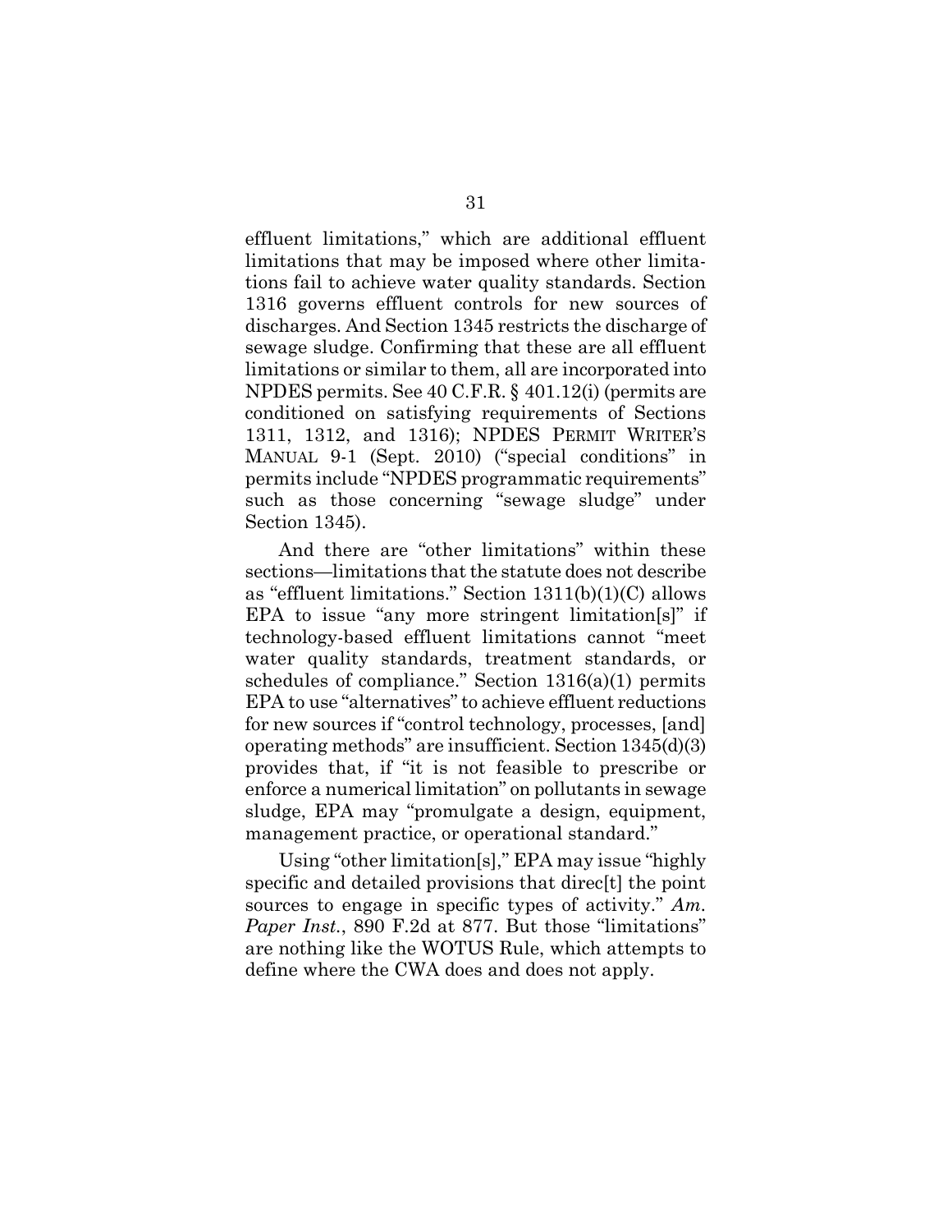effluent limitations," which are additional effluent limitations that may be imposed where other limitations fail to achieve water quality standards. Section 1316 governs effluent controls for new sources of discharges. And Section 1345 restricts the discharge of sewage sludge. Confirming that these are all effluent limitations or similar to them, all are incorporated into NPDES permits. See 40 C.F.R. § 401.12(i) (permits are conditioned on satisfying requirements of Sections 1311, 1312, and 1316); NPDES PERMIT WRITER'S MANUAL 9-1 (Sept. 2010) ("special conditions" in permits include "NPDES programmatic requirements" such as those concerning "sewage sludge" under Section 1345).

And there are "other limitations" within these sections—limitations that the statute does not describe as "effluent limitations." Section 1311(b)(1)(C) allows EPA to issue "any more stringent limitation[s]" if technology-based effluent limitations cannot "meet water quality standards, treatment standards, or schedules of compliance." Section 1316(a)(1) permits EPA to use "alternatives" to achieve effluent reductions for new sources if "control technology, processes, [and] operating methods" are insufficient. Section 1345(d)(3) provides that, if "it is not feasible to prescribe or enforce a numerical limitation" on pollutants in sewage sludge, EPA may "promulgate a design, equipment, management practice, or operational standard."

Using "other limitation[s]," EPA may issue "highly specific and detailed provisions that direc[t] the point sources to engage in specific types of activity." *Am. Paper Inst.*, 890 F.2d at 877. But those "limitations" are nothing like the WOTUS Rule, which attempts to define where the CWA does and does not apply.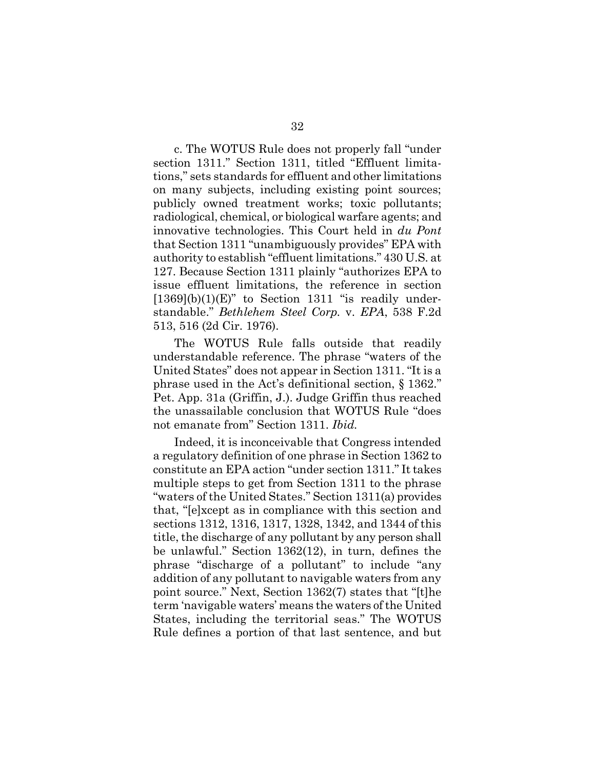c. The WOTUS Rule does not properly fall "under section 1311." Section 1311, titled "Effluent limitations," sets standards for effluent and other limitations on many subjects, including existing point sources; publicly owned treatment works; toxic pollutants; radiological, chemical, or biological warfare agents; and innovative technologies. This Court held in *du Pont* that Section 1311 "unambiguously provides" EPA with authority to establish "effluent limitations." 430 U.S. at 127. Because Section 1311 plainly "authorizes EPA to issue effluent limitations, the reference in section [1369](b)(1)(E)" to Section 1311 "is readily understandable." *Bethlehem Steel Corp.* v. *EPA*, 538 F.2d 513, 516 (2d Cir. 1976).

The WOTUS Rule falls outside that readily understandable reference. The phrase "waters of the United States" does not appear in Section 1311. "It is a phrase used in the Act's definitional section, § 1362." Pet. App. 31a (Griffin, J.). Judge Griffin thus reached the unassailable conclusion that WOTUS Rule "does not emanate from" Section 1311. *Ibid.*

Indeed, it is inconceivable that Congress intended a regulatory definition of one phrase in Section 1362 to constitute an EPA action "under section 1311." It takes multiple steps to get from Section 1311 to the phrase "waters of the United States." Section 1311(a) provides that, "[e]xcept as in compliance with this section and sections 1312, 1316, 1317, 1328, 1342, and 1344 of this title, the discharge of any pollutant by any person shall be unlawful." Section 1362(12), in turn, defines the phrase "discharge of a pollutant" to include "any addition of any pollutant to navigable waters from any point source." Next, Section 1362(7) states that "[t]he term 'navigable waters' means the waters of the United States, including the territorial seas." The WOTUS Rule defines a portion of that last sentence, and but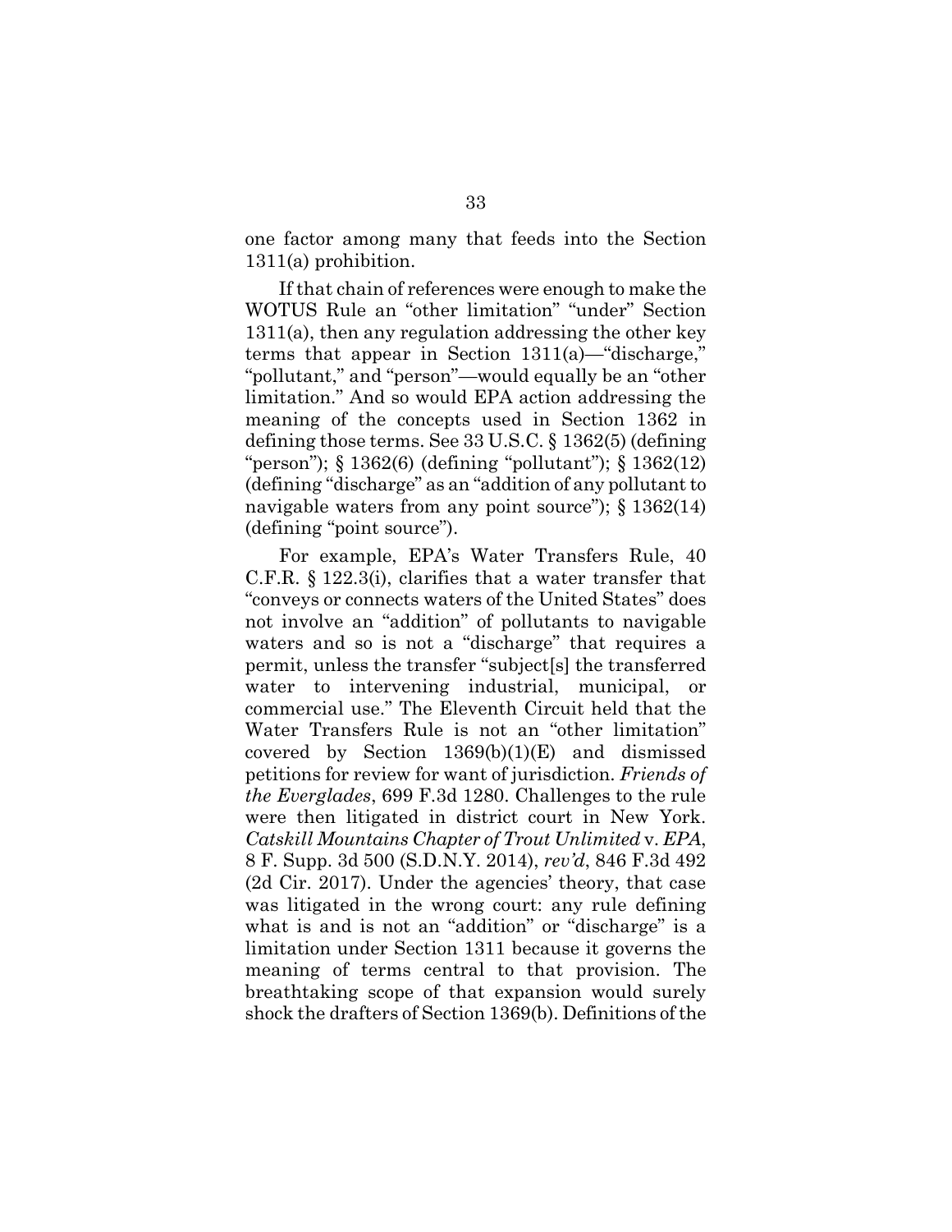one factor among many that feeds into the Section 1311(a) prohibition.

If that chain of references were enough to make the WOTUS Rule an "other limitation" "under" Section 1311(a), then any regulation addressing the other key terms that appear in Section 1311(a)—"discharge," "pollutant," and "person"—would equally be an "other limitation." And so would EPA action addressing the meaning of the concepts used in Section 1362 in defining those terms. See 33 U.S.C. § 1362(5) (defining "person"); § 1362(6) (defining "pollutant"); § 1362(12) (defining "discharge" as an "addition of any pollutant to navigable waters from any point source"); § 1362(14) (defining "point source").

For example, EPA's Water Transfers Rule, 40 C.F.R. § 122.3(i), clarifies that a water transfer that "conveys or connects waters of the United States" does not involve an "addition" of pollutants to navigable waters and so is not a "discharge" that requires a permit, unless the transfer "subject[s] the transferred water to intervening industrial, municipal, or commercial use." The Eleventh Circuit held that the Water Transfers Rule is not an "other limitation" covered by Section 1369(b)(1)(E) and dismissed petitions for review for want of jurisdiction. *Friends of the Everglades*, 699 F.3d 1280. Challenges to the rule were then litigated in district court in New York. *Catskill Mountains Chapter of Trout Unlimited* v. *EPA*, 8 F. Supp. 3d 500 (S.D.N.Y. 2014), *rev'd*, 846 F.3d 492 (2d Cir. 2017). Under the agencies' theory, that case was litigated in the wrong court: any rule defining what is and is not an "addition" or "discharge" is a limitation under Section 1311 because it governs the meaning of terms central to that provision. The breathtaking scope of that expansion would surely shock the drafters of Section 1369(b). Definitions of the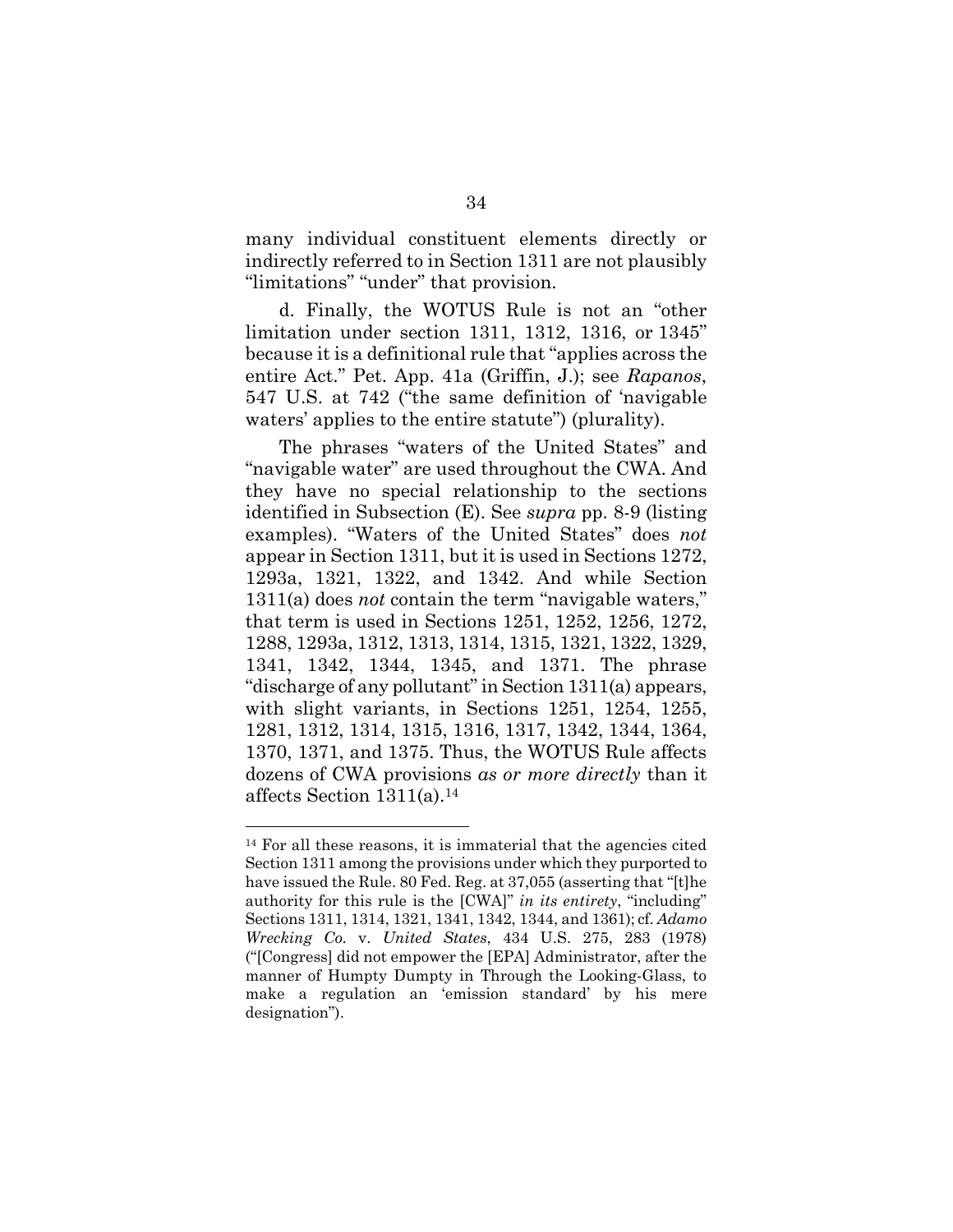many individual constituent elements directly or indirectly referred to in Section 1311 are not plausibly "limitations" "under" that provision.

d. Finally, the WOTUS Rule is not an "other limitation under section 1311, 1312, 1316, or 1345" because it is a definitional rule that "applies across the entire Act." Pet. App. 41a (Griffin, J.); see *Rapanos*, 547 U.S. at 742 ("the same definition of 'navigable waters' applies to the entire statute") (plurality).

The phrases "waters of the United States" and "navigable water" are used throughout the CWA. And they have no special relationship to the sections identified in Subsection (E). See *supra* pp. 8-9 (listing examples). "Waters of the United States" does *not* appear in Section 1311, but it is used in Sections 1272, 1293a, 1321, 1322, and 1342. And while Section 1311(a) does *not* contain the term "navigable waters," that term is used in Sections 1251, 1252, 1256, 1272, 1288, 1293a, 1312, 1313, 1314, 1315, 1321, 1322, 1329, 1341, 1342, 1344, 1345, and 1371. The phrase "discharge of any pollutant" in Section 1311(a) appears, with slight variants, in Sections 1251, 1254, 1255, 1281, 1312, 1314, 1315, 1316, 1317, 1342, 1344, 1364, 1370, 1371, and 1375. Thus, the WOTUS Rule affects dozens of CWA provisions *as or more directly* than it affects Section 1311(a).[14]

---

[14] For all these reasons, it is immaterial that the agencies cited Section 1311 among the provisions under which they purported to have issued the Rule. 80 Fed. Reg. at 37,055 (asserting that "[t]he authority for this rule is the [CWA]" *in its entirety*, "including" Sections 1311, 1314, 1321, 1341, 1342, 1344, and 1361); cf. *Adamo Wrecking Co.* v. *United States*, 434 U.S. 275, 283 (1978) ("[Congress] did not empower the [EPA] Administrator, after the manner of Humpty Dumpty in Through the Looking-Glass, to make a regulation an 'emission standard' by his mere designation").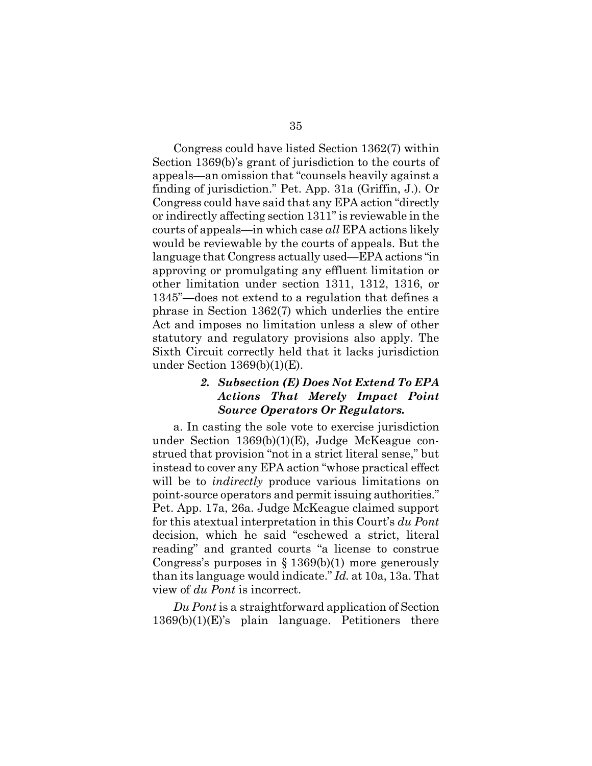Congress could have listed Section 1362(7) within Section 1369(b)'s grant of jurisdiction to the courts of appeals—an omission that "counsels heavily against a finding of jurisdiction." Pet. App. 31a (Griffin, J.). Or Congress could have said that any EPA action "directly or indirectly affecting section 1311" is reviewable in the courts of appeals—in which case *all* EPA actions likely would be reviewable by the courts of appeals. But the language that Congress actually used—EPA actions "in approving or promulgating any effluent limitation or other limitation under section 1311, 1312, 1316, or 1345"—does not extend to a regulation that defines a phrase in Section 1362(7) which underlies the entire Act and imposes no limitation unless a slew of other statutory and regulatory provisions also apply. The Sixth Circuit correctly held that it lacks jurisdiction under Section 1369(b)(1)(E).

### *2. Subsection (E) Does Not Extend To EPA Actions That Merely Impact Point Source Operators Or Regulators.*

a. In casting the sole vote to exercise jurisdiction under Section 1369(b)(1)(E), Judge McKeague construed that provision "not in a strict literal sense," but instead to cover any EPA action "whose practical effect will be to *indirectly* produce various limitations on point-source operators and permit issuing authorities." Pet. App. 17a, 26a. Judge McKeague claimed support for this atextual interpretation in this Court's *du Pont* decision, which he said "eschewed a strict, literal reading" and granted courts "a license to construe Congress's purposes in § 1369(b)(1) more generously than its language would indicate." *Id.* at 10a, 13a. That view of *du Pont* is incorrect.

*Du Pont* is a straightforward application of Section 1369(b)(1)(E)'s plain language. Petitioners there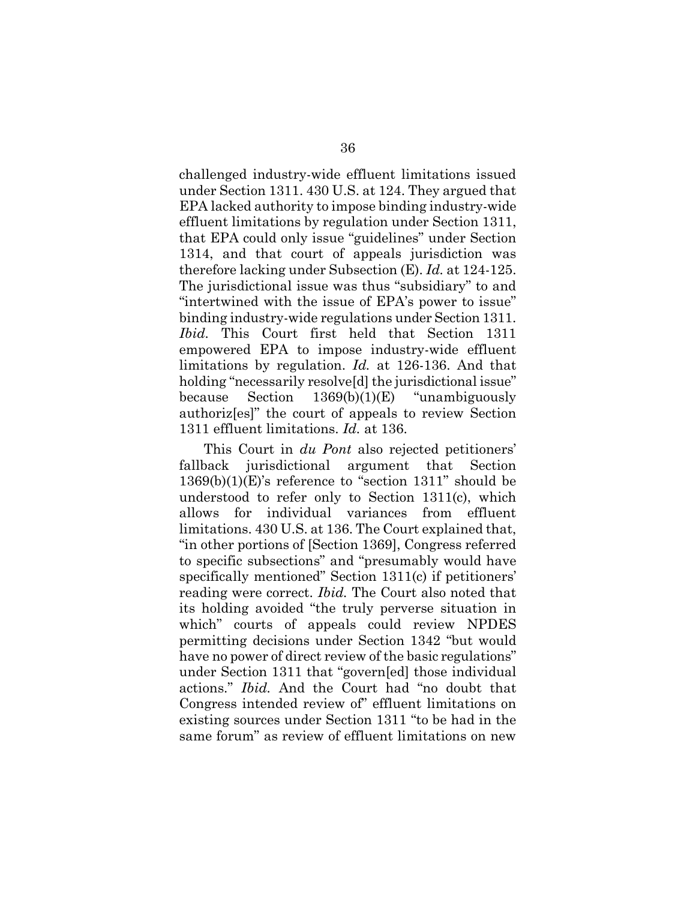challenged industry-wide effluent limitations issued under Section 1311. 430 U.S. at 124. They argued that EPA lacked authority to impose binding industry-wide effluent limitations by regulation under Section 1311, that EPA could only issue "guidelines" under Section 1314, and that court of appeals jurisdiction was therefore lacking under Subsection (E). *Id.* at 124-125. The jurisdictional issue was thus "subsidiary" to and "intertwined with the issue of EPA's power to issue" binding industry-wide regulations under Section 1311. *Ibid.* This Court first held that Section 1311 empowered EPA to impose industry-wide effluent limitations by regulation. *Id.* at 126-136. And that holding "necessarily resolve[d] the jurisdictional issue" because Section 1369(b)(1)(E) "unambiguously authoriz[es]" the court of appeals to review Section 1311 effluent limitations. *Id.* at 136.

This Court in *du Pont* also rejected petitioners' fallback jurisdictional argument that Section 1369(b)(1)(E)'s reference to "section 1311" should be understood to refer only to Section 1311(c), which allows for individual variances from effluent limitations. 430 U.S. at 136. The Court explained that, "in other portions of [Section 1369], Congress referred to specific subsections" and "presumably would have specifically mentioned" Section 1311(c) if petitioners' reading were correct. *Ibid.* The Court also noted that its holding avoided "the truly perverse situation in which" courts of appeals could review NPDES permitting decisions under Section 1342 "but would have no power of direct review of the basic regulations" under Section 1311 that "govern[ed] those individual actions." *Ibid.* And the Court had "no doubt that Congress intended review of" effluent limitations on existing sources under Section 1311 "to be had in the same forum" as review of effluent limitations on new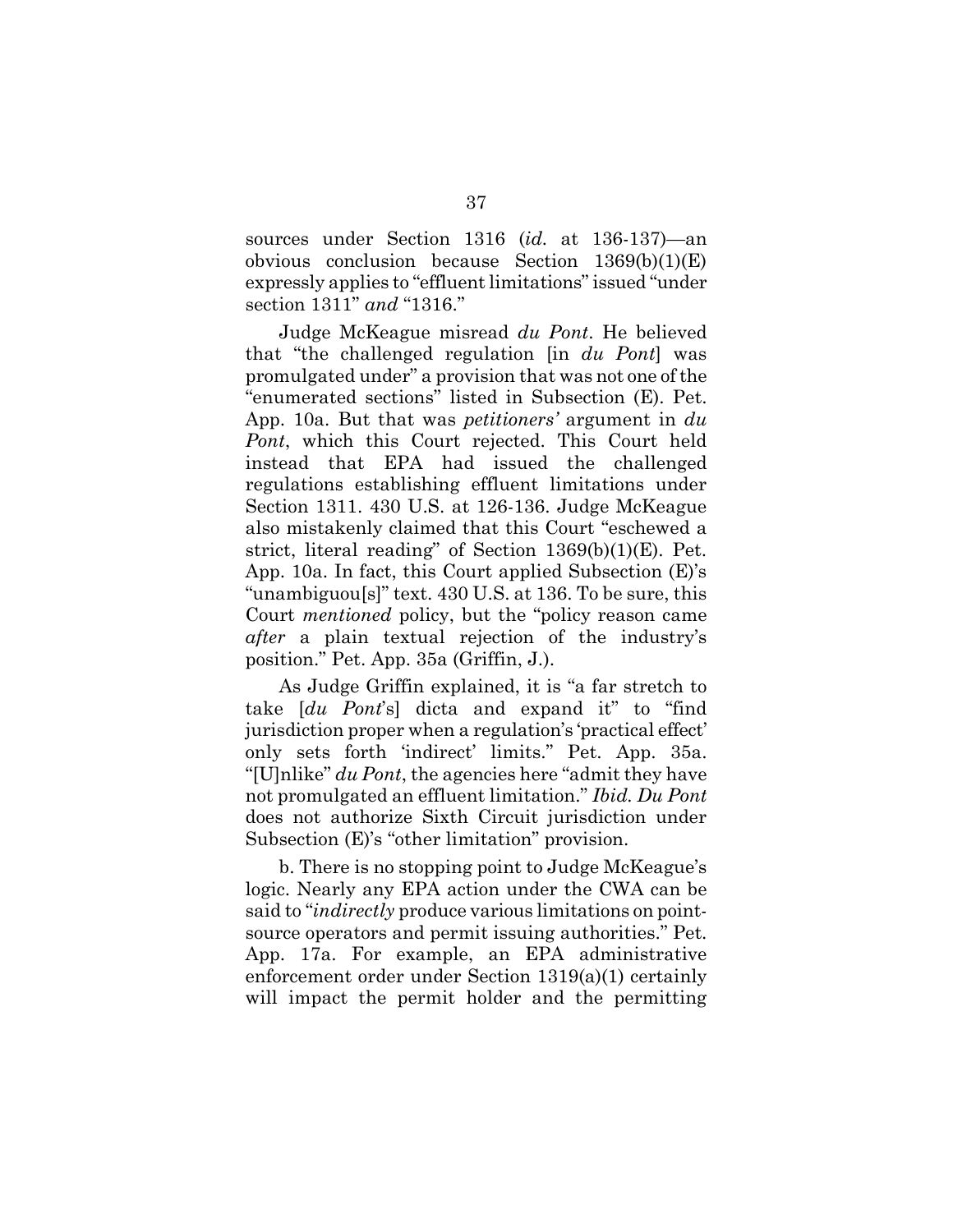sources under Section 1316 (*id.* at 136-137)—an obvious conclusion because Section 1369(b)(1)(E) expressly applies to "effluent limitations" issued "under section 1311" *and* "1316."

Judge McKeague misread *du Pont*. He believed that "the challenged regulation [in *du Pont*] was promulgated under" a provision that was not one of the "enumerated sections" listed in Subsection (E). Pet. App. 10a. But that was *petitioners'* argument in *du Pont*, which this Court rejected. This Court held instead that EPA had issued the challenged regulations establishing effluent limitations under Section 1311. 430 U.S. at 126-136. Judge McKeague also mistakenly claimed that this Court "eschewed a strict, literal reading" of Section 1369(b)(1)(E). Pet. App. 10a. In fact, this Court applied Subsection (E)'s "unambiguou[s]" text. 430 U.S. at 136. To be sure, this Court *mentioned* policy, but the "policy reason came *after* a plain textual rejection of the industry's position." Pet. App. 35a (Griffin, J.).

As Judge Griffin explained, it is "a far stretch to take [*du Pont*'s] dicta and expand it" to "find jurisdiction proper when a regulation's 'practical effect' only sets forth 'indirect' limits." Pet. App. 35a. "[U]nlike" *du Pont*, the agencies here "admit they have not promulgated an effluent limitation." *Ibid. Du Pont* does not authorize Sixth Circuit jurisdiction under Subsection (E)'s "other limitation" provision.

b. There is no stopping point to Judge McKeague's logic. Nearly any EPA action under the CWA can be said to "*indirectly* produce various limitations on point-source operators and permit issuing authorities." Pet. App. 17a. For example, an EPA administrative enforcement order under Section 1319(a)(1) certainly will impact the permit holder and the permitting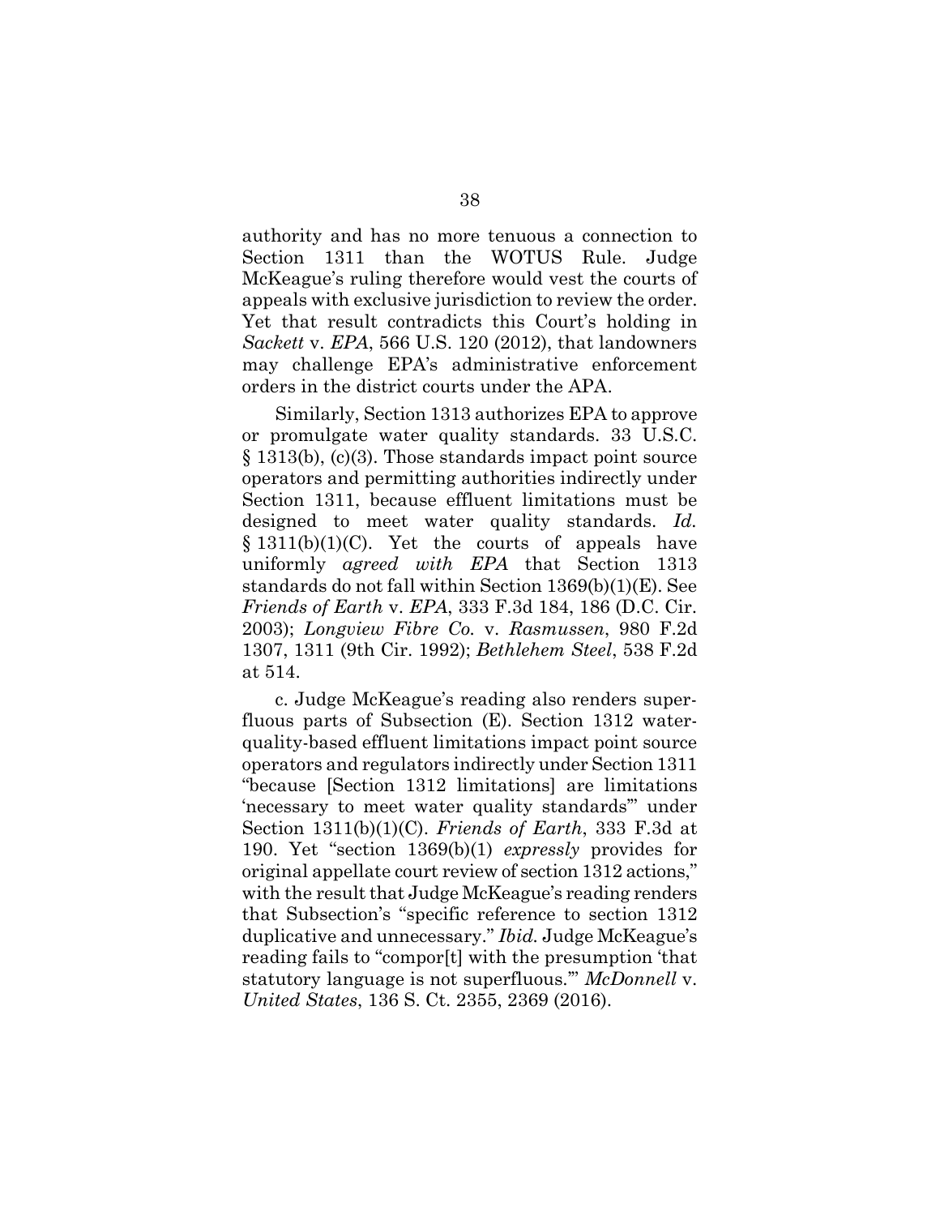authority and has no more tenuous a connection to Section 1311 than the WOTUS Rule. Judge McKeague's ruling therefore would vest the courts of appeals with exclusive jurisdiction to review the order. Yet that result contradicts this Court's holding in *Sackett* v. *EPA*, 566 U.S. 120 (2012), that landowners may challenge EPA's administrative enforcement orders in the district courts under the APA.

Similarly, Section 1313 authorizes EPA to approve or promulgate water quality standards. 33 U.S.C. § 1313(b), (c)(3). Those standards impact point source operators and permitting authorities indirectly under Section 1311, because effluent limitations must be designed to meet water quality standards. *Id.* § 1311(b)(1)(C). Yet the courts of appeals have uniformly *agreed with EPA* that Section 1313 standards do not fall within Section 1369(b)(1)(E). See *Friends of Earth* v. *EPA*, 333 F.3d 184, 186 (D.C. Cir. 2003); *Longview Fibre Co.* v. *Rasmussen*, 980 F.2d 1307, 1311 (9th Cir. 1992); *Bethlehem Steel*, 538 F.2d at 514.

c. Judge McKeague's reading also renders superfluous parts of Subsection (E). Section 1312 water-quality-based effluent limitations impact point source operators and regulators indirectly under Section 1311 "because [Section 1312 limitations] are limitations 'necessary to meet water quality standards'" under Section 1311(b)(1)(C). *Friends of Earth*, 333 F.3d at 190. Yet "section 1369(b)(1) *expressly* provides for original appellate court review of section 1312 actions," with the result that Judge McKeague's reading renders that Subsection's "specific reference to section 1312 duplicative and unnecessary." *Ibid.* Judge McKeague's reading fails to "compor[t] with the presumption 'that statutory language is not superfluous.'" *McDonnell* v. *United States*, 136 S. Ct. 2355, 2369 (2016).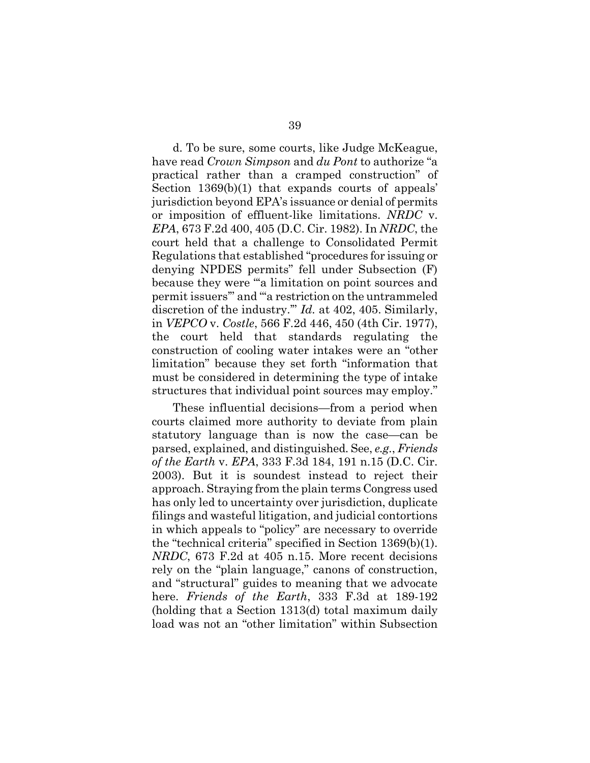d. To be sure, some courts, like Judge McKeague, have read *Crown Simpson* and *du Pont* to authorize "a practical rather than a cramped construction" of Section 1369(b)(1) that expands courts of appeals' jurisdiction beyond EPA's issuance or denial of permits or imposition of effluent-like limitations. *NRDC* v. *EPA*, 673 F.2d 400, 405 (D.C. Cir. 1982). In *NRDC*, the court held that a challenge to Consolidated Permit Regulations that established "procedures for issuing or denying NPDES permits" fell under Subsection (F) because they were "'a limitation on point sources and permit issuers'" and "'a restriction on the untrammeled discretion of the industry.'" *Id.* at 402, 405. Similarly, in *VEPCO* v. *Costle*, 566 F.2d 446, 450 (4th Cir. 1977), the court held that standards regulating the construction of cooling water intakes were an "other limitation" because they set forth "information that must be considered in determining the type of intake structures that individual point sources may employ."

These influential decisions—from a period when courts claimed more authority to deviate from plain statutory language than is now the case—can be parsed, explained, and distinguished. See, *e.g.*, *Friends of the Earth* v. *EPA*, 333 F.3d 184, 191 n.15 (D.C. Cir. 2003). But it is soundest instead to reject their approach. Straying from the plain terms Congress used has only led to uncertainty over jurisdiction, duplicate filings and wasteful litigation, and judicial contortions in which appeals to "policy" are necessary to override the "technical criteria" specified in Section 1369(b)(1). *NRDC*, 673 F.2d at 405 n.15. More recent decisions rely on the "plain language," canons of construction, and "structural" guides to meaning that we advocate here. *Friends of the Earth*, 333 F.3d at 189-192 (holding that a Section 1313(d) total maximum daily load was not an "other limitation" within Subsection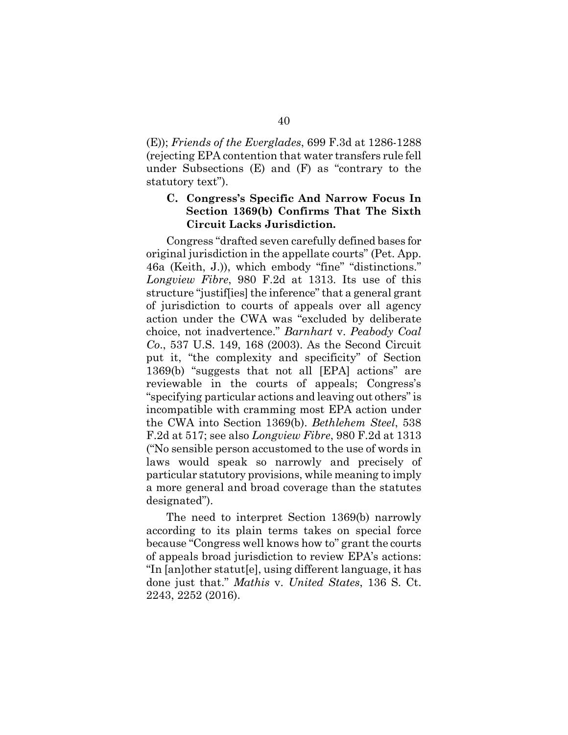(E)); *Friends of the Everglades*, 699 F.3d at 1286-1288 (rejecting EPA contention that water transfers rule fell under Subsections (E) and (F) as "contrary to the statutory text").

### C. Congress's Specific And Narrow Focus In Section 1369(b) Confirms That The Sixth Circuit Lacks Jurisdiction.

Congress "drafted seven carefully defined bases for original jurisdiction in the appellate courts" (Pet. App. 46a (Keith, J.)), which embody "fine" "distinctions." *Longview Fibre*, 980 F.2d at 1313. Its use of this structure "justif[ies] the inference" that a general grant of jurisdiction to courts of appeals over all agency action under the CWA was "excluded by deliberate choice, not inadvertence." *Barnhart* v. *Peabody Coal Co*., 537 U.S. 149, 168 (2003). As the Second Circuit put it, "the complexity and specificity" of Section 1369(b) "suggests that not all [EPA] actions" are reviewable in the courts of appeals; Congress's "specifying particular actions and leaving out others" is incompatible with cramming most EPA action under the CWA into Section 1369(b). *Bethlehem Steel*, 538 F.2d at 517; see also *Longview Fibre*, 980 F.2d at 1313 ("No sensible person accustomed to the use of words in laws would speak so narrowly and precisely of particular statutory provisions, while meaning to imply a more general and broad coverage than the statutes designated").

The need to interpret Section 1369(b) narrowly according to its plain terms takes on special force because "Congress well knows how to" grant the courts of appeals broad jurisdiction to review EPA's actions: "In [an]other statut[e], using different language, it has done just that." *Mathis* v. *United States*, 136 S. Ct. 2243, 2252 (2016).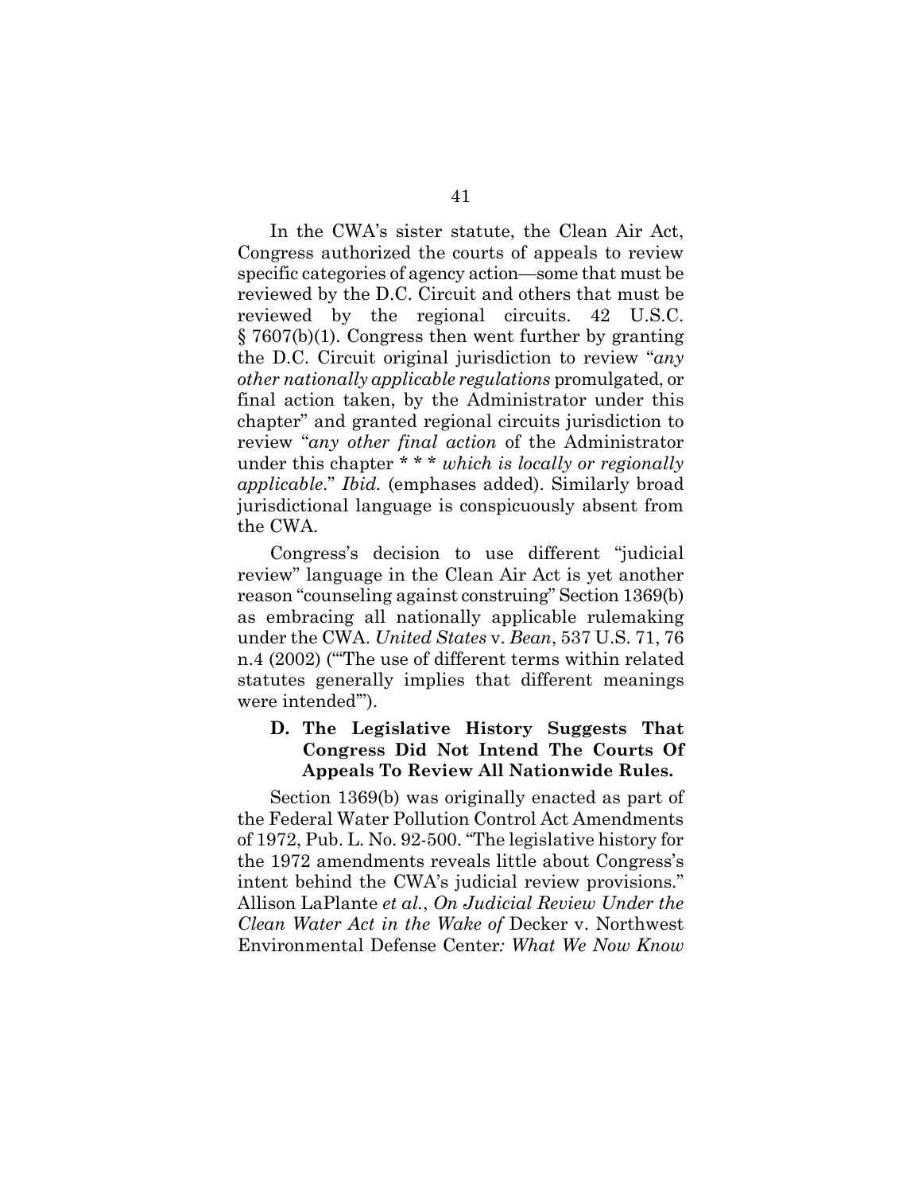In the CWA's sister statute, the Clean Air Act, Congress authorized the courts of appeals to review specific categories of agency action—some that must be reviewed by the D.C. Circuit and others that must be reviewed by the regional circuits. 42 U.S.C. § 7607(b)(1). Congress then went further by granting the D.C. Circuit original jurisdiction to review "*any other nationally applicable regulations* promulgated, or final action taken, by the Administrator under this chapter" and granted regional circuits jurisdiction to review "*any other final action* of the Administrator under this chapter * * * *which is locally or regionally applicable*." *Ibid.* (emphases added). Similarly broad jurisdictional language is conspicuously absent from the CWA.

Congress's decision to use different "judicial review" language in the Clean Air Act is yet another reason "counseling against construing" Section 1369(b) as embracing all nationally applicable rulemaking under the CWA. *United States* v. *Bean*, 537 U.S. 71, 76 n.4 (2002) ("'The use of different terms within related statutes generally implies that different meanings were intended'").

### D. The Legislative History Suggests That Congress Did Not Intend The Courts Of Appeals To Review All Nationwide Rules.

Section 1369(b) was originally enacted as part of the Federal Water Pollution Control Act Amendments of 1972, Pub. L. No. 92-500. "The legislative history for the 1972 amendments reveals little about Congress's intent behind the CWA's judicial review provisions." Allison LaPlante *et al.*, *On Judicial Review Under the Clean Water Act in the Wake of* Decker v. Northwest Environmental Defense Center*: What We Now Know*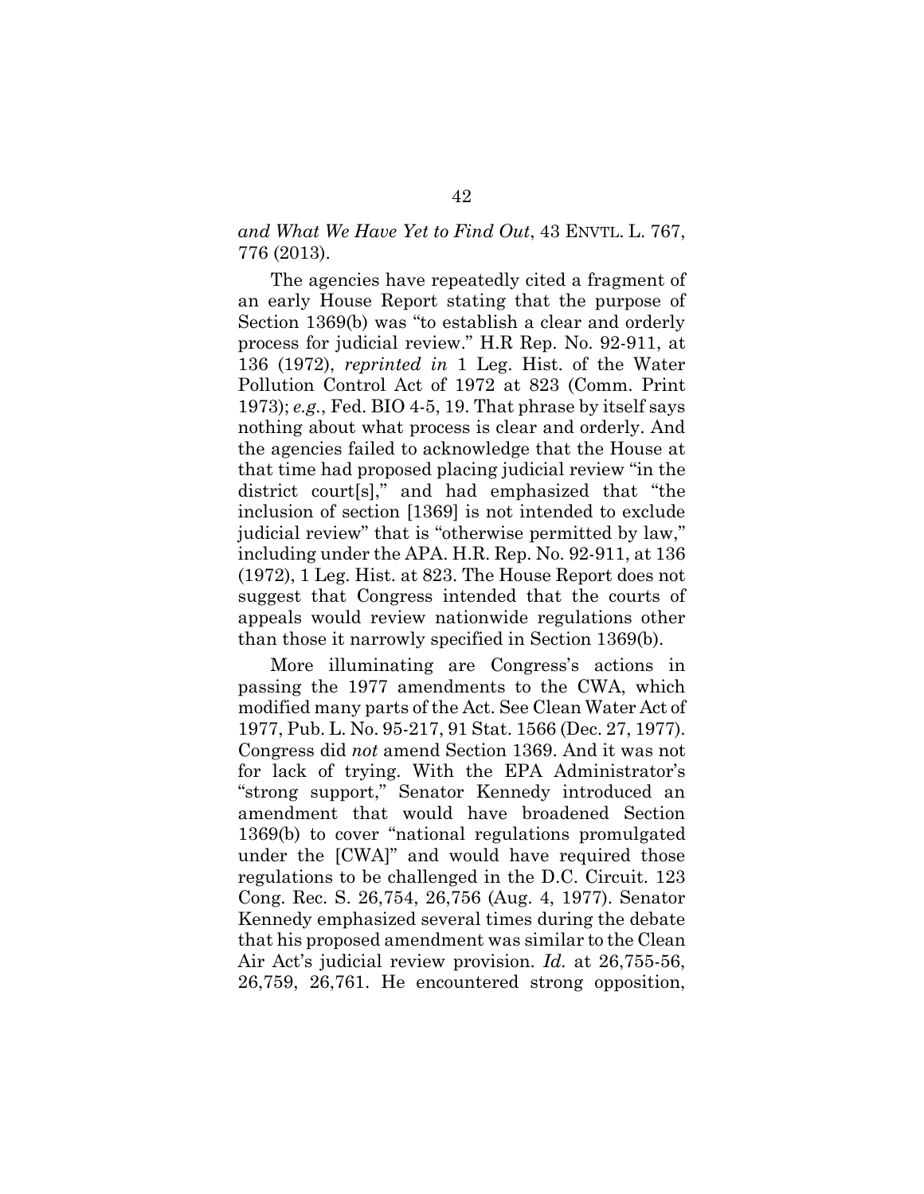*and What We Have Yet to Find Out*, 43 ENVTL. L. 767, 776 (2013).

The agencies have repeatedly cited a fragment of an early House Report stating that the purpose of Section 1369(b) was "to establish a clear and orderly process for judicial review." H.R Rep. No. 92-911, at 136 (1972), *reprinted in* 1 Leg. Hist. of the Water Pollution Control Act of 1972 at 823 (Comm. Print 1973); *e.g.*, Fed. BIO 4-5, 19. That phrase by itself says nothing about what process is clear and orderly. And the agencies failed to acknowledge that the House at that time had proposed placing judicial review "in the district court[s]," and had emphasized that "the inclusion of section [1369] is not intended to exclude judicial review" that is "otherwise permitted by law," including under the APA. H.R. Rep. No. 92-911, at 136 (1972), 1 Leg. Hist. at 823. The House Report does not suggest that Congress intended that the courts of appeals would review nationwide regulations other than those it narrowly specified in Section 1369(b).

More illuminating are Congress's actions in passing the 1977 amendments to the CWA, which modified many parts of the Act. See Clean Water Act of 1977, Pub. L. No. 95-217, 91 Stat. 1566 (Dec. 27, 1977). Congress did *not* amend Section 1369. And it was not for lack of trying. With the EPA Administrator's "strong support," Senator Kennedy introduced an amendment that would have broadened Section 1369(b) to cover "national regulations promulgated under the [CWA]" and would have required those regulations to be challenged in the D.C. Circuit. 123 Cong. Rec. S. 26,754, 26,756 (Aug. 4, 1977). Senator Kennedy emphasized several times during the debate that his proposed amendment was similar to the Clean Air Act's judicial review provision. *Id.* at 26,755-56, 26,759, 26,761. He encountered strong opposition,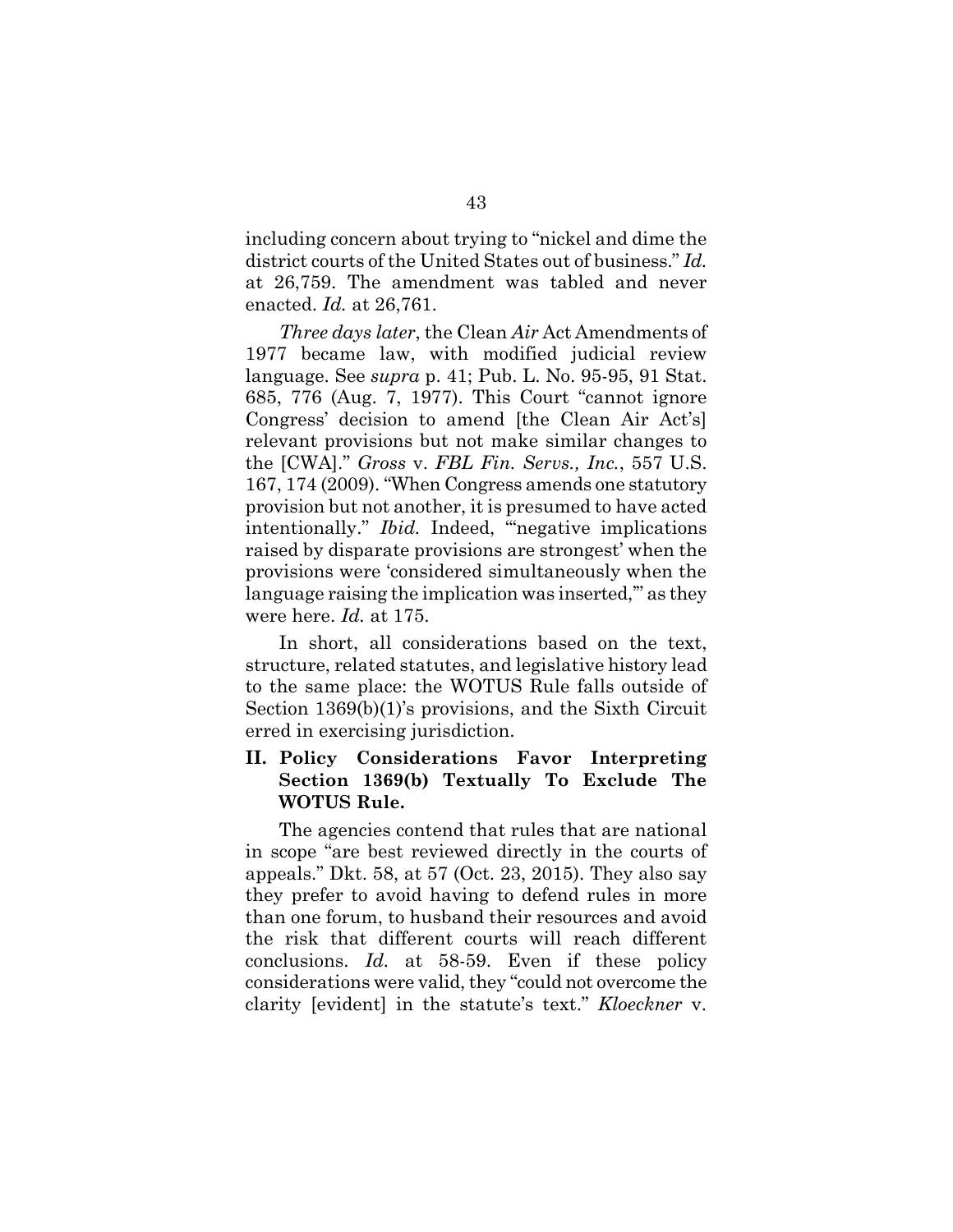including concern about trying to "nickel and dime the district courts of the United States out of business." *Id.* at 26,759. The amendment was tabled and never enacted. *Id.* at 26,761.

*Three days later*, the Clean *Air* Act Amendments of 1977 became law, with modified judicial review language. See *supra* p. 41; Pub. L. No. 95-95, 91 Stat. 685, 776 (Aug. 7, 1977). This Court "cannot ignore Congress' decision to amend [the Clean Air Act's] relevant provisions but not make similar changes to the [CWA]." *Gross* v. *FBL Fin. Servs., Inc.*, 557 U.S. 167, 174 (2009). "When Congress amends one statutory provision but not another, it is presumed to have acted intentionally." *Ibid.* Indeed, "'negative implications raised by disparate provisions are strongest' when the provisions were 'considered simultaneously when the language raising the implication was inserted,'" as they were here. *Id.* at 175.

In short, all considerations based on the text, structure, related statutes, and legislative history lead to the same place: the WOTUS Rule falls outside of Section 1369(b)(1)'s provisions, and the Sixth Circuit erred in exercising jurisdiction.

## II. Policy Considerations Favor Interpreting Section 1369(b) Textually To Exclude The WOTUS Rule.

The agencies contend that rules that are national in scope "are best reviewed directly in the courts of appeals." Dkt. 58, at 57 (Oct. 23, 2015). They also say they prefer to avoid having to defend rules in more than one forum, to husband their resources and avoid the risk that different courts will reach different conclusions. *Id.* at 58-59. Even if these policy considerations were valid, they "could not overcome the clarity [evident] in the statute's text." *Kloeckner* v.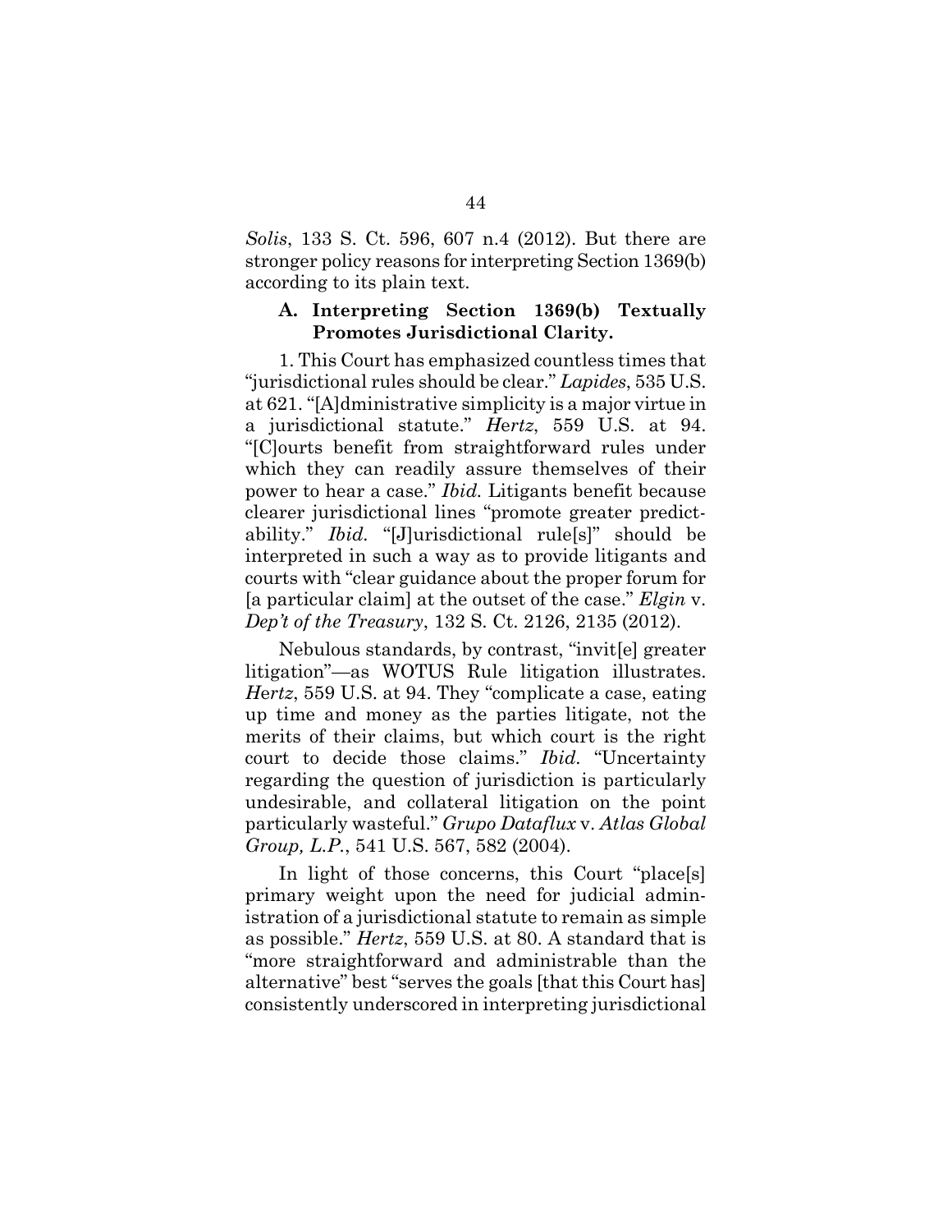*Solis*, 133 S. Ct. 596, 607 n.4 (2012). But there are stronger policy reasons for interpreting Section 1369(b) according to its plain text.

### A. Interpreting Section 1369(b) Textually Promotes Jurisdictional Clarity.

1. This Court has emphasized countless times that "jurisdictional rules should be clear." *Lapides*, 535 U.S. at 621. "[A]dministrative simplicity is a major virtue in a jurisdictional statute." *Hertz*, 559 U.S. at 94. "[C]ourts benefit from straightforward rules under which they can readily assure themselves of their power to hear a case." *Ibid.* Litigants benefit because clearer jurisdictional lines "promote greater predictability." *Ibid.* "[J]urisdictional rule[s]" should be interpreted in such a way as to provide litigants and courts with "clear guidance about the proper forum for [a particular claim] at the outset of the case." *Elgin* v. *Dep't of the Treasury*, 132 S. Ct. 2126, 2135 (2012).

Nebulous standards, by contrast, "invit[e] greater litigation"—as WOTUS Rule litigation illustrates. *Hertz*, 559 U.S. at 94. They "complicate a case, eating up time and money as the parties litigate, not the merits of their claims, but which court is the right court to decide those claims." *Ibid.* "Uncertainty regarding the question of jurisdiction is particularly undesirable, and collateral litigation on the point particularly wasteful." *Grupo Dataflux* v. *Atlas Global Group, L.P.*, 541 U.S. 567, 582 (2004).

In light of those concerns, this Court "place[s] primary weight upon the need for judicial administration of a jurisdictional statute to remain as simple as possible." *Hertz*, 559 U.S. at 80. A standard that is "more straightforward and administrable than the alternative" best "serves the goals [that this Court has] consistently underscored in interpreting jurisdictional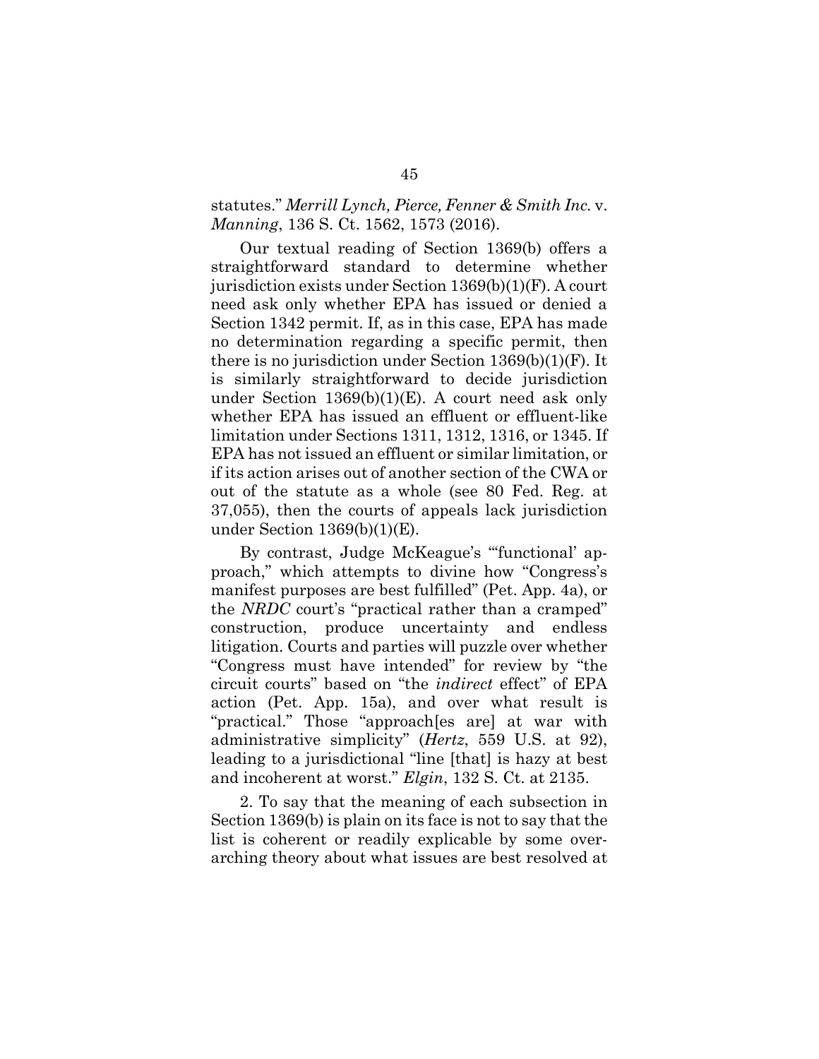statutes." *Merrill Lynch, Pierce, Fenner & Smith Inc.* v. *Manning*, 136 S. Ct. 1562, 1573 (2016).

Our textual reading of Section 1369(b) offers a straightforward standard to determine whether jurisdiction exists under Section 1369(b)(1)(F). A court need ask only whether EPA has issued or denied a Section 1342 permit. If, as in this case, EPA has made no determination regarding a specific permit, then there is no jurisdiction under Section 1369(b)(1)(F). It is similarly straightforward to decide jurisdiction under Section 1369(b)(1)(E). A court need ask only whether EPA has issued an effluent or effluent-like limitation under Sections 1311, 1312, 1316, or 1345. If EPA has not issued an effluent or similar limitation, or if its action arises out of another section of the CWA or out of the statute as a whole (see 80 Fed. Reg. at 37,055), then the courts of appeals lack jurisdiction under Section 1369(b)(1)(E).

By contrast, Judge McKeague's "'functional' approach," which attempts to divine how "Congress's manifest purposes are best fulfilled" (Pet. App. 4a), or the *NRDC* court's "practical rather than a cramped" construction, produce uncertainty and endless litigation. Courts and parties will puzzle over whether "Congress must have intended" for review by "the circuit courts" based on "the *indirect* effect" of EPA action (Pet. App. 15a), and over what result is "practical." Those "approach[es are] at war with administrative simplicity" (*Hertz*, 559 U.S. at 92), leading to a jurisdictional "line [that] is hazy at best and incoherent at worst." *Elgin*, 132 S. Ct. at 2135.

2. To say that the meaning of each subsection in Section 1369(b) is plain on its face is not to say that the list is coherent or readily explicable by some over-arching theory about what issues are best resolved at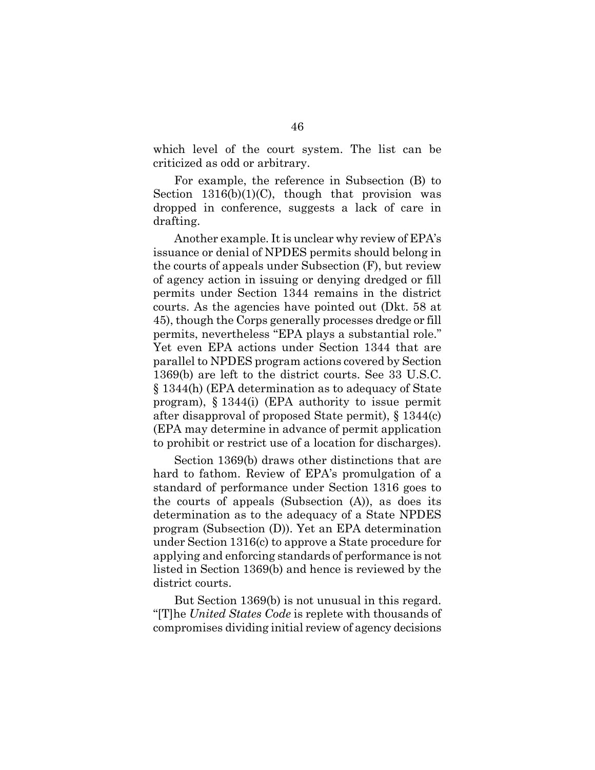which level of the court system. The list can be criticized as odd or arbitrary.

For example, the reference in Subsection (B) to Section 1316(b)(1)(C), though that provision was dropped in conference, suggests a lack of care in drafting.

Another example. It is unclear why review of EPA's issuance or denial of NPDES permits should belong in the courts of appeals under Subsection (F), but review of agency action in issuing or denying dredged or fill permits under Section 1344 remains in the district courts. As the agencies have pointed out (Dkt. 58 at 45), though the Corps generally processes dredge or fill permits, nevertheless "EPA plays a substantial role." Yet even EPA actions under Section 1344 that are parallel to NPDES program actions covered by Section 1369(b) are left to the district courts. See 33 U.S.C. § 1344(h) (EPA determination as to adequacy of State program), § 1344(i) (EPA authority to issue permit after disapproval of proposed State permit), § 1344(c) (EPA may determine in advance of permit application to prohibit or restrict use of a location for discharges).

Section 1369(b) draws other distinctions that are hard to fathom. Review of EPA's promulgation of a standard of performance under Section 1316 goes to the courts of appeals (Subsection (A)), as does its determination as to the adequacy of a State NPDES program (Subsection (D)). Yet an EPA determination under Section 1316(c) to approve a State procedure for applying and enforcing standards of performance is not listed in Section 1369(b) and hence is reviewed by the district courts.

But Section 1369(b) is not unusual in this regard. "[T]he *United States Code* is replete with thousands of compromises dividing initial review of agency decisions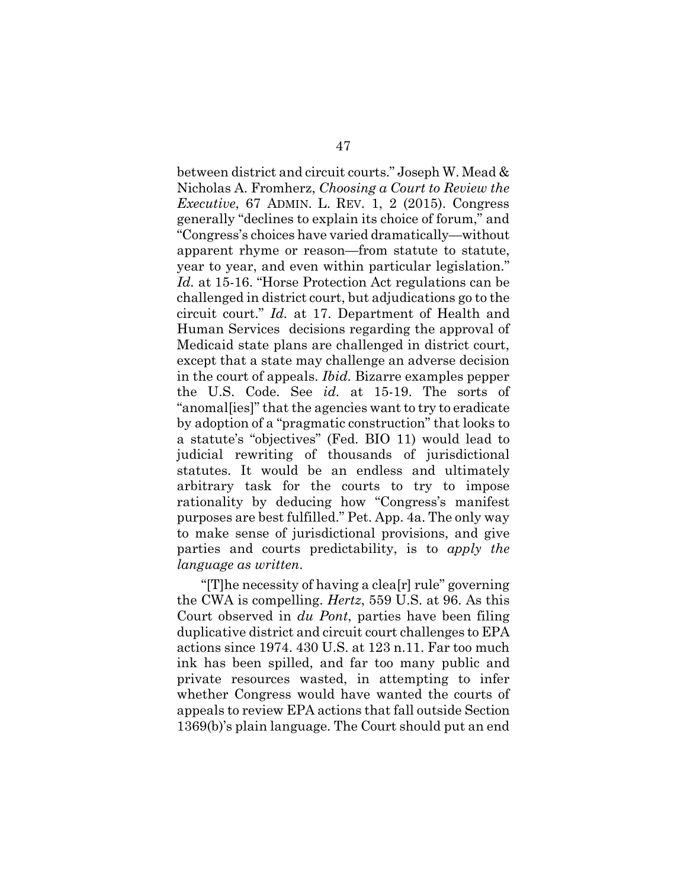between district and circuit courts." Joseph W. Mead & Nicholas A. Fromherz, *Choosing a Court to Review the Executive*, 67 ADMIN. L. REV. 1, 2 (2015). Congress generally "declines to explain its choice of forum," and "Congress's choices have varied dramatically—without apparent rhyme or reason—from statute to statute, year to year, and even within particular legislation." *Id.* at 15-16. "Horse Protection Act regulations can be challenged in district court, but adjudications go to the circuit court." *Id.* at 17. Department of Health and Human Services decisions regarding the approval of Medicaid state plans are challenged in district court, except that a state may challenge an adverse decision in the court of appeals. *Ibid.* Bizarre examples pepper the U.S. Code. See *id.* at 15-19. The sorts of "anomal[ies]" that the agencies want to try to eradicate by adoption of a "pragmatic construction" that looks to a statute's "objectives" (Fed. BIO 11) would lead to judicial rewriting of thousands of jurisdictional statutes. It would be an endless and ultimately arbitrary task for the courts to try to impose rationality by deducing how "Congress's manifest purposes are best fulfilled." Pet. App. 4a. The only way to make sense of jurisdictional provisions, and give parties and courts predictability, is to *apply the language as written*.

"[T]he necessity of having a clea[r] rule" governing the CWA is compelling. *Hertz*, 559 U.S. at 96. As this Court observed in *du Pont*, parties have been filing duplicative district and circuit court challenges to EPA actions since 1974. 430 U.S. at 123 n.11. Far too much ink has been spilled, and far too many public and private resources wasted, in attempting to infer whether Congress would have wanted the courts of appeals to review EPA actions that fall outside Section 1369(b)'s plain language. The Court should put an end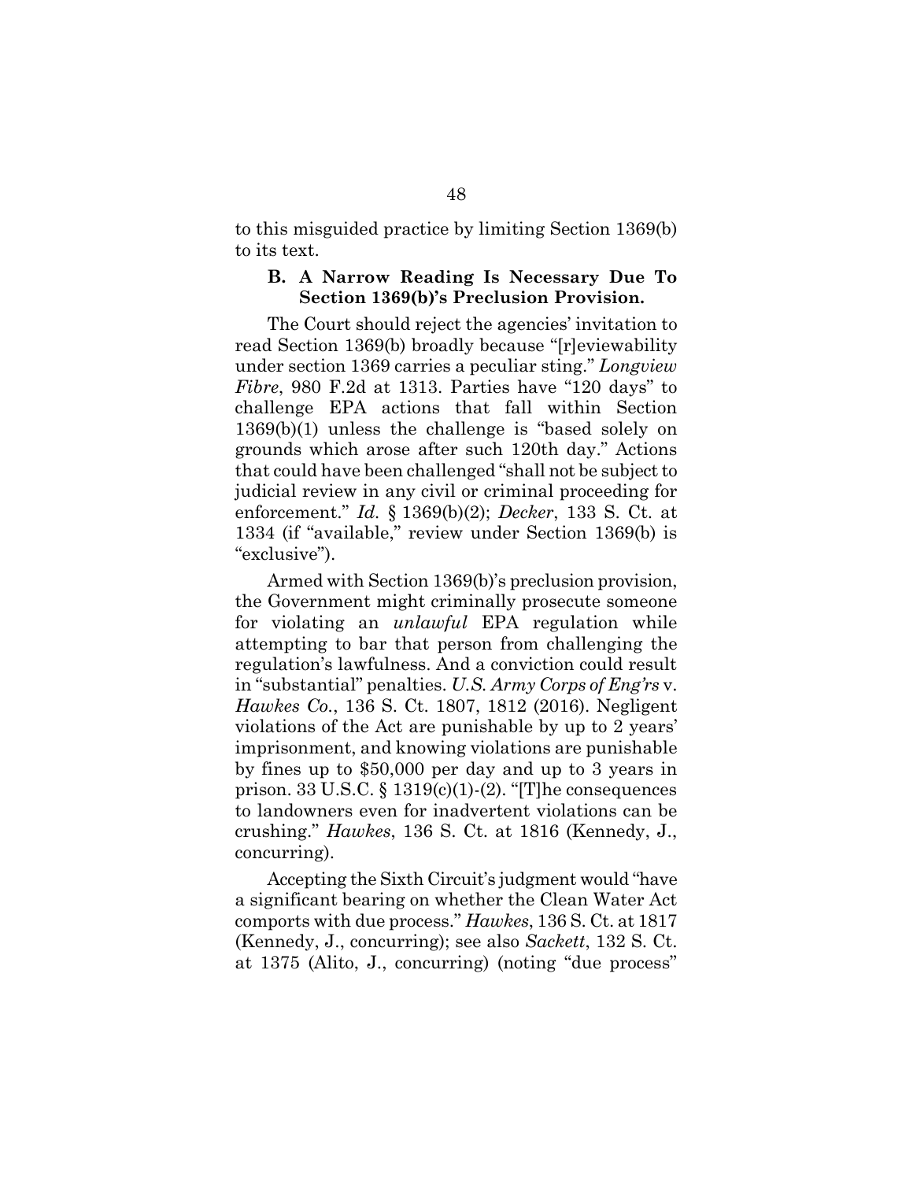to this misguided practice by limiting Section 1369(b) to its text.

### B. A Narrow Reading Is Necessary Due To Section 1369(b)'s Preclusion Provision.

The Court should reject the agencies' invitation to read Section 1369(b) broadly because "[r]eviewability under section 1369 carries a peculiar sting." *Longview Fibre*, 980 F.2d at 1313. Parties have "120 days" to challenge EPA actions that fall within Section 1369(b)(1) unless the challenge is "based solely on grounds which arose after such 120th day." Actions that could have been challenged "shall not be subject to judicial review in any civil or criminal proceeding for enforcement." *Id.* § 1369(b)(2); *Decker*, 133 S. Ct. at 1334 (if "available," review under Section 1369(b) is "exclusive").

Armed with Section 1369(b)'s preclusion provision, the Government might criminally prosecute someone for violating an *unlawful* EPA regulation while attempting to bar that person from challenging the regulation's lawfulness. And a conviction could result in "substantial" penalties. *U.S. Army Corps of Eng'rs* v. *Hawkes Co.*, 136 S. Ct. 1807, 1812 (2016). Negligent violations of the Act are punishable by up to 2 years' imprisonment, and knowing violations are punishable by fines up to $50,000 per day and up to 3 years in prison. 33 U.S.C. § 1319(c)(1)-(2). "[T]he consequences to landowners even for inadvertent violations can be crushing." *Hawkes*, 136 S. Ct. at 1816 (Kennedy, J., concurring).

Accepting the Sixth Circuit's judgment would "have a significant bearing on whether the Clean Water Act comports with due process." *Hawkes*, 136 S. Ct. at 1817 (Kennedy, J., concurring); see also *Sackett*, 132 S. Ct. at 1375 (Alito, J., concurring) (noting "due process"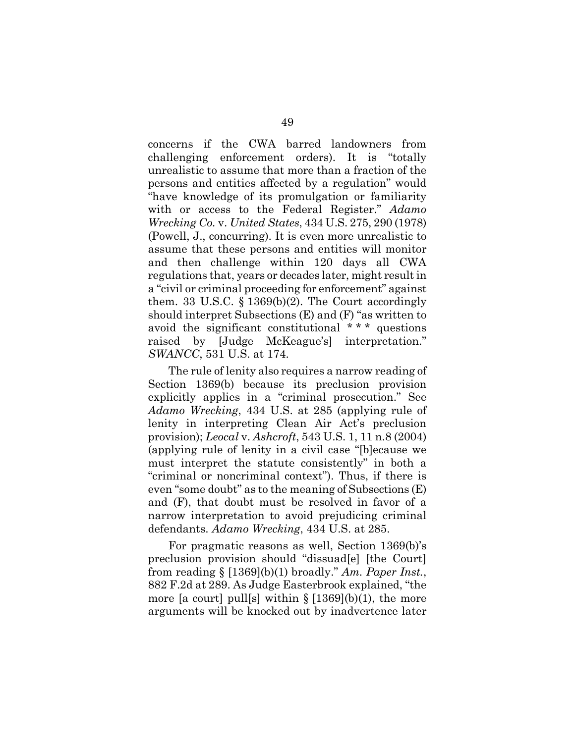concerns if the CWA barred landowners from challenging enforcement orders). It is "totally unrealistic to assume that more than a fraction of the persons and entities affected by a regulation" would "have knowledge of its promulgation or familiarity with or access to the Federal Register." *Adamo Wrecking Co.* v. *United States*, 434 U.S. 275, 290 (1978) (Powell, J., concurring). It is even more unrealistic to assume that these persons and entities will monitor and then challenge within 120 days all CWA regulations that, years or decades later, might result in a "civil or criminal proceeding for enforcement" against them. 33 U.S.C. § 1369(b)(2). The Court accordingly should interpret Subsections (E) and (F) "as written to avoid the significant constitutional * * * questions raised by [Judge McKeague's] interpretation." *SWANCC*, 531 U.S. at 174.

The rule of lenity also requires a narrow reading of Section 1369(b) because its preclusion provision explicitly applies in a "criminal prosecution." See *Adamo Wrecking*, 434 U.S. at 285 (applying rule of lenity in interpreting Clean Air Act's preclusion provision); *Leocal* v. *Ashcroft*, 543 U.S. 1, 11 n.8 (2004) (applying rule of lenity in a civil case "[b]ecause we must interpret the statute consistently" in both a "criminal or noncriminal context"). Thus, if there is even "some doubt" as to the meaning of Subsections (E) and (F), that doubt must be resolved in favor of a narrow interpretation to avoid prejudicing criminal defendants. *Adamo Wrecking*, 434 U.S. at 285.

For pragmatic reasons as well, Section 1369(b)'s preclusion provision should "dissuad[e] [the Court] from reading § [1369](b)(1) broadly." *Am. Paper Inst.*, 882 F.2d at 289. As Judge Easterbrook explained, "the more [a court] pull[s] within § [1369](b)(1), the more arguments will be knocked out by inadvertence later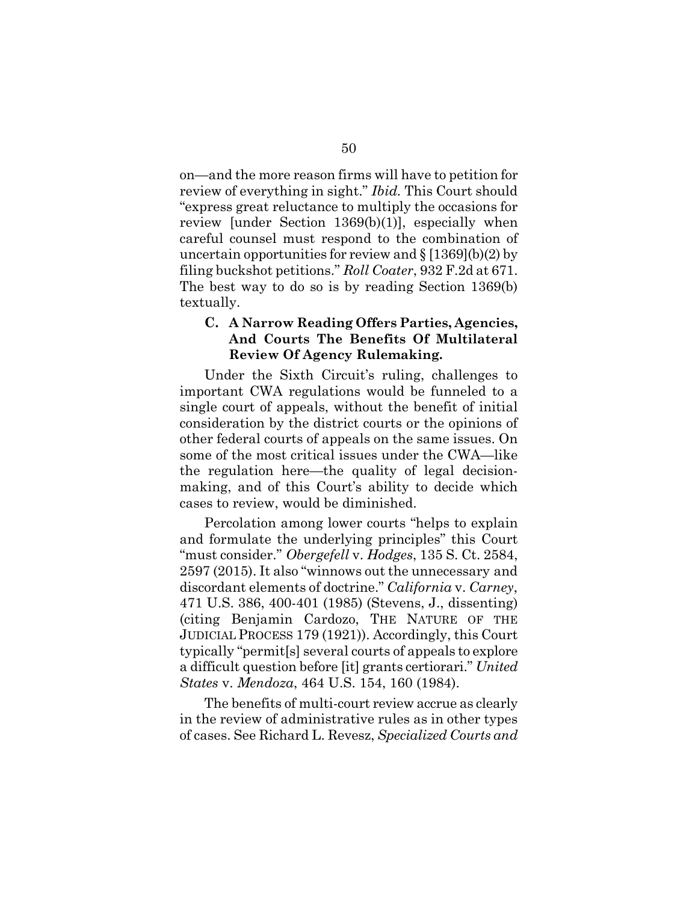on—and the more reason firms will have to petition for review of everything in sight." *Ibid.* This Court should "express great reluctance to multiply the occasions for review [under Section 1369(b)(1)], especially when careful counsel must respond to the combination of uncertain opportunities for review and § [1369](b)(2) by filing buckshot petitions." *Roll Coater*, 932 F.2d at 671. The best way to do so is by reading Section 1369(b) textually.

### C. A Narrow Reading Offers Parties, Agencies, And Courts The Benefits Of Multilateral Review Of Agency Rulemaking.

Under the Sixth Circuit's ruling, challenges to important CWA regulations would be funneled to a single court of appeals, without the benefit of initial consideration by the district courts or the opinions of other federal courts of appeals on the same issues. On some of the most critical issues under the CWA—like the regulation here—the quality of legal decision-making, and of this Court's ability to decide which cases to review, would be diminished.

Percolation among lower courts "helps to explain and formulate the underlying principles" this Court "must consider." *Obergefell* v. *Hodges*, 135 S. Ct. 2584, 2597 (2015). It also "winnows out the unnecessary and discordant elements of doctrine." *California* v. *Carney*, 471 U.S. 386, 400-401 (1985) (Stevens, J., dissenting) (citing Benjamin Cardozo, THE NATURE OF THE JUDICIAL PROCESS 179 (1921)). Accordingly, this Court typically "permit[s] several courts of appeals to explore a difficult question before [it] grants certiorari." *United States* v. *Mendoza*, 464 U.S. 154, 160 (1984).

The benefits of multi-court review accrue as clearly in the review of administrative rules as in other types of cases. See Richard L. Revesz, *Specialized Courts and*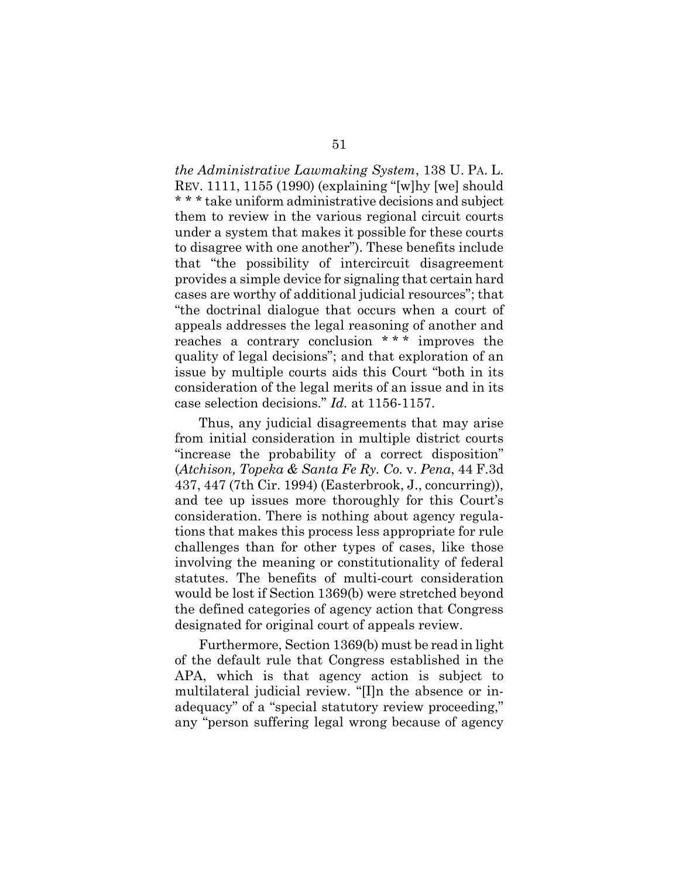*the Administrative Lawmaking System*, 138 U. PA. L. REV. 1111, 1155 (1990) (explaining "[w]hy [we] should * * * take uniform administrative decisions and subject them to review in the various regional circuit courts under a system that makes it possible for these courts to disagree with one another"). These benefits include that "the possibility of intercircuit disagreement provides a simple device for signaling that certain hard cases are worthy of additional judicial resources"; that "the doctrinal dialogue that occurs when a court of appeals addresses the legal reasoning of another and reaches a contrary conclusion * * * improves the quality of legal decisions"; and that exploration of an issue by multiple courts aids this Court "both in its consideration of the legal merits of an issue and in its case selection decisions." *Id.* at 1156-1157.

Thus, any judicial disagreements that may arise from initial consideration in multiple district courts "increase the probability of a correct disposition" (*Atchison, Topeka & Santa Fe Ry. Co.* v. *Pena*, 44 F.3d 437, 447 (7th Cir. 1994) (Easterbrook, J., concurring)), and tee up issues more thoroughly for this Court's consideration. There is nothing about agency regulations that makes this process less appropriate for rule challenges than for other types of cases, like those involving the meaning or constitutionality of federal statutes. The benefits of multi-court consideration would be lost if Section 1369(b) were stretched beyond the defined categories of agency action that Congress designated for original court of appeals review.

Furthermore, Section 1369(b) must be read in light of the default rule that Congress established in the APA, which is that agency action is subject to multilateral judicial review. "[I]n the absence or inadequacy" of a "special statutory review proceeding," any "person suffering legal wrong because of agency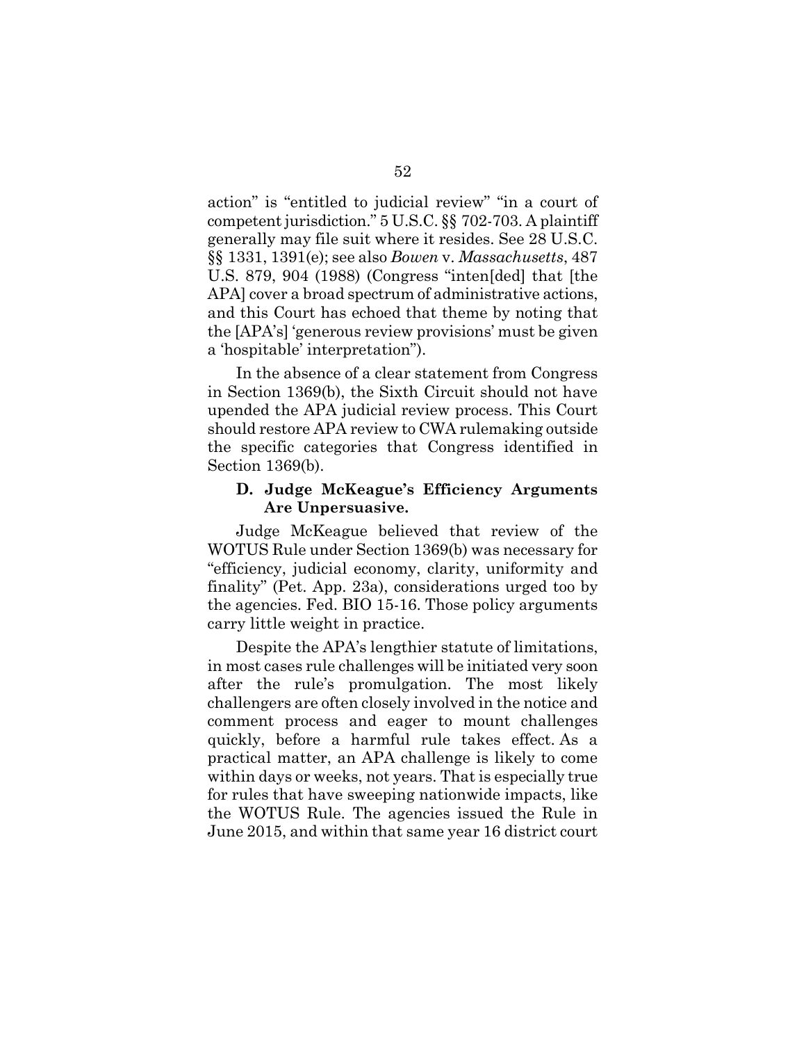action" is "entitled to judicial review" "in a court of competent jurisdiction." 5 U.S.C. §§ 702-703. A plaintiff generally may file suit where it resides. See 28 U.S.C. §§ 1331, 1391(e); see also *Bowen* v. *Massachusetts*, 487 U.S. 879, 904 (1988) (Congress "inten[ded] that [the APA] cover a broad spectrum of administrative actions, and this Court has echoed that theme by noting that the [APA's] 'generous review provisions' must be given a 'hospitable' interpretation").

In the absence of a clear statement from Congress in Section 1369(b), the Sixth Circuit should not have upended the APA judicial review process. This Court should restore APA review to CWA rulemaking outside the specific categories that Congress identified in Section 1369(b).

### D. Judge McKeague's Efficiency Arguments Are Unpersuasive.

Judge McKeague believed that review of the WOTUS Rule under Section 1369(b) was necessary for "efficiency, judicial economy, clarity, uniformity and finality" (Pet. App. 23a), considerations urged too by the agencies. Fed. BIO 15-16. Those policy arguments carry little weight in practice.

Despite the APA's lengthier statute of limitations, in most cases rule challenges will be initiated very soon after the rule's promulgation. The most likely challengers are often closely involved in the notice and comment process and eager to mount challenges quickly, before a harmful rule takes effect. As a practical matter, an APA challenge is likely to come within days or weeks, not years. That is especially true for rules that have sweeping nationwide impacts, like the WOTUS Rule. The agencies issued the Rule in June 2015, and within that same year 16 district court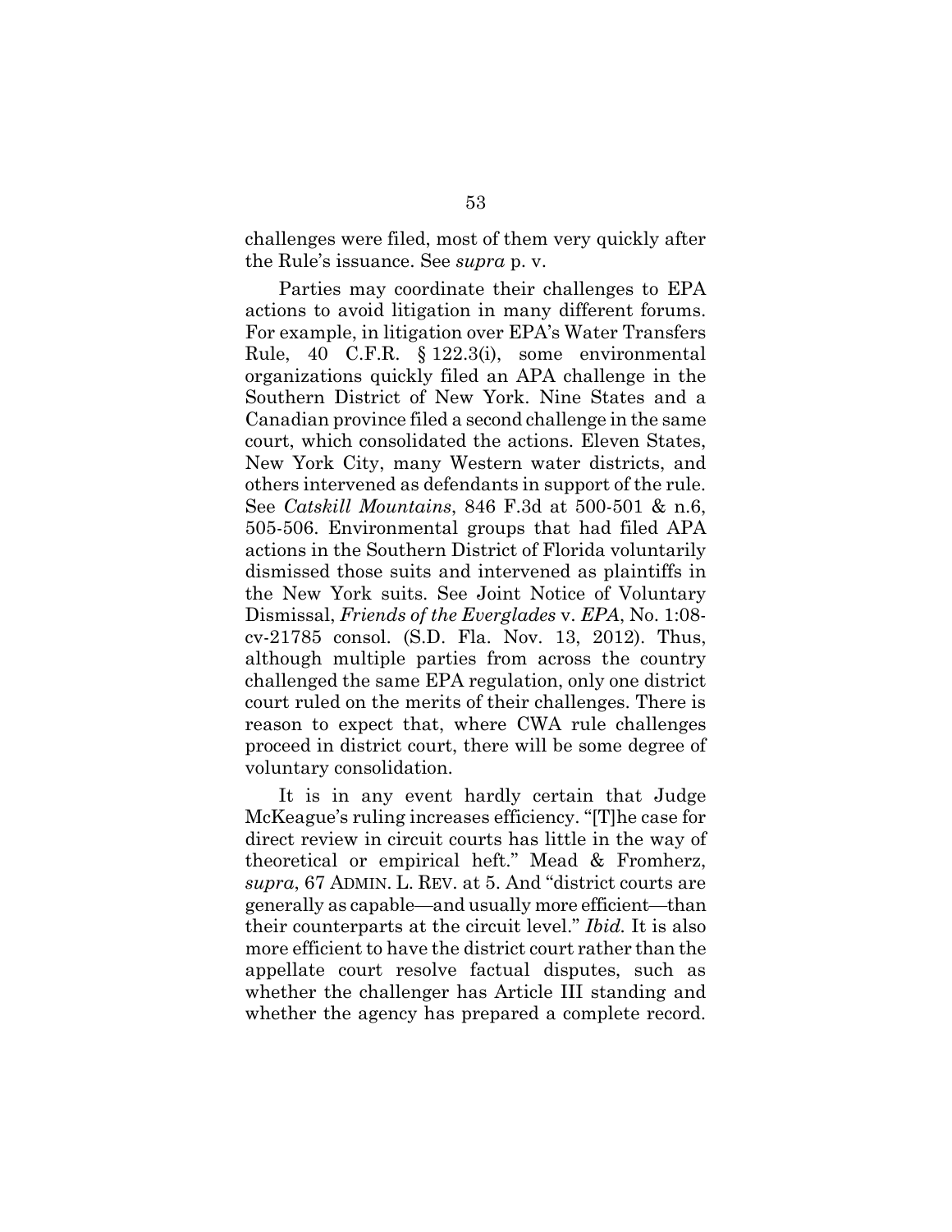challenges were filed, most of them very quickly after the Rule's issuance. See *supra* p. v.

Parties may coordinate their challenges to EPA actions to avoid litigation in many different forums. For example, in litigation over EPA's Water Transfers Rule, 40 C.F.R. § 122.3(i), some environmental organizations quickly filed an APA challenge in the Southern District of New York. Nine States and a Canadian province filed a second challenge in the same court, which consolidated the actions. Eleven States, New York City, many Western water districts, and others intervened as defendants in support of the rule. See *Catskill Mountains*, 846 F.3d at 500-501 & n.6, 505-506. Environmental groups that had filed APA actions in the Southern District of Florida voluntarily dismissed those suits and intervened as plaintiffs in the New York suits. See Joint Notice of Voluntary Dismissal, *Friends of the Everglades* v. *EPA*, No. 1:08-cv-21785 consol. (S.D. Fla. Nov. 13, 2012). Thus, although multiple parties from across the country challenged the same EPA regulation, only one district court ruled on the merits of their challenges. There is reason to expect that, where CWA rule challenges proceed in district court, there will be some degree of voluntary consolidation.

It is in any event hardly certain that Judge McKeague's ruling increases efficiency. "[T]he case for direct review in circuit courts has little in the way of theoretical or empirical heft." Mead & Fromherz, *supra*, 67 ADMIN. L. REV. at 5. And "district courts are generally as capable—and usually more efficient—than their counterparts at the circuit level." *Ibid.* It is also more efficient to have the district court rather than the appellate court resolve factual disputes, such as whether the challenger has Article III standing and whether the agency has prepared a complete record.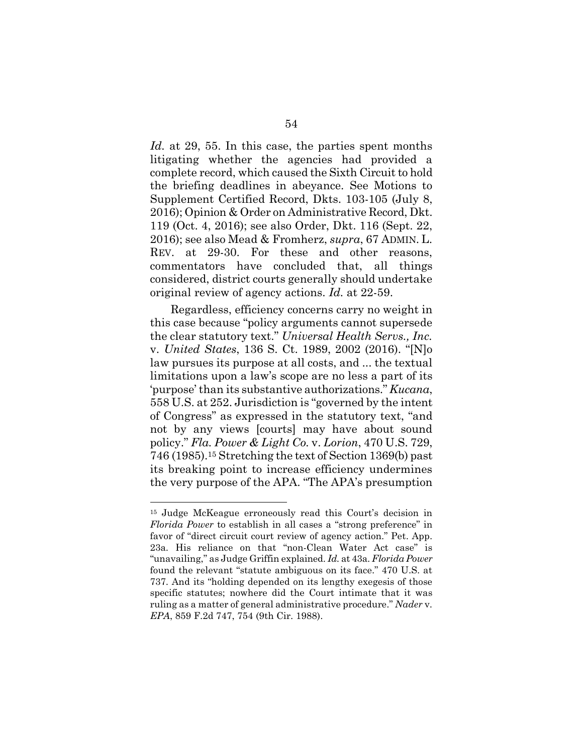*Id.* at 29, 55. In this case, the parties spent months litigating whether the agencies had provided a complete record, which caused the Sixth Circuit to hold the briefing deadlines in abeyance. See Motions to Supplement Certified Record, Dkts. 103-105 (July 8, 2016); Opinion & Order on Administrative Record, Dkt. 119 (Oct. 4, 2016); see also Order, Dkt. 116 (Sept. 22, 2016); see also Mead & Fromherz, *supra*, 67 ADMIN. L. REV. at 29-30. For these and other reasons, commentators have concluded that, all things considered, district courts generally should undertake original review of agency actions. *Id.* at 22-59.

Regardless, efficiency concerns carry no weight in this case because "policy arguments cannot supersede the clear statutory text." *Universal Health Servs., Inc.* v. *United States*, 136 S. Ct. 1989, 2002 (2016). "[N]o law pursues its purpose at all costs, and ... the textual limitations upon a law's scope are no less a part of its 'purpose' than its substantive authorizations." *Kucana*, 558 U.S. at 252. Jurisdiction is "governed by the intent of Congress" as expressed in the statutory text, "and not by any views [courts] may have about sound policy." *Fla. Power & Light Co.* v. *Lorion*, 470 U.S. 729, 746 (1985).[15] Stretching the text of Section 1369(b) past its breaking point to increase efficiency undermines the very purpose of the APA. "The APA's presumption

[15] Judge McKeague erroneously read this Court's decision in *Florida Power* to establish in all cases a "strong preference" in favor of "direct circuit court review of agency action." Pet. App. 23a. His reliance on that "non-Clean Water Act case" is "unavailing," as Judge Griffin explained. *Id.* at 43a. *Florida Power* found the relevant "statute ambiguous on its face." 470 U.S. at 737. And its "holding depended on its lengthy exegesis of those specific statutes; nowhere did the Court intimate that it was ruling as a matter of general administrative procedure." *Nader* v. *EPA*, 859 F.2d 747, 754 (9th Cir. 1988).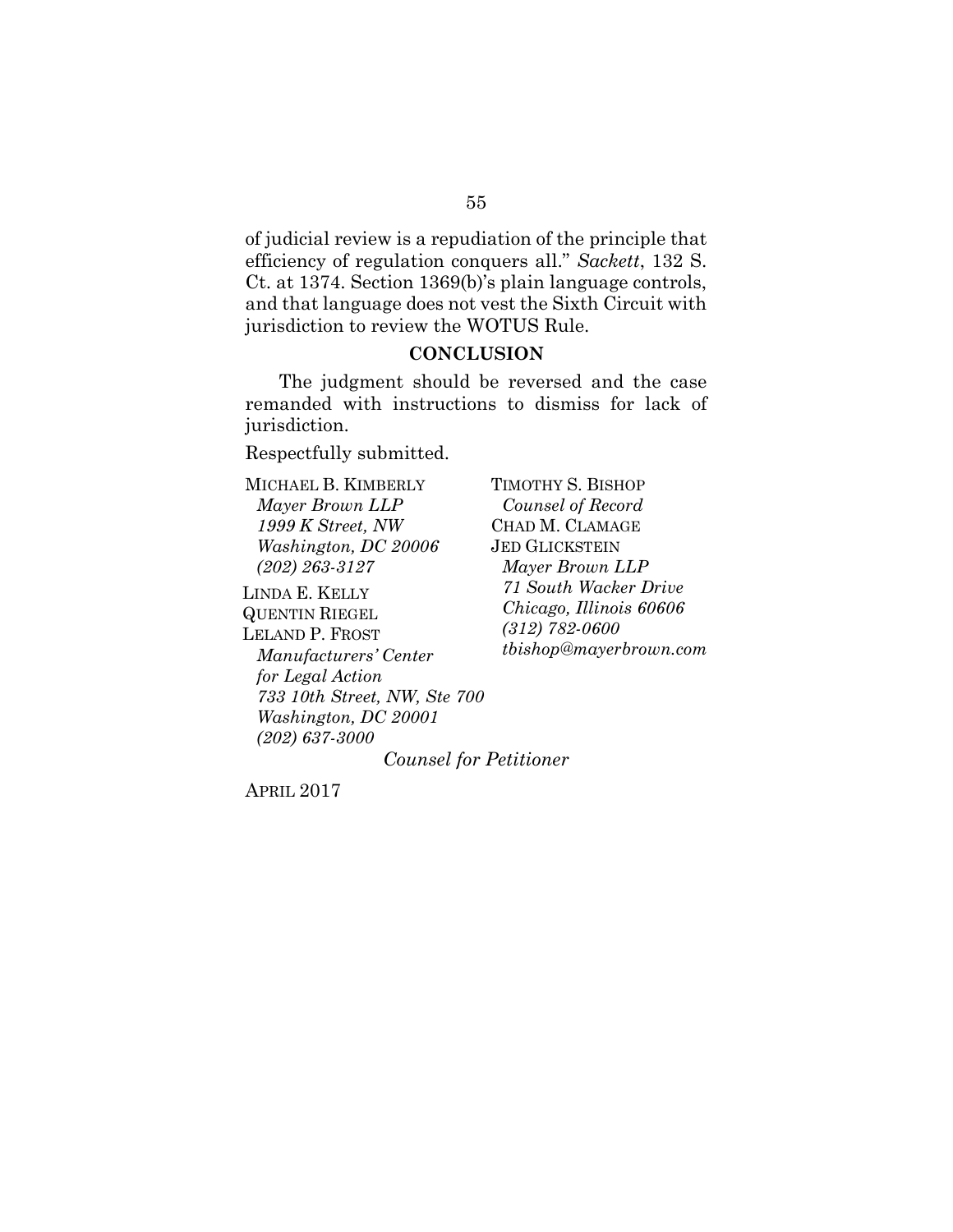of judicial review is a repudiation of the principle that efficiency of regulation conquers all." *Sackett*, 132 S. Ct. at 1374. Section 1369(b)'s plain language controls, and that language does not vest the Sixth Circuit with jurisdiction to review the WOTUS Rule.

## CONCLUSION

The judgment should be reversed and the case remanded with instructions to dismiss for lack of jurisdiction.

Respectfully submitted.

MICHAEL B. KIMBERLY
*Mayer Brown LLP*
*1999 K Street, NW*
*Washington, DC 20006*
*(202) 263-3127*

LINDA E. KELLY
QUENTIN RIEGEL
LELAND P. FROST
*Manufacturers' Center for Legal Action*
*733 10th Street, NW, Ste 700*
*Washington, DC 20001*
*(202) 637-3000*

TIMOTHY S. BISHOP
*Counsel of Record*
CHAD M. CLAMAGE
JED GLICKSTEIN
*Mayer Brown LLP*
*71 South Wacker Drive*
*Chicago, Illinois 60606*
*(312) 782-0600*
*tbishop@mayerbrown.com*

*Counsel for Petitioner*

APRIL 2017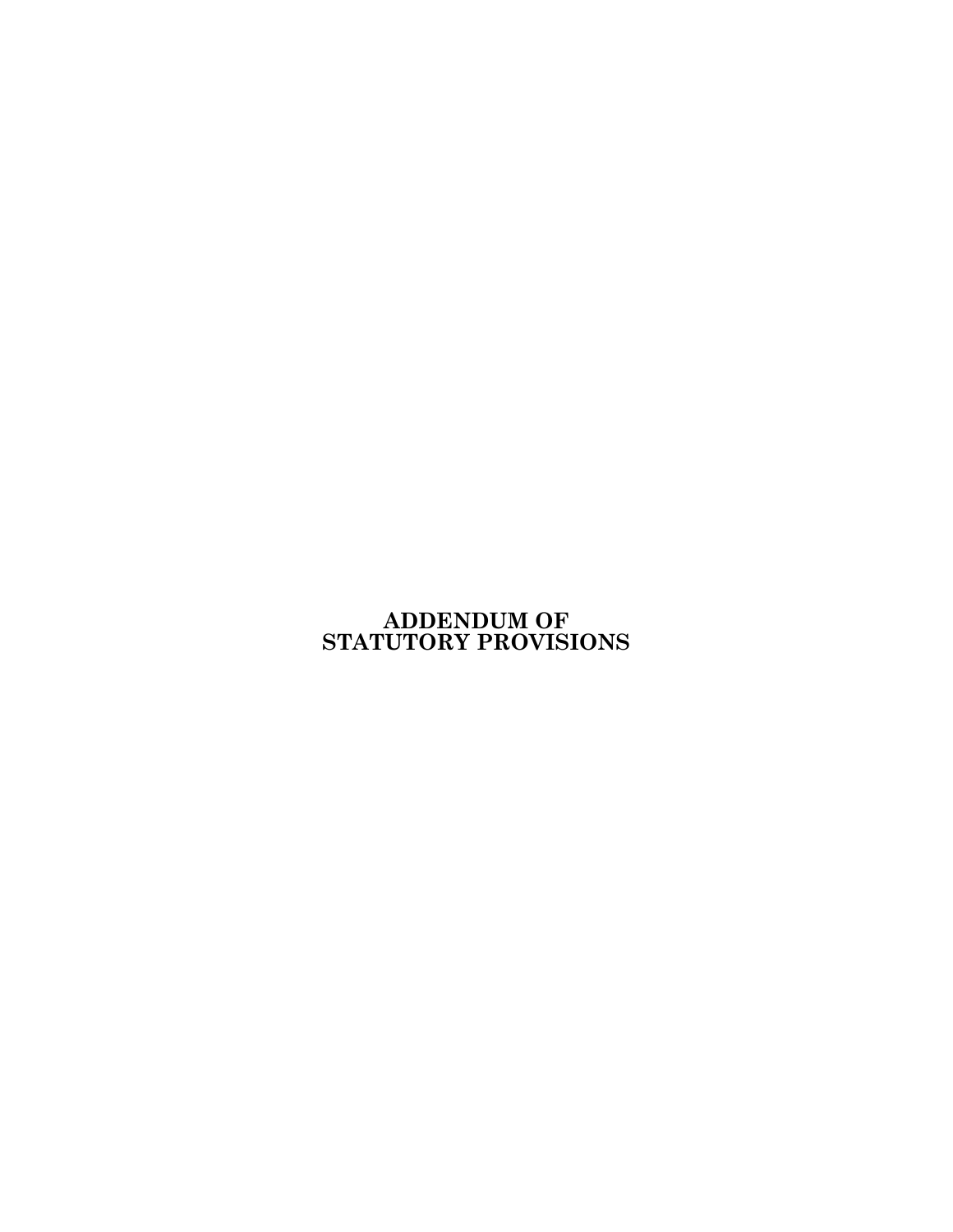# ADDENDUM OF STATUTORY PROVISIONS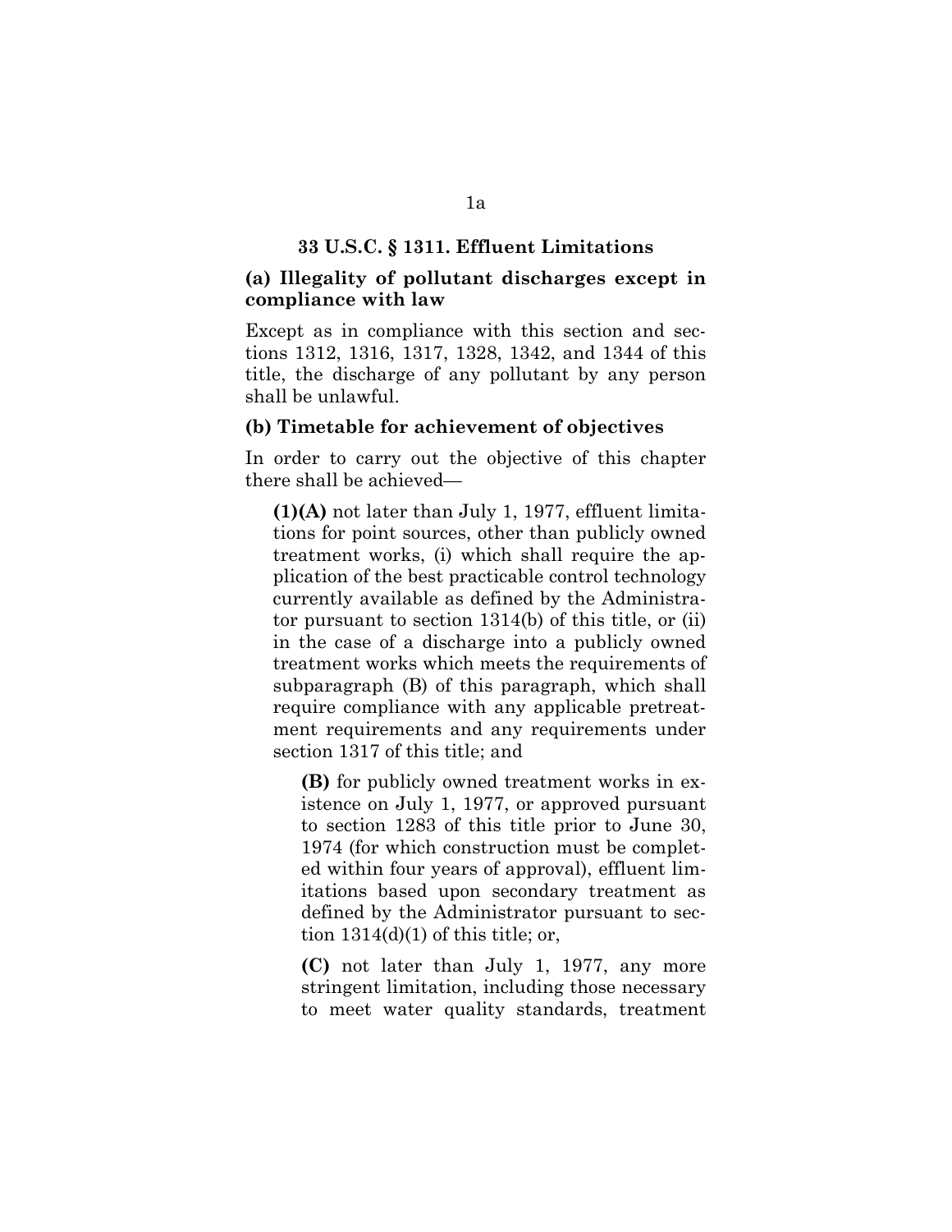## 33 U.S.C. § 1311. Effluent Limitations

### (a) Illegality of pollutant discharges except in compliance with law

Except as in compliance with this section and sections 1312, 1316, 1317, 1328, 1342, and 1344 of this title, the discharge of any pollutant by any person shall be unlawful.

### (b) Timetable for achievement of objectives

In order to carry out the objective of this chapter there shall be achieved—

**(1)(A)** not later than July 1, 1977, effluent limitations for point sources, other than publicly owned treatment works, (i) which shall require the application of the best practicable control technology currently available as defined by the Administrator pursuant to section 1314(b) of this title, or (ii) in the case of a discharge into a publicly owned treatment works which meets the requirements of subparagraph (B) of this paragraph, which shall require compliance with any applicable pretreatment requirements and any requirements under section 1317 of this title; and

**(B)** for publicly owned treatment works in existence on July 1, 1977, or approved pursuant to section 1283 of this title prior to June 30, 1974 (for which construction must be completed within four years of approval), effluent limitations based upon secondary treatment as defined by the Administrator pursuant to section 1314(d)(1) of this title; or,

**(C)** not later than July 1, 1977, any more stringent limitation, including those necessary to meet water quality standards, treatment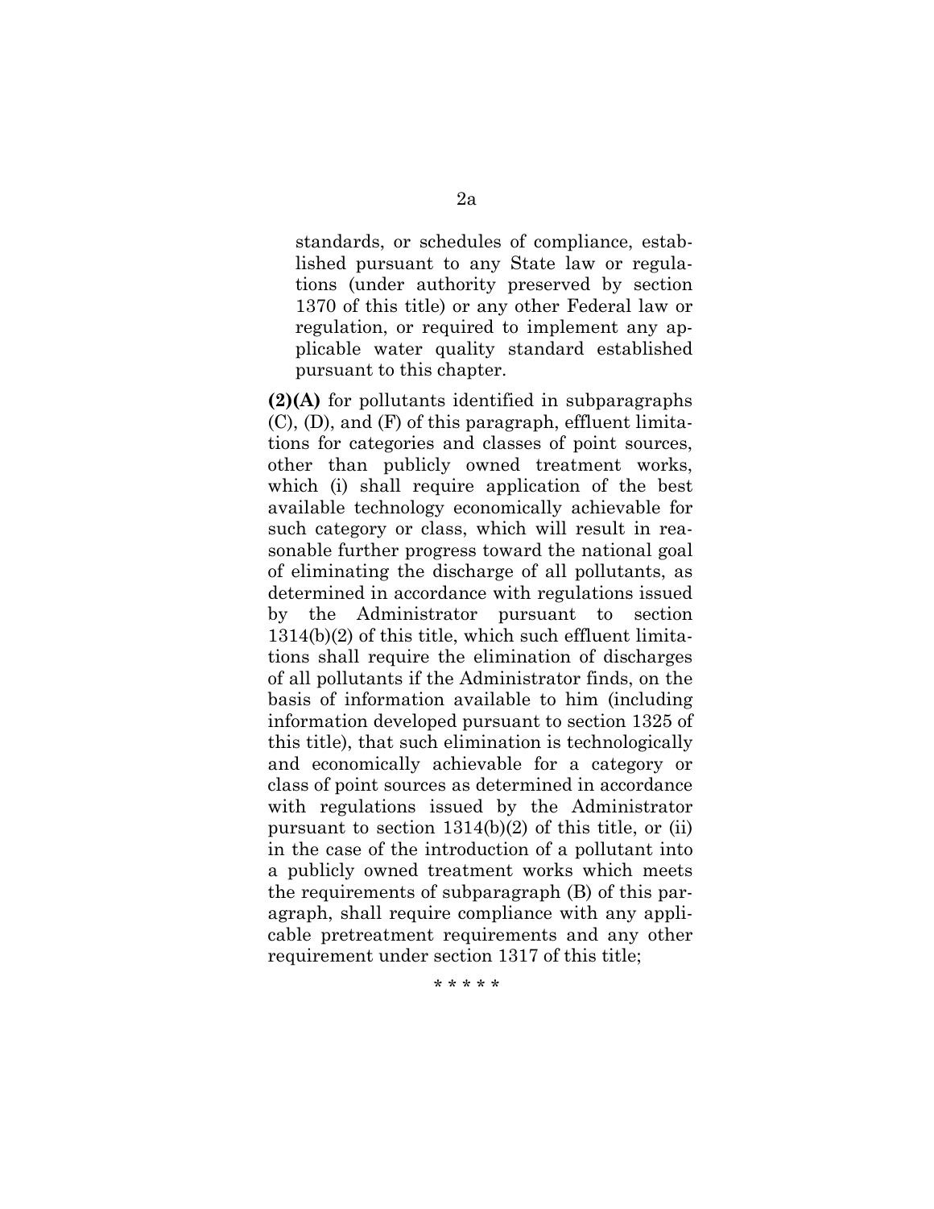standards, or schedules of compliance, established pursuant to any State law or regulations (under authority preserved by section 1370 of this title) or any other Federal law or regulation, or required to implement any applicable water quality standard established pursuant to this chapter.

**(2)(A)** for pollutants identified in subparagraphs (C), (D), and (F) of this paragraph, effluent limitations for categories and classes of point sources, other than publicly owned treatment works, which (i) shall require application of the best available technology economically achievable for such category or class, which will result in reasonable further progress toward the national goal of eliminating the discharge of all pollutants, as determined in accordance with regulations issued by the Administrator pursuant to section 1314(b)(2) of this title, which such effluent limitations shall require the elimination of discharges of all pollutants if the Administrator finds, on the basis of information available to him (including information developed pursuant to section 1325 of this title), that such elimination is technologically and economically achievable for a category or class of point sources as determined in accordance with regulations issued by the Administrator pursuant to section 1314(b)(2) of this title, or (ii) in the case of the introduction of a pollutant into a publicly owned treatment works which meets the requirements of subparagraph (B) of this paragraph, shall require compliance with any applicable pretreatment requirements and any other requirement under section 1317 of this title;

\* \* \* \* \*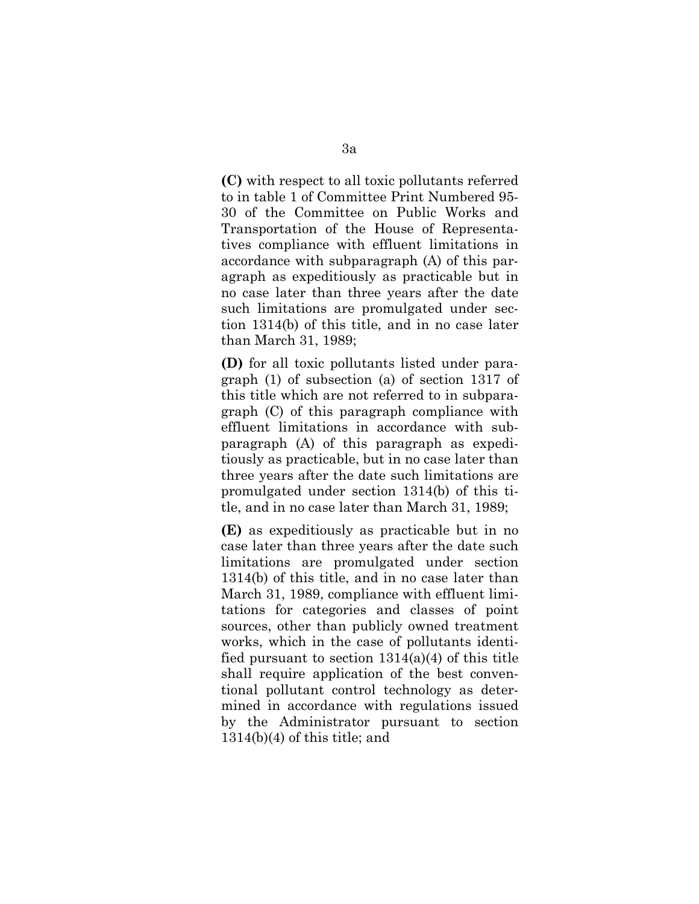**(C)** with respect to all toxic pollutants referred to in table 1 of Committee Print Numbered 95-30 of the Committee on Public Works and Transportation of the House of Representatives compliance with effluent limitations in accordance with subparagraph (A) of this paragraph as expeditiously as practicable but in no case later than three years after the date such limitations are promulgated under section 1314(b) of this title, and in no case later than March 31, 1989;

**(D)** for all toxic pollutants listed under paragraph (1) of subsection (a) of section 1317 of this title which are not referred to in subparagraph (C) of this paragraph compliance with effluent limitations in accordance with subparagraph (A) of this paragraph as expeditiously as practicable, but in no case later than three years after the date such limitations are promulgated under section 1314(b) of this title, and in no case later than March 31, 1989;

**(E)** as expeditiously as practicable but in no case later than three years after the date such limitations are promulgated under section 1314(b) of this title, and in no case later than March 31, 1989, compliance with effluent limitations for categories and classes of point sources, other than publicly owned treatment works, which in the case of pollutants identified pursuant to section 1314(a)(4) of this title shall require application of the best conventional pollutant control technology as determined in accordance with regulations issued by the Administrator pursuant to section 1314(b)(4) of this title; and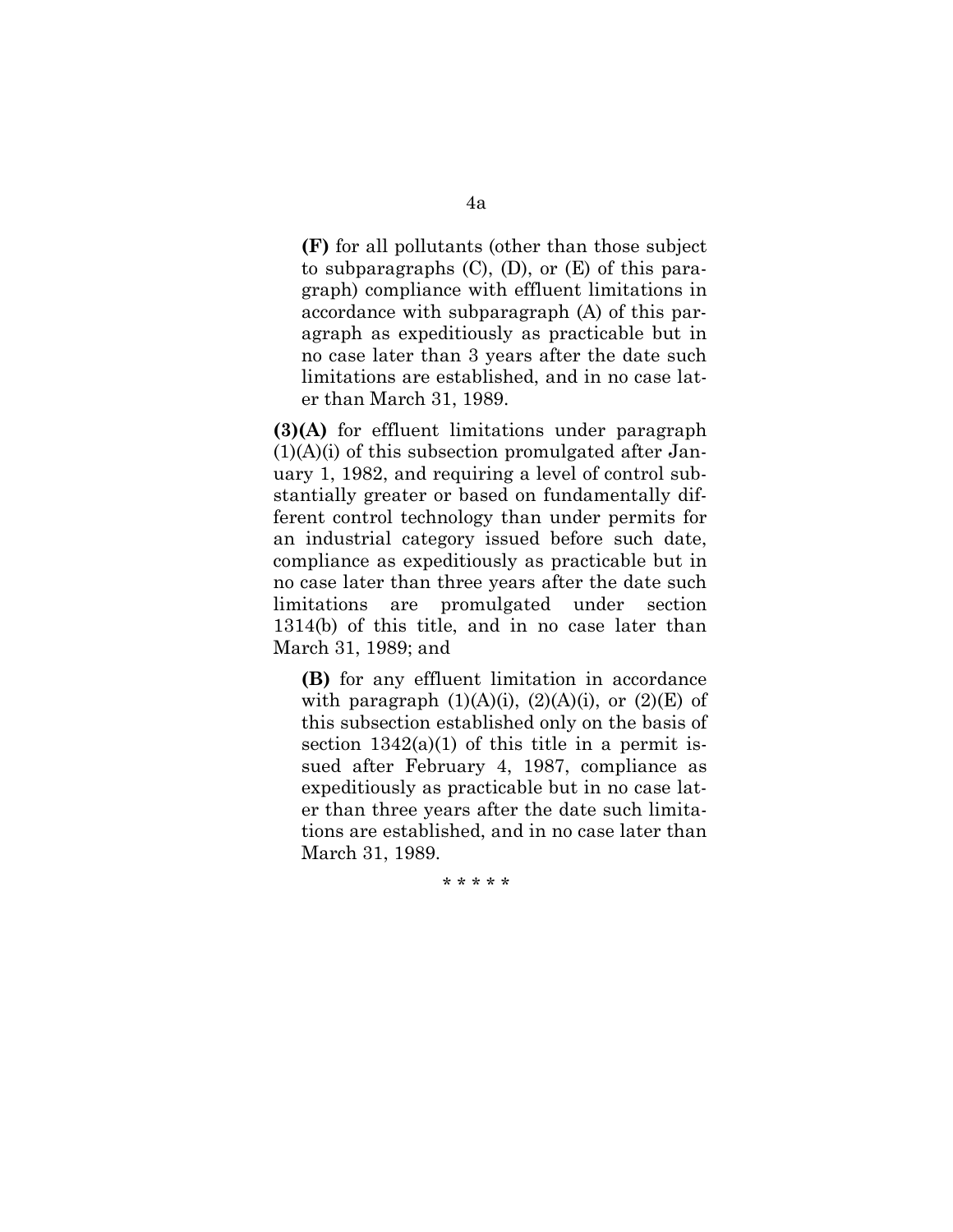**(F)** for all pollutants (other than those subject to subparagraphs (C), (D), or (E) of this paragraph) compliance with effluent limitations in accordance with subparagraph (A) of this paragraph as expeditiously as practicable but in no case later than 3 years after the date such limitations are established, and in no case later than March 31, 1989.

**(3)(A)** for effluent limitations under paragraph (1)(A)(i) of this subsection promulgated after January 1, 1982, and requiring a level of control substantially greater or based on fundamentally different control technology than under permits for an industrial category issued before such date, compliance as expeditiously as practicable but in no case later than three years after the date such limitations are promulgated under section 1314(b) of this title, and in no case later than March 31, 1989; and

**(B)** for any effluent limitation in accordance with paragraph (1)(A)(i), (2)(A)(i), or (2)(E) of this subsection established only on the basis of section 1342(a)(1) of this title in a permit issued after February 4, 1987, compliance as expeditiously as practicable but in no case later than three years after the date such limitations are established, and in no case later than March 31, 1989.

\* \* \* \* \*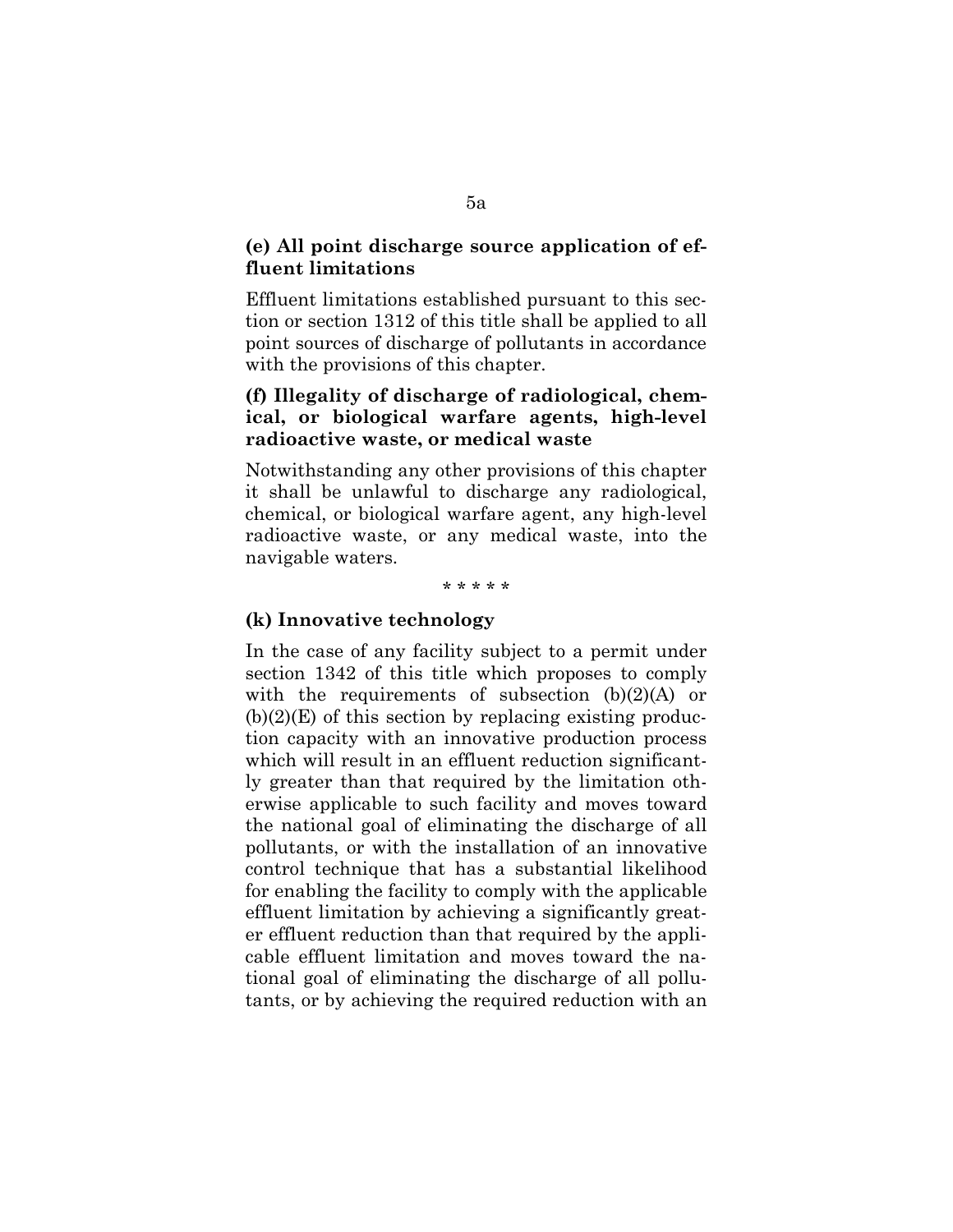**(e) All point discharge source application of effluent limitations**

Effluent limitations established pursuant to this section or section 1312 of this title shall be applied to all point sources of discharge of pollutants in accordance with the provisions of this chapter.

**(f) Illegality of discharge of radiological, chemical, or biological warfare agents, high-level radioactive waste, or medical waste**

Notwithstanding any other provisions of this chapter it shall be unlawful to discharge any radiological, chemical, or biological warfare agent, any high-level radioactive waste, or any medical waste, into the navigable waters.

\* \* \* \* \*

**(k) Innovative technology**

In the case of any facility subject to a permit under section 1342 of this title which proposes to comply with the requirements of subsection (b)(2)(A) or (b)(2)(E) of this section by replacing existing production capacity with an innovative production process which will result in an effluent reduction significantly greater than that required by the limitation otherwise applicable to such facility and moves toward the national goal of eliminating the discharge of all pollutants, or with the installation of an innovative control technique that has a substantial likelihood for enabling the facility to comply with the applicable effluent limitation by achieving a significantly greater effluent reduction than that required by the applicable effluent limitation and moves toward the national goal of eliminating the discharge of all pollutants, or by achieving the required reduction with an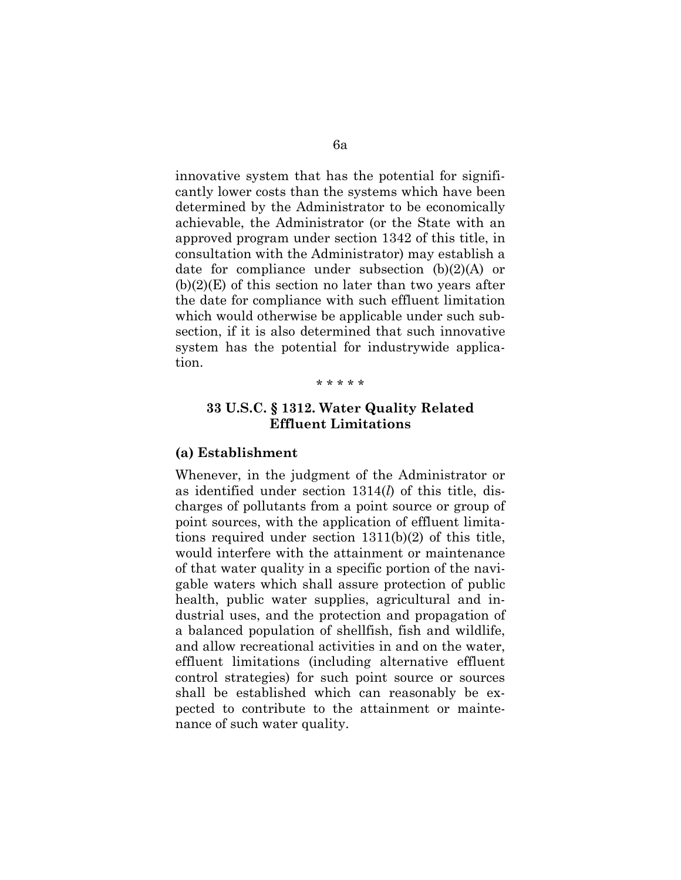innovative system that has the potential for significantly lower costs than the systems which have been determined by the Administrator to be economically achievable, the Administrator (or the State with an approved program under section 1342 of this title, in consultation with the Administrator) may establish a date for compliance under subsection (b)(2)(A) or (b)(2)(E) of this section no later than two years after the date for compliance with such effluent limitation which would otherwise be applicable under such subsection, if it is also determined that such innovative system has the potential for industrywide application.

\* \* \* \* \*

### 33 U.S.C. § 1312. Water Quality Related Effluent Limitations

#### (a) Establishment

Whenever, in the judgment of the Administrator or as identified under section 1314(*l*) of this title, discharges of pollutants from a point source or group of point sources, with the application of effluent limitations required under section 1311(b)(2) of this title, would interfere with the attainment or maintenance of that water quality in a specific portion of the navigable waters which shall assure protection of public health, public water supplies, agricultural and industrial uses, and the protection and propagation of a balanced population of shellfish, fish and wildlife, and allow recreational activities in and on the water, effluent limitations (including alternative effluent control strategies) for such point source or sources shall be established which can reasonably be expected to contribute to the attainment or maintenance of such water quality.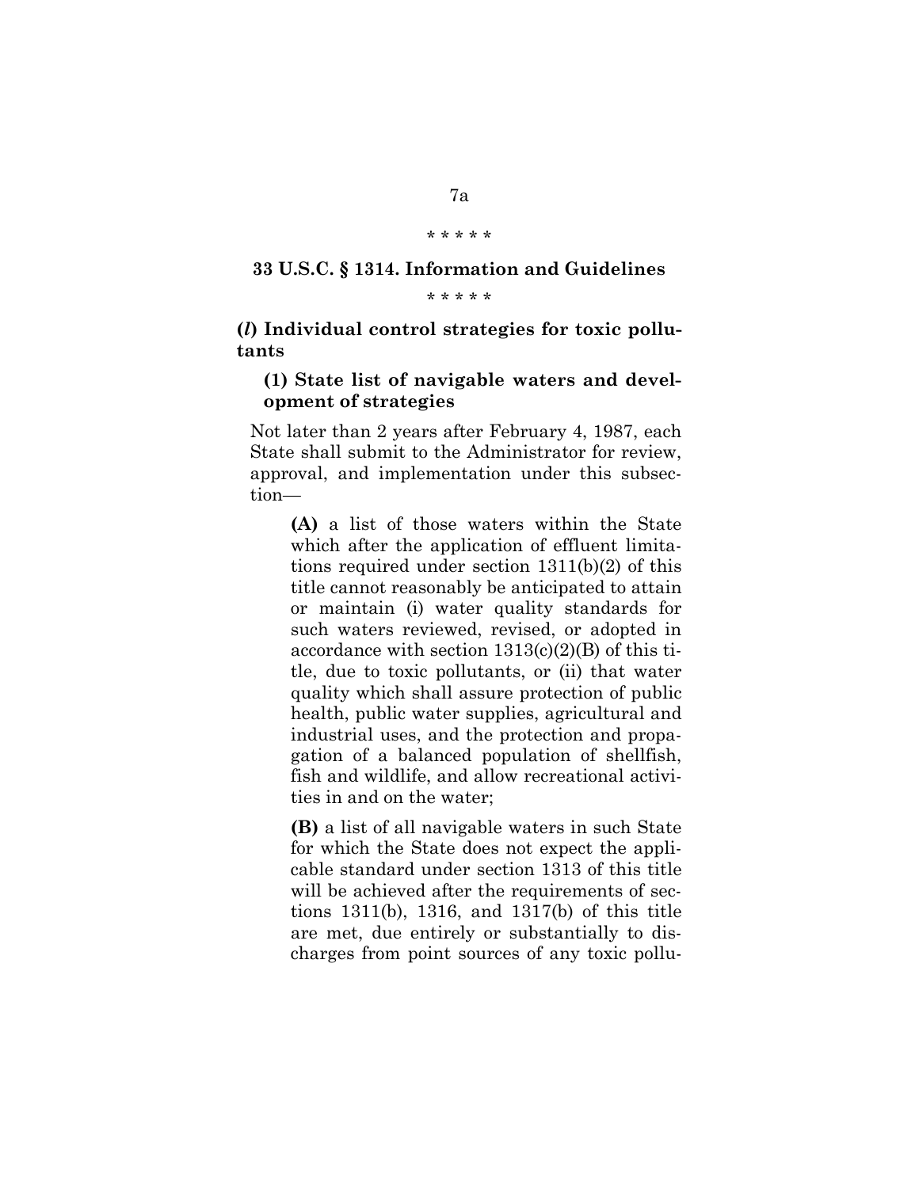\* \* \* \* \*

## 33 U.S.C. § 1314. Information and Guidelines

\* \* \* \* \*

### (*l*) Individual control strategies for toxic pollutants

#### (1) State list of navigable waters and development of strategies

Not later than 2 years after February 4, 1987, each State shall submit to the Administrator for review, approval, and implementation under this subsection—

> **(A)** a list of those waters within the State which after the application of effluent limitations required under section 1311(b)(2) of this title cannot reasonably be anticipated to attain or maintain (i) water quality standards for such waters reviewed, revised, or adopted in accordance with section 1313(c)(2)(B) of this title, due to toxic pollutants, or (ii) that water quality which shall assure protection of public health, public water supplies, agricultural and industrial uses, and the protection and propagation of a balanced population of shellfish, fish and wildlife, and allow recreational activities in and on the water;
>
> **(B)** a list of all navigable waters in such State for which the State does not expect the applicable standard under section 1313 of this title will be achieved after the requirements of sections 1311(b), 1316, and 1317(b) of this title are met, due entirely or substantially to discharges from point sources of any toxic pollu-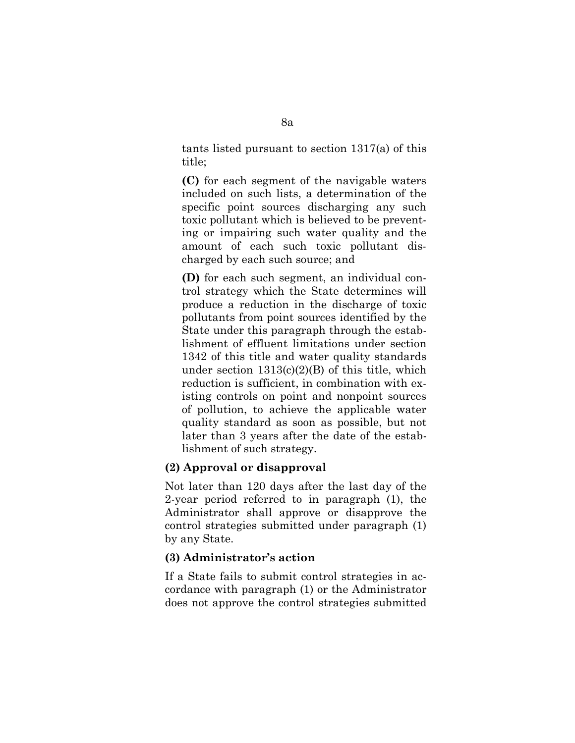tants listed pursuant to section 1317(a) of this title;

**(C)** for each segment of the navigable waters included on such lists, a determination of the specific point sources discharging any such toxic pollutant which is believed to be preventing or impairing such water quality and the amount of each such toxic pollutant discharged by each such source; and

**(D)** for each such segment, an individual control strategy which the State determines will produce a reduction in the discharge of toxic pollutants from point sources identified by the State under this paragraph through the establishment of effluent limitations under section 1342 of this title and water quality standards under section 1313(c)(2)(B) of this title, which reduction is sufficient, in combination with existing controls on point and nonpoint sources of pollution, to achieve the applicable water quality standard as soon as possible, but not later than 3 years after the date of the establishment of such strategy.

**(2) Approval or disapproval**

Not later than 120 days after the last day of the 2-year period referred to in paragraph (1), the Administrator shall approve or disapprove the control strategies submitted under paragraph (1) by any State.

**(3) Administrator's action**

If a State fails to submit control strategies in accordance with paragraph (1) or the Administrator does not approve the control strategies submitted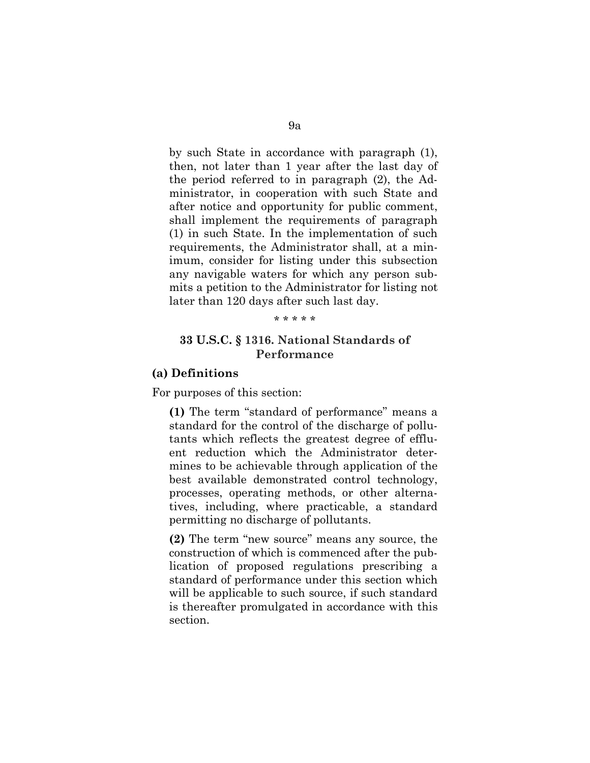by such State in accordance with paragraph (1), then, not later than 1 year after the last day of the period referred to in paragraph (2), the Administrator, in cooperation with such State and after notice and opportunity for public comment, shall implement the requirements of paragraph (1) in such State. In the implementation of such requirements, the Administrator shall, at a minimum, consider for listing under this subsection any navigable waters for which any person submits a petition to the Administrator for listing not later than 120 days after such last day.

\* \* \* \* \*

## 33 U.S.C. § 1316. National Standards of Performance

### (a) Definitions

For purposes of this section:

**(1)** The term "standard of performance" means a standard for the control of the discharge of pollutants which reflects the greatest degree of effluent reduction which the Administrator determines to be achievable through application of the best available demonstrated control technology, processes, operating methods, or other alternatives, including, where practicable, a standard permitting no discharge of pollutants.

**(2)** The term "new source" means any source, the construction of which is commenced after the publication of proposed regulations prescribing a standard of performance under this section which will be applicable to such source, if such standard is thereafter promulgated in accordance with this section.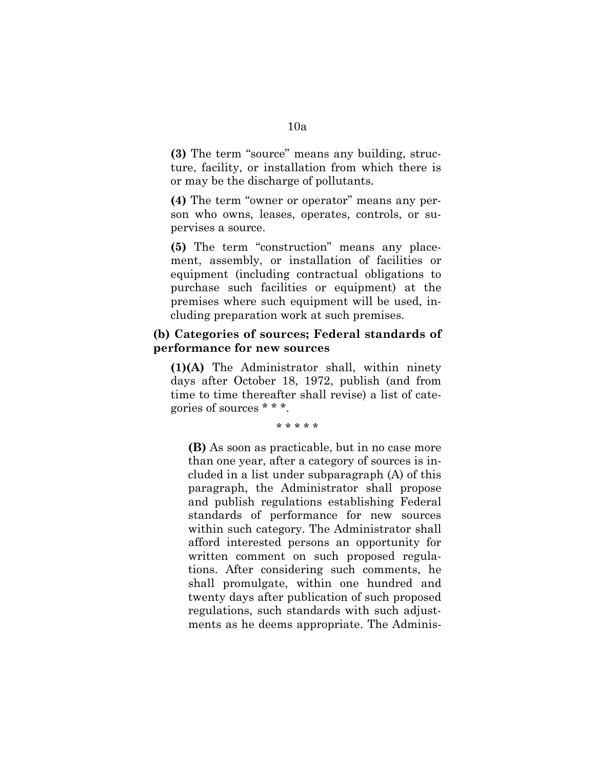**(3)** The term "source" means any building, structure, facility, or installation from which there is or may be the discharge of pollutants.

**(4)** The term "owner or operator" means any person who owns, leases, operates, controls, or supervises a source.

**(5)** The term "construction" means any placement, assembly, or installation of facilities or equipment (including contractual obligations to purchase such facilities or equipment) at the premises where such equipment will be used, including preparation work at such premises.

**(b) Categories of sources; Federal standards of performance for new sources**

**(1)(A)** The Administrator shall, within ninety days after October 18, 1972, publish (and from time to time thereafter shall revise) a list of categories of sources * * *.

\* \* \* \* \*

**(B)** As soon as practicable, but in no case more than one year, after a category of sources is included in a list under subparagraph (A) of this paragraph, the Administrator shall propose and publish regulations establishing Federal standards of performance for new sources within such category. The Administrator shall afford interested persons an opportunity for written comment on such proposed regulations. After considering such comments, he shall promulgate, within one hundred and twenty days after publication of such proposed regulations, such standards with such adjustments as he deems appropriate. The Adminis-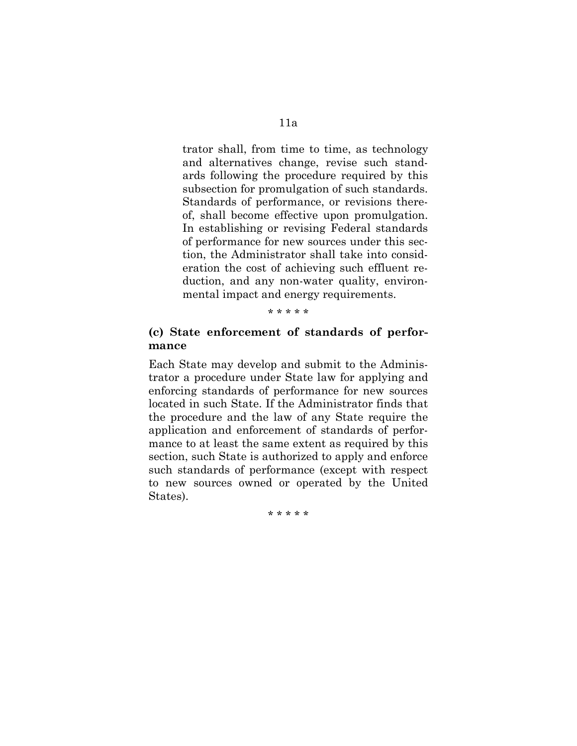trator shall, from time to time, as technology and alternatives change, revise such standards following the procedure required by this subsection for promulgation of such standards. Standards of performance, or revisions thereof, shall become effective upon promulgation. In establishing or revising Federal standards of performance for new sources under this section, the Administrator shall take into consideration the cost of achieving such effluent reduction, and any non-water quality, environmental impact and energy requirements.

* * * * *

**(c) State enforcement of standards of performance**

Each State may develop and submit to the Administrator a procedure under State law for applying and enforcing standards of performance for new sources located in such State. If the Administrator finds that the procedure and the law of any State require the application and enforcement of standards of performance to at least the same extent as required by this section, such State is authorized to apply and enforce such standards of performance (except with respect to new sources owned or operated by the United States).

* * * * *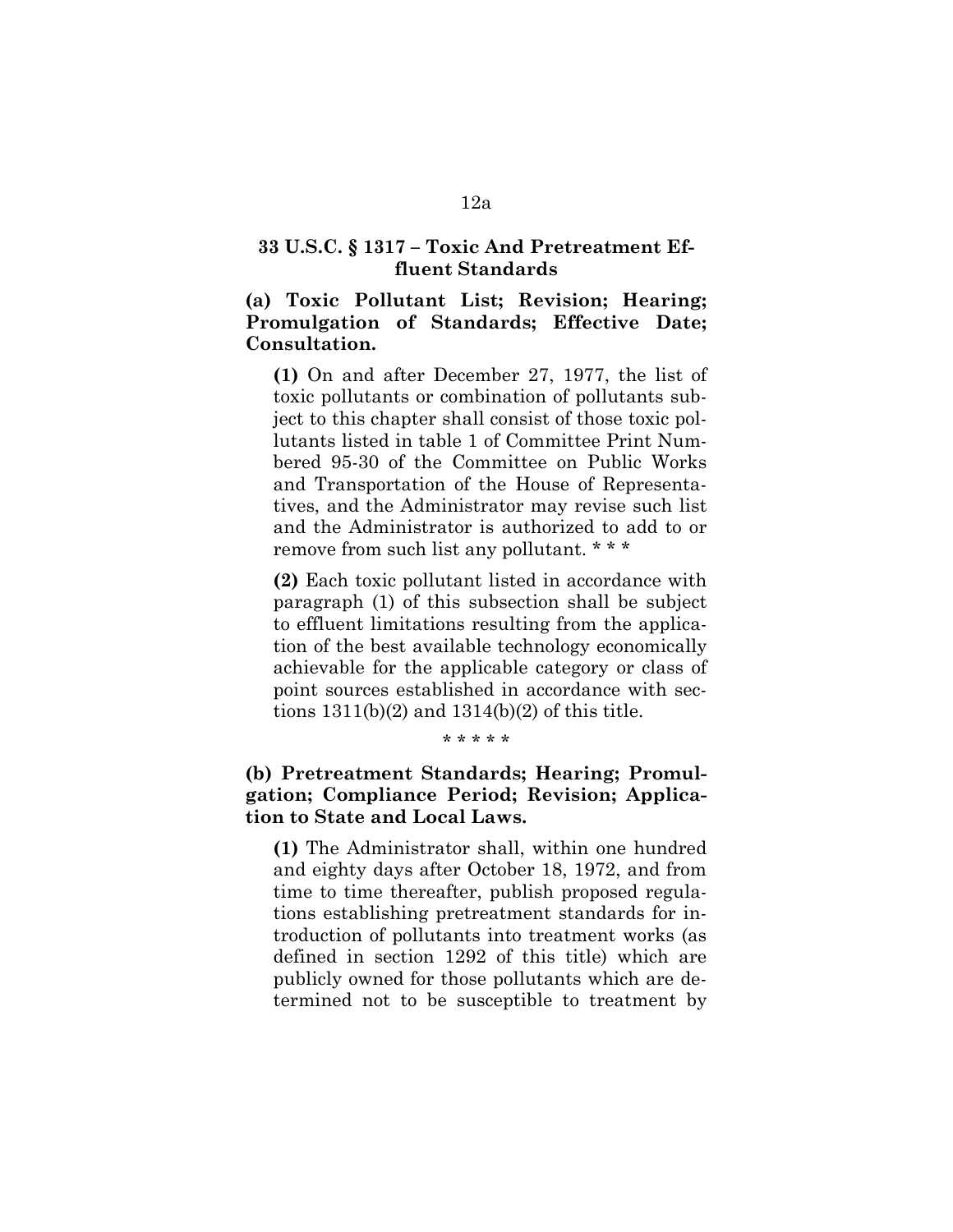## 33 U.S.C. § 1317 – Toxic And Pretreatment Effluent Standards

**(a) Toxic Pollutant List; Revision; Hearing; Promulgation of Standards; Effective Date; Consultation.**

**(1)** On and after December 27, 1977, the list of toxic pollutants or combination of pollutants subject to this chapter shall consist of those toxic pollutants listed in table 1 of Committee Print Numbered 95-30 of the Committee on Public Works and Transportation of the House of Representatives, and the Administrator may revise such list and the Administrator is authorized to add to or remove from such list any pollutant. * * *

**(2)** Each toxic pollutant listed in accordance with paragraph (1) of this subsection shall be subject to effluent limitations resulting from the application of the best available technology economically achievable for the applicable category or class of point sources established in accordance with sections 1311(b)(2) and 1314(b)(2) of this title.

* * * * *

**(b) Pretreatment Standards; Hearing; Promulgation; Compliance Period; Revision; Application to State and Local Laws.**

**(1)** The Administrator shall, within one hundred and eighty days after October 18, 1972, and from time to time thereafter, publish proposed regulations establishing pretreatment standards for introduction of pollutants into treatment works (as defined in section 1292 of this title) which are publicly owned for those pollutants which are determined not to be susceptible to treatment by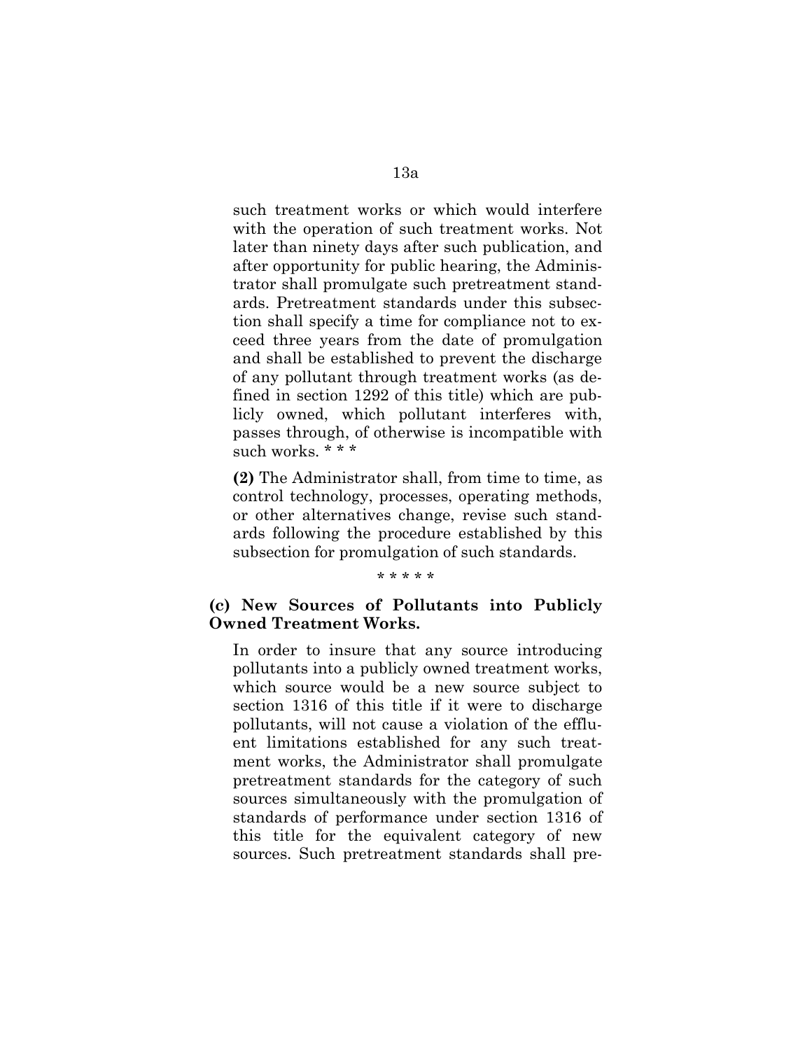such treatment works or which would interfere with the operation of such treatment works. Not later than ninety days after such publication, and after opportunity for public hearing, the Administrator shall promulgate such pretreatment standards. Pretreatment standards under this subsection shall specify a time for compliance not to exceed three years from the date of promulgation and shall be established to prevent the discharge of any pollutant through treatment works (as defined in section 1292 of this title) which are publicly owned, which pollutant interferes with, passes through, of otherwise is incompatible with such works. * * *

**(2)** The Administrator shall, from time to time, as control technology, processes, operating methods, or other alternatives change, revise such standards following the procedure established by this subsection for promulgation of such standards.

\* \* \* \* \*

**(c) New Sources of Pollutants into Publicly Owned Treatment Works.**

In order to insure that any source introducing pollutants into a publicly owned treatment works, which source would be a new source subject to section 1316 of this title if it were to discharge pollutants, will not cause a violation of the effluent limitations established for any such treatment works, the Administrator shall promulgate pretreatment standards for the category of such sources simultaneously with the promulgation of standards of performance under section 1316 of this title for the equivalent category of new sources. Such pretreatment standards shall pre-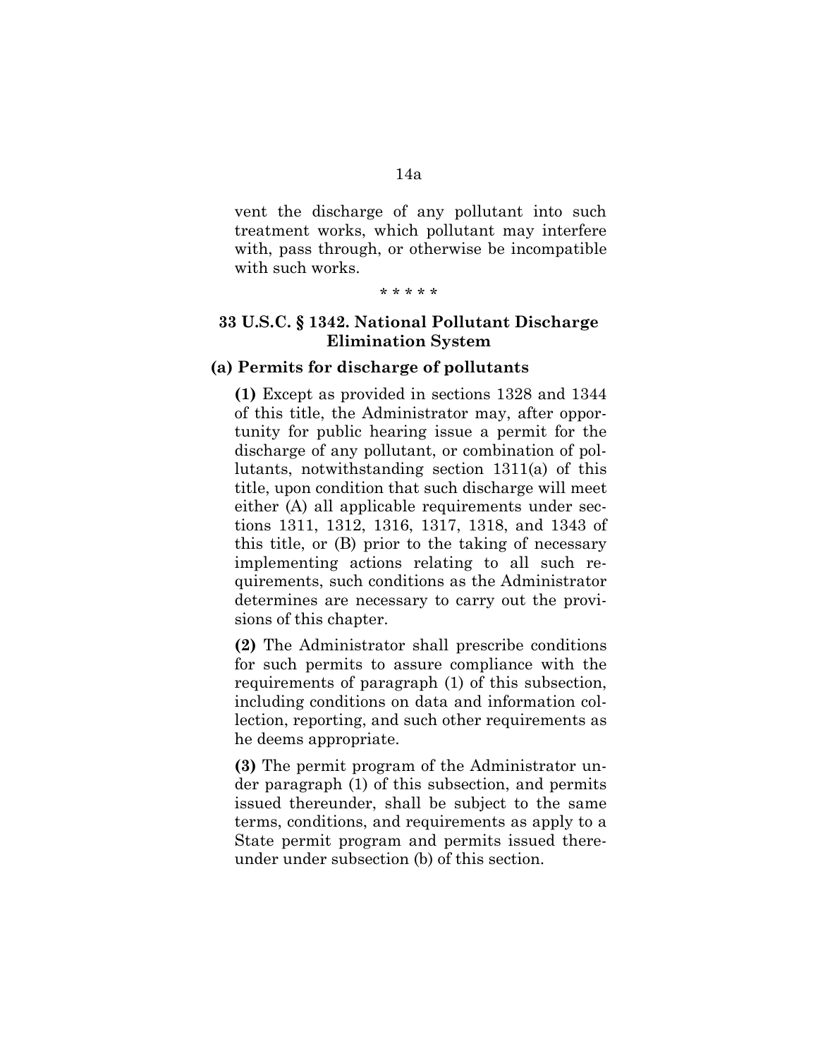vent the discharge of any pollutant into such treatment works, which pollutant may interfere with, pass through, or otherwise be incompatible with such works.

\* \* \* \* \*

## 33 U.S.C. § 1342. National Pollutant Discharge Elimination System

### (a) Permits for discharge of pollutants

**(1)** Except as provided in sections 1328 and 1344 of this title, the Administrator may, after opportunity for public hearing issue a permit for the discharge of any pollutant, or combination of pollutants, notwithstanding section 1311(a) of this title, upon condition that such discharge will meet either (A) all applicable requirements under sections 1311, 1312, 1316, 1317, 1318, and 1343 of this title, or (B) prior to the taking of necessary implementing actions relating to all such requirements, such conditions as the Administrator determines are necessary to carry out the provisions of this chapter.

**(2)** The Administrator shall prescribe conditions for such permits to assure compliance with the requirements of paragraph (1) of this subsection, including conditions on data and information collection, reporting, and such other requirements as he deems appropriate.

**(3)** The permit program of the Administrator under paragraph (1) of this subsection, and permits issued thereunder, shall be subject to the same terms, conditions, and requirements as apply to a State permit program and permits issued thereunder under subsection (b) of this section.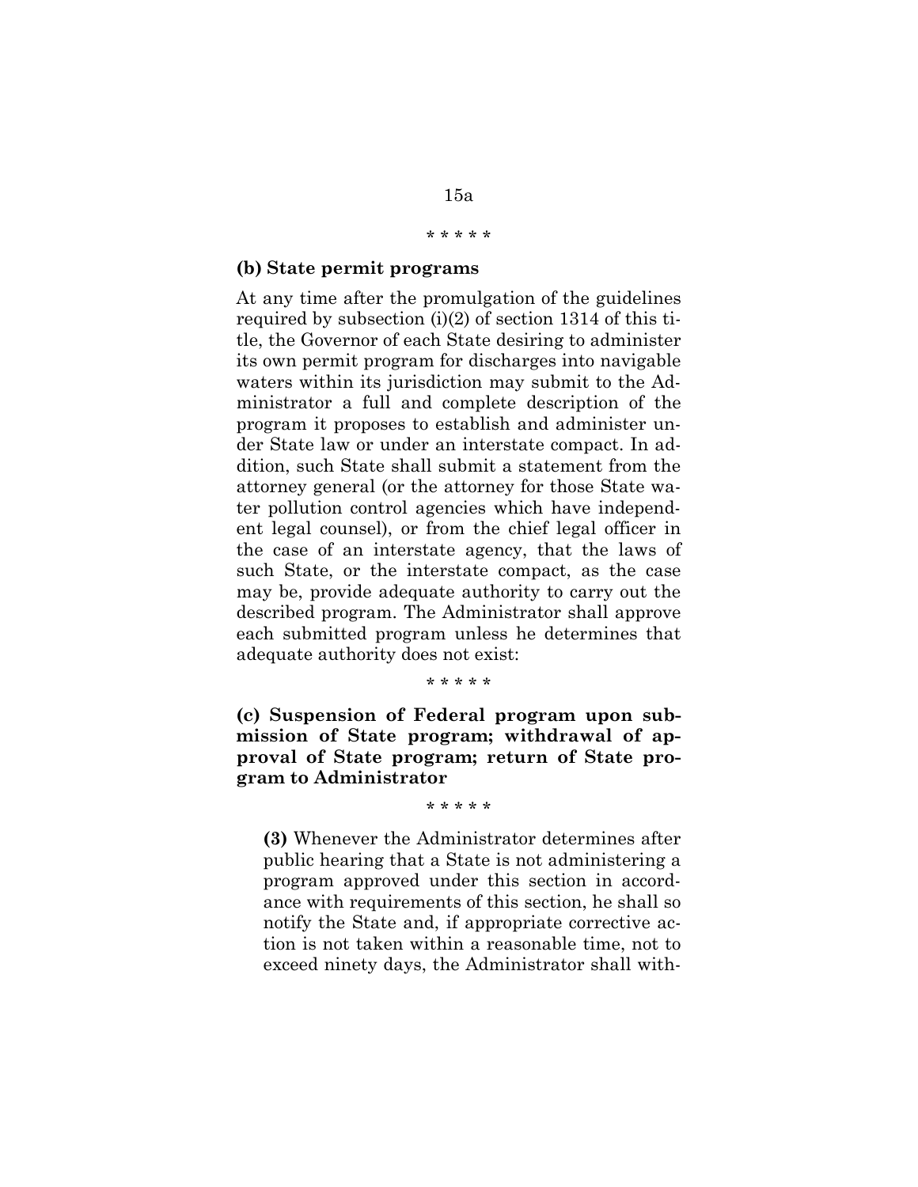\* \* \* \* \*

**(b) State permit programs**

At any time after the promulgation of the guidelines required by subsection (i)(2) of section 1314 of this title, the Governor of each State desiring to administer its own permit program for discharges into navigable waters within its jurisdiction may submit to the Administrator a full and complete description of the program it proposes to establish and administer under State law or under an interstate compact. In addition, such State shall submit a statement from the attorney general (or the attorney for those State water pollution control agencies which have independent legal counsel), or from the chief legal officer in the case of an interstate agency, that the laws of such State, or the interstate compact, as the case may be, provide adequate authority to carry out the described program. The Administrator shall approve each submitted program unless he determines that adequate authority does not exist:

\* \* \* \* \*

**(c) Suspension of Federal program upon submission of State program; withdrawal of approval of State program; return of State program to Administrator**

\* \* \* \* \*

> **(3)** Whenever the Administrator determines after public hearing that a State is not administering a program approved under this section in accordance with requirements of this section, he shall so notify the State and, if appropriate corrective action is not taken within a reasonable time, not to exceed ninety days, the Administrator shall with-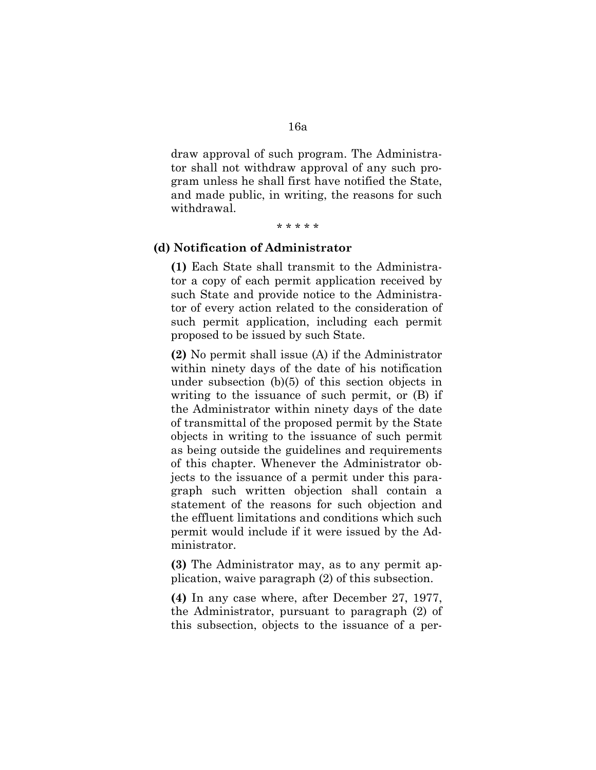draw approval of such program. The Administrator shall not withdraw approval of any such program unless he shall first have notified the State, and made public, in writing, the reasons for such withdrawal.

\* \* \* \* \*

**(d) Notification of Administrator**

**(1)** Each State shall transmit to the Administrator a copy of each permit application received by such State and provide notice to the Administrator of every action related to the consideration of such permit application, including each permit proposed to be issued by such State.

**(2)** No permit shall issue (A) if the Administrator within ninety days of the date of his notification under subsection (b)(5) of this section objects in writing to the issuance of such permit, or (B) if the Administrator within ninety days of the date of transmittal of the proposed permit by the State objects in writing to the issuance of such permit as being outside the guidelines and requirements of this chapter. Whenever the Administrator objects to the issuance of a permit under this paragraph such written objection shall contain a statement of the reasons for such objection and the effluent limitations and conditions which such permit would include if it were issued by the Administrator.

**(3)** The Administrator may, as to any permit application, waive paragraph (2) of this subsection.

**(4)** In any case where, after December 27, 1977, the Administrator, pursuant to paragraph (2) of this subsection, objects to the issuance of a per-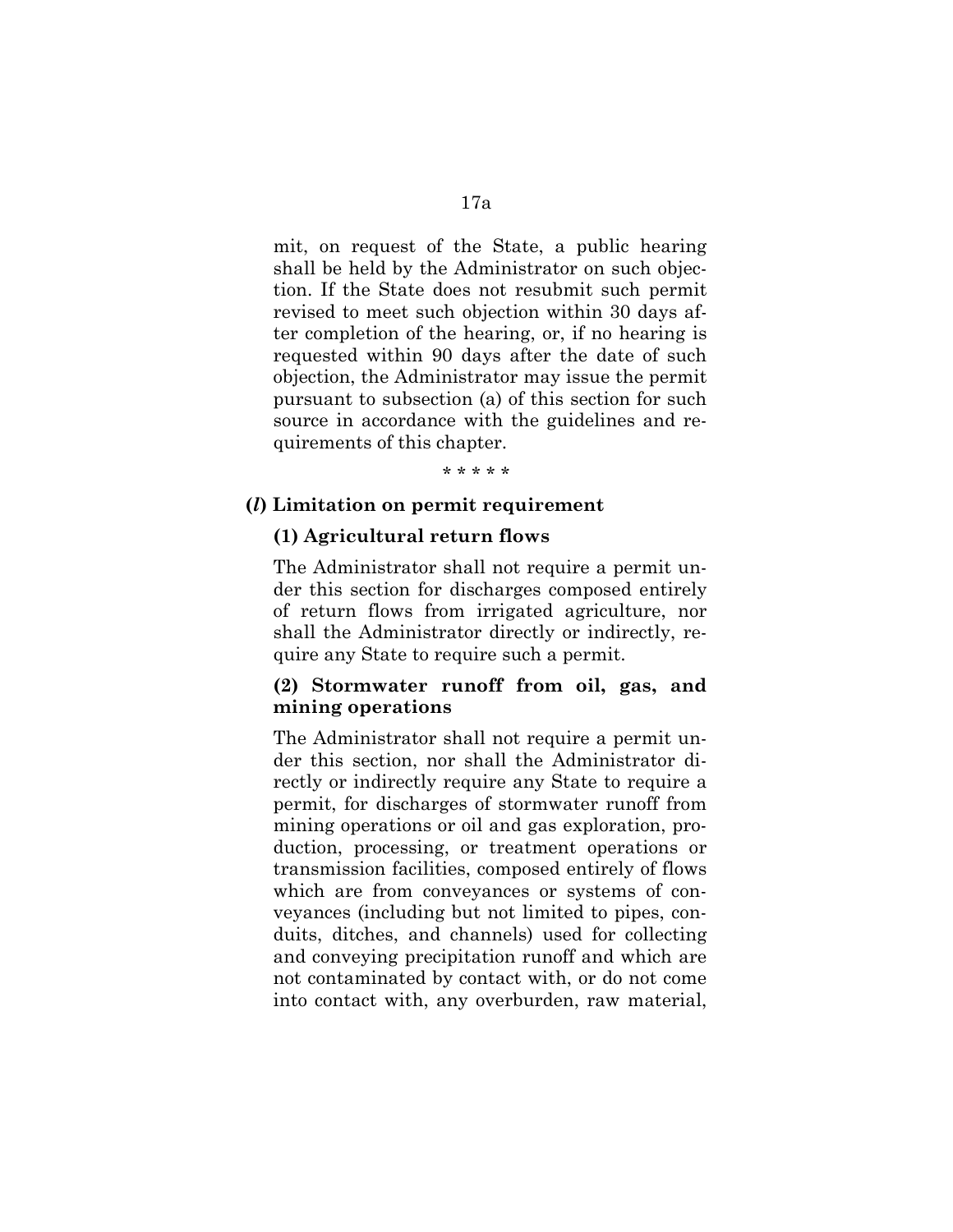mit, on request of the State, a public hearing shall be held by the Administrator on such objection. If the State does not resubmit such permit revised to meet such objection within 30 days after completion of the hearing, or, if no hearing is requested within 90 days after the date of such objection, the Administrator may issue the permit pursuant to subsection (a) of this section for such source in accordance with the guidelines and requirements of this chapter.

\* \* \* \* \*

**(*l*) Limitation on permit requirement**

**(1) Agricultural return flows**

The Administrator shall not require a permit under this section for discharges composed entirely of return flows from irrigated agriculture, nor shall the Administrator directly or indirectly, require any State to require such a permit.

**(2) Stormwater runoff from oil, gas, and mining operations**

The Administrator shall not require a permit under this section, nor shall the Administrator directly or indirectly require any State to require a permit, for discharges of stormwater runoff from mining operations or oil and gas exploration, production, processing, or treatment operations or transmission facilities, composed entirely of flows which are from conveyances or systems of conveyances (including but not limited to pipes, conduits, ditches, and channels) used for collecting and conveying precipitation runoff and which are not contaminated by contact with, or do not come into contact with, any overburden, raw material,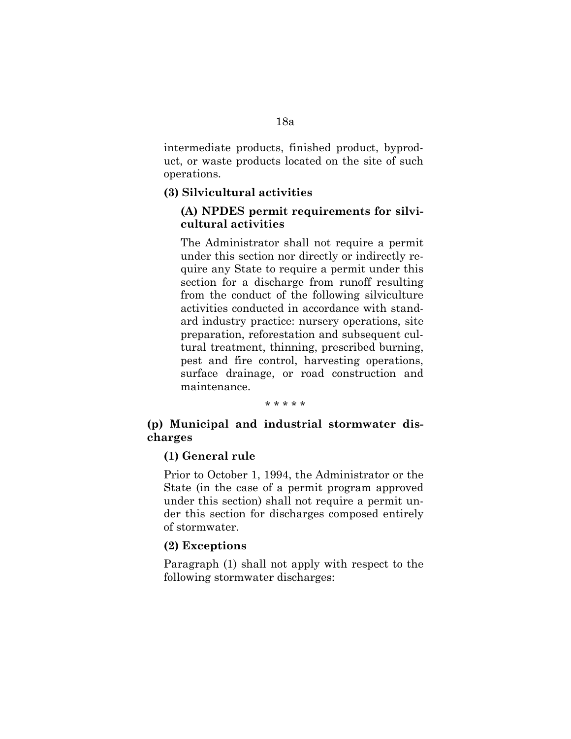intermediate products, finished product, byproduct, or waste products located on the site of such operations.

**(3) Silvicultural activities**

**(A) NPDES permit requirements for silvicultural activities**

The Administrator shall not require a permit under this section nor directly or indirectly require any State to require a permit under this section for a discharge from runoff resulting from the conduct of the following silviculture activities conducted in accordance with standard industry practice: nursery operations, site preparation, reforestation and subsequent cultural treatment, thinning, prescribed burning, pest and fire control, harvesting operations, surface drainage, or road construction and maintenance.

\* \* \* \* \*

**(p) Municipal and industrial stormwater discharges**

**(1) General rule**

Prior to October 1, 1994, the Administrator or the State (in the case of a permit program approved under this section) shall not require a permit under this section for discharges composed entirely of stormwater.

**(2) Exceptions**

Paragraph (1) shall not apply with respect to the following stormwater discharges: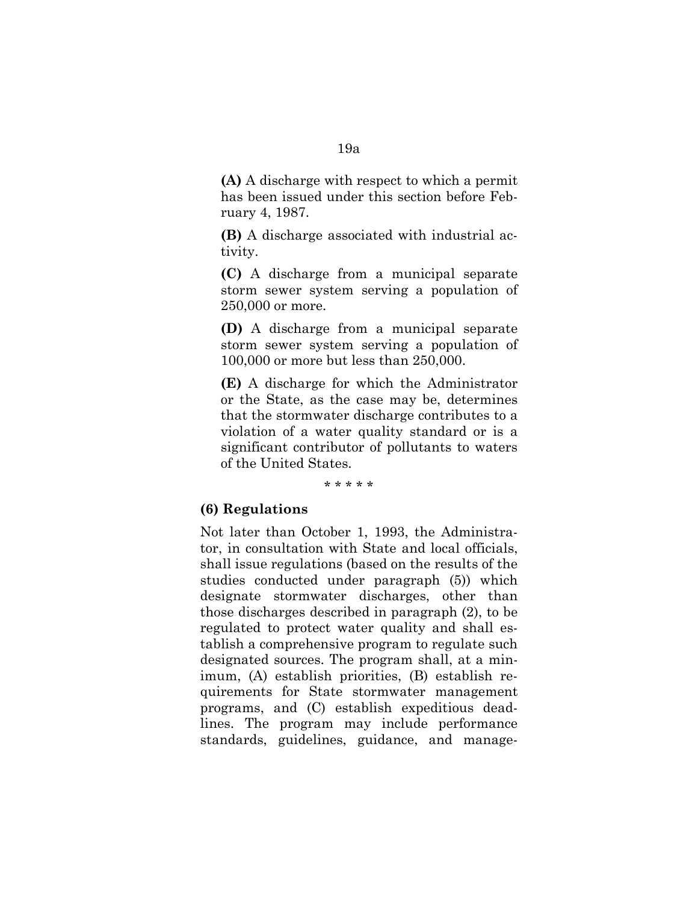**(A)** A discharge with respect to which a permit has been issued under this section before February 4, 1987.

**(B)** A discharge associated with industrial activity.

**(C)** A discharge from a municipal separate storm sewer system serving a population of 250,000 or more.

**(D)** A discharge from a municipal separate storm sewer system serving a population of 100,000 or more but less than 250,000.

**(E)** A discharge for which the Administrator or the State, as the case may be, determines that the stormwater discharge contributes to a violation of a water quality standard or is a significant contributor of pollutants to waters of the United States.

\* \* \* \* \*

**(6) Regulations**

Not later than October 1, 1993, the Administrator, in consultation with State and local officials, shall issue regulations (based on the results of the studies conducted under paragraph (5)) which designate stormwater discharges, other than those discharges described in paragraph (2), to be regulated to protect water quality and shall establish a comprehensive program to regulate such designated sources. The program shall, at a minimum, (A) establish priorities, (B) establish requirements for State stormwater management programs, and (C) establish expeditious deadlines. The program may include performance standards, guidelines, guidance, and manage-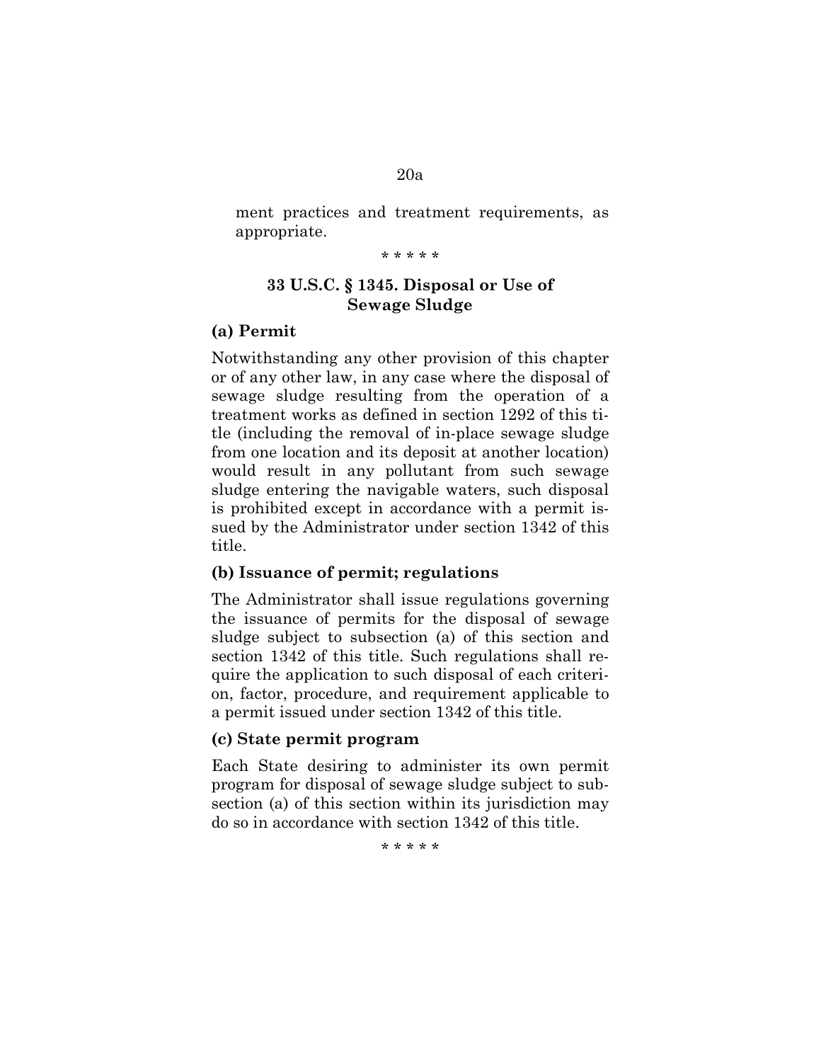ment practices and treatment requirements, as appropriate.

\* \* \* \* \*

### 33 U.S.C. § 1345. Disposal or Use of Sewage Sludge

**(a) Permit**

Notwithstanding any other provision of this chapter or of any other law, in any case where the disposal of sewage sludge resulting from the operation of a treatment works as defined in section 1292 of this title (including the removal of in-place sewage sludge from one location and its deposit at another location) would result in any pollutant from such sewage sludge entering the navigable waters, such disposal is prohibited except in accordance with a permit issued by the Administrator under section 1342 of this title.

**(b) Issuance of permit; regulations**

The Administrator shall issue regulations governing the issuance of permits for the disposal of sewage sludge subject to subsection (a) of this section and section 1342 of this title. Such regulations shall require the application to such disposal of each criterion, factor, procedure, and requirement applicable to a permit issued under section 1342 of this title.

**(c) State permit program**

Each State desiring to administer its own permit program for disposal of sewage sludge subject to subsection (a) of this section within its jurisdiction may do so in accordance with section 1342 of this title.

\* \* \* \* \*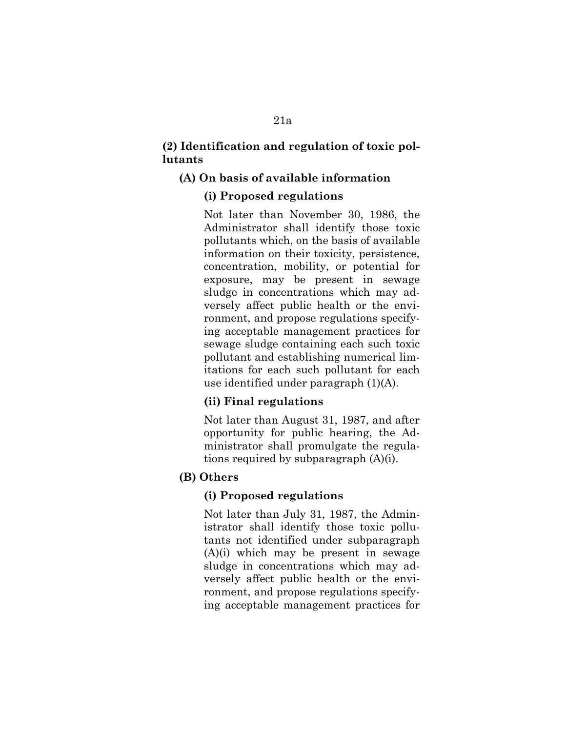**(2) Identification and regulation of toxic pollutants**

**(A) On basis of available information**

**(i) Proposed regulations**

Not later than November 30, 1986, the Administrator shall identify those toxic pollutants which, on the basis of available information on their toxicity, persistence, concentration, mobility, or potential for exposure, may be present in sewage sludge in concentrations which may adversely affect public health or the environment, and propose regulations specifying acceptable management practices for sewage sludge containing each such toxic pollutant and establishing numerical limitations for each such pollutant for each use identified under paragraph (1)(A).

**(ii) Final regulations**

Not later than August 31, 1987, and after opportunity for public hearing, the Administrator shall promulgate the regulations required by subparagraph (A)(i).

**(B) Others**

**(i) Proposed regulations**

Not later than July 31, 1987, the Administrator shall identify those toxic pollutants not identified under subparagraph (A)(i) which may be present in sewage sludge in concentrations which may adversely affect public health or the environment, and propose regulations specifying acceptable management practices for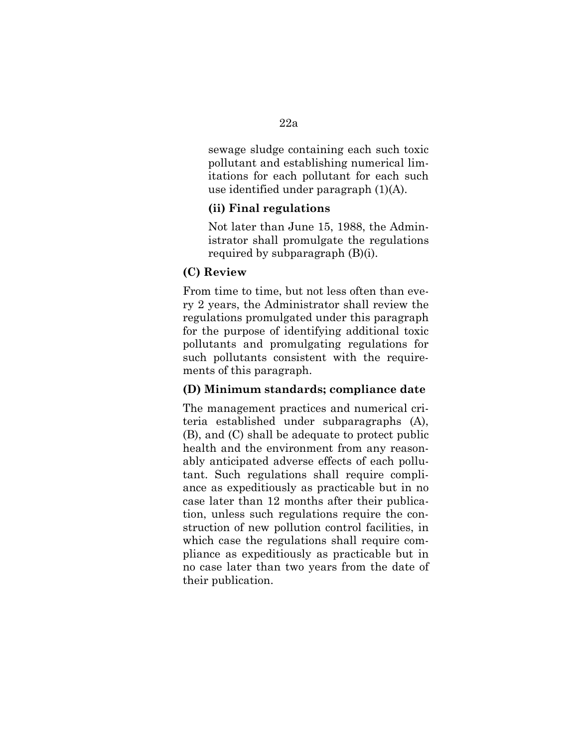sewage sludge containing each such toxic pollutant and establishing numerical limitations for each pollutant for each such use identified under paragraph (1)(A).

**(ii) Final regulations**

Not later than June 15, 1988, the Administrator shall promulgate the regulations required by subparagraph (B)(i).

**(C) Review**

From time to time, but not less often than every 2 years, the Administrator shall review the regulations promulgated under this paragraph for the purpose of identifying additional toxic pollutants and promulgating regulations for such pollutants consistent with the requirements of this paragraph.

**(D) Minimum standards; compliance date**

The management practices and numerical criteria established under subparagraphs (A), (B), and (C) shall be adequate to protect public health and the environment from any reasonably anticipated adverse effects of each pollutant. Such regulations shall require compliance as expeditiously as practicable but in no case later than 12 months after their publication, unless such regulations require the construction of new pollution control facilities, in which case the regulations shall require compliance as expeditiously as practicable but in no case later than two years from the date of their publication.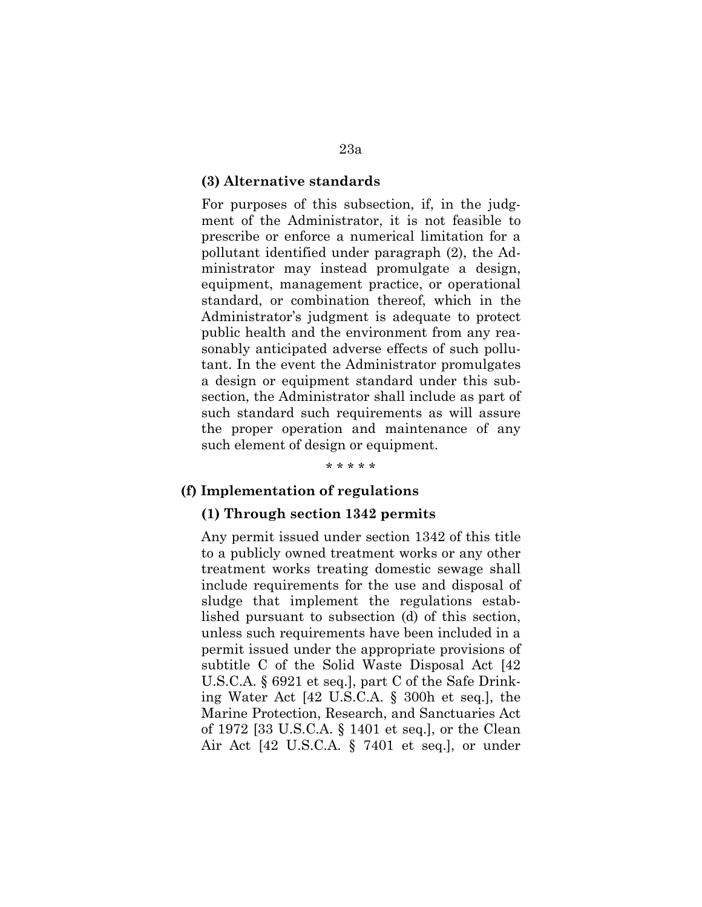**(3) Alternative standards**

For purposes of this subsection, if, in the judgment of the Administrator, it is not feasible to prescribe or enforce a numerical limitation for a pollutant identified under paragraph (2), the Administrator may instead promulgate a design, equipment, management practice, or operational standard, or combination thereof, which in the Administrator's judgment is adequate to protect public health and the environment from any reasonably anticipated adverse effects of such pollutant. In the event the Administrator promulgates a design or equipment standard under this subsection, the Administrator shall include as part of such standard such requirements as will assure the proper operation and maintenance of any such element of design or equipment.

\* \* \* \* \*

**(f) Implementation of regulations**

**(1) Through section 1342 permits**

Any permit issued under section 1342 of this title to a publicly owned treatment works or any other treatment works treating domestic sewage shall include requirements for the use and disposal of sludge that implement the regulations established pursuant to subsection (d) of this section, unless such requirements have been included in a permit issued under the appropriate provisions of subtitle C of the Solid Waste Disposal Act [42 U.S.C.A. § 6921 et seq.], part C of the Safe Drinking Water Act [42 U.S.C.A. § 300h et seq.], the Marine Protection, Research, and Sanctuaries Act of 1972 [33 U.S.C.A. § 1401 et seq.], or the Clean Air Act [42 U.S.C.A. § 7401 et seq.], or under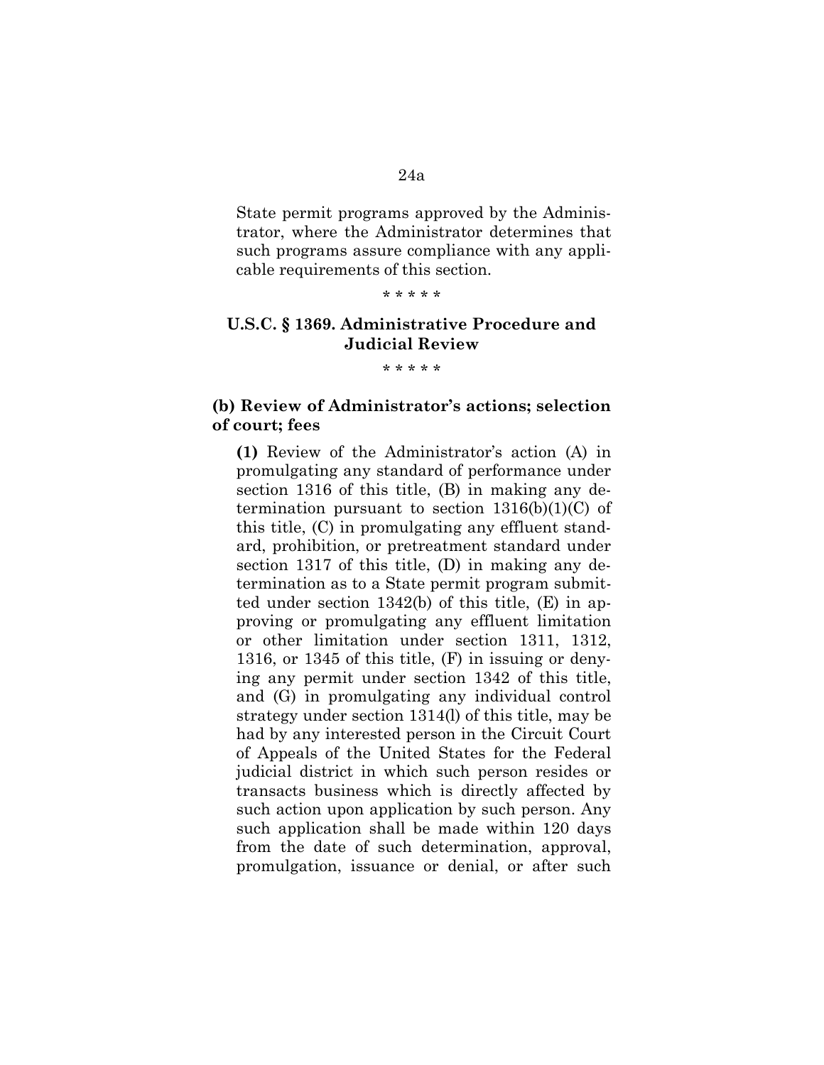State permit programs approved by the Administrator, where the Administrator determines that such programs assure compliance with any applicable requirements of this section.

\* \* \* \* \*

## U.S.C. § 1369. Administrative Procedure and Judicial Review

\* \* \* \* \*

### (b) Review of Administrator's actions; selection of court; fees

**(1)** Review of the Administrator's action (A) in promulgating any standard of performance under section 1316 of this title, (B) in making any determination pursuant to section 1316(b)(1)(C) of this title, (C) in promulgating any effluent standard, prohibition, or pretreatment standard under section 1317 of this title, (D) in making any determination as to a State permit program submitted under section 1342(b) of this title, (E) in approving or promulgating any effluent limitation or other limitation under section 1311, 1312, 1316, or 1345 of this title, (F) in issuing or denying any permit under section 1342 of this title, and (G) in promulgating any individual control strategy under section 1314(l) of this title, may be had by any interested person in the Circuit Court of Appeals of the United States for the Federal judicial district in which such person resides or transacts business which is directly affected by such action upon application by such person. Any such application shall be made within 120 days from the date of such determination, approval, promulgation, issuance or denial, or after such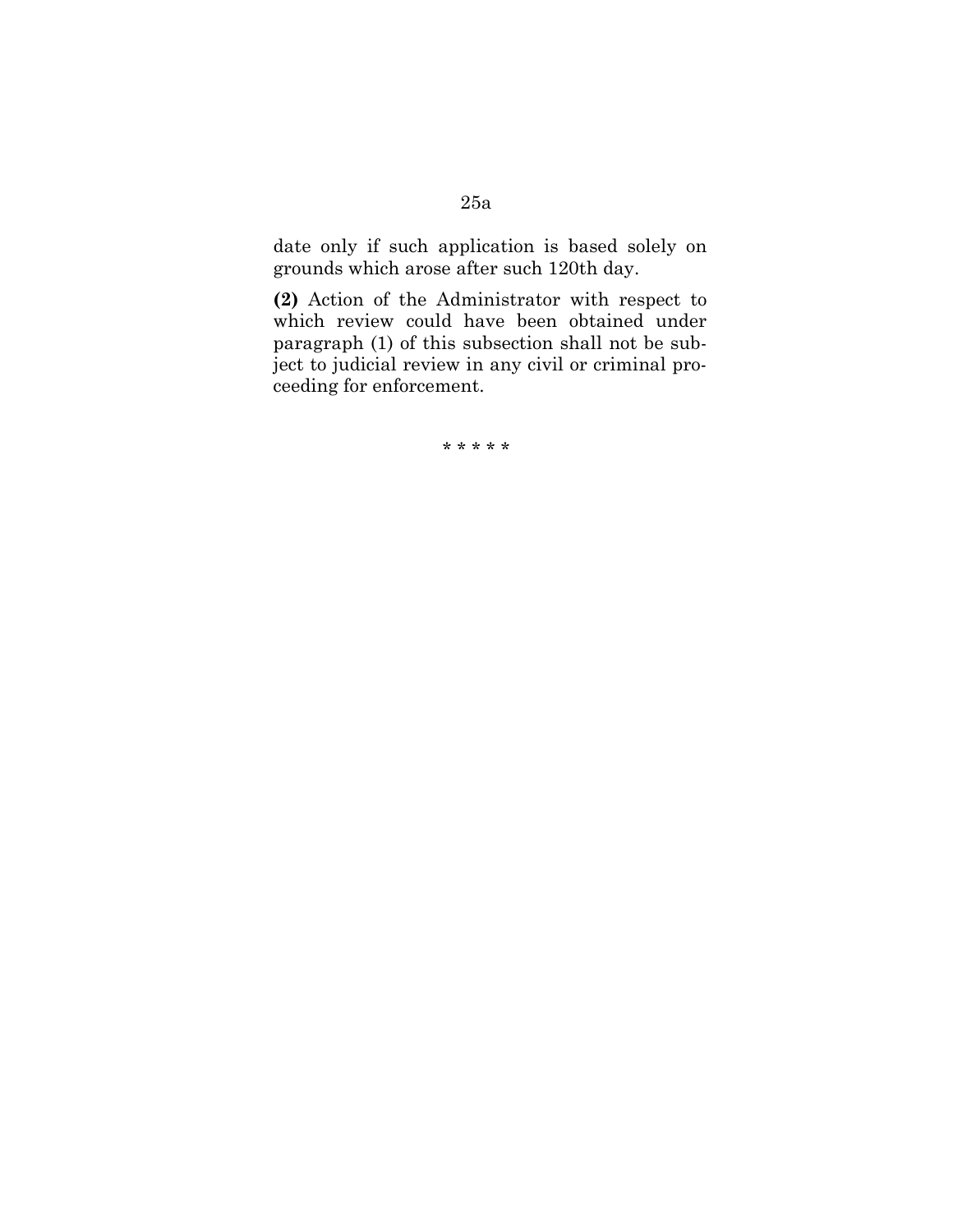date only if such application is based solely on grounds which arose after such 120th day.

**(2)** Action of the Administrator with respect to which review could have been obtained under paragraph (1) of this subsection shall not be subject to judicial review in any civil or criminal proceeding for enforcement.

\* \* \* \* \*